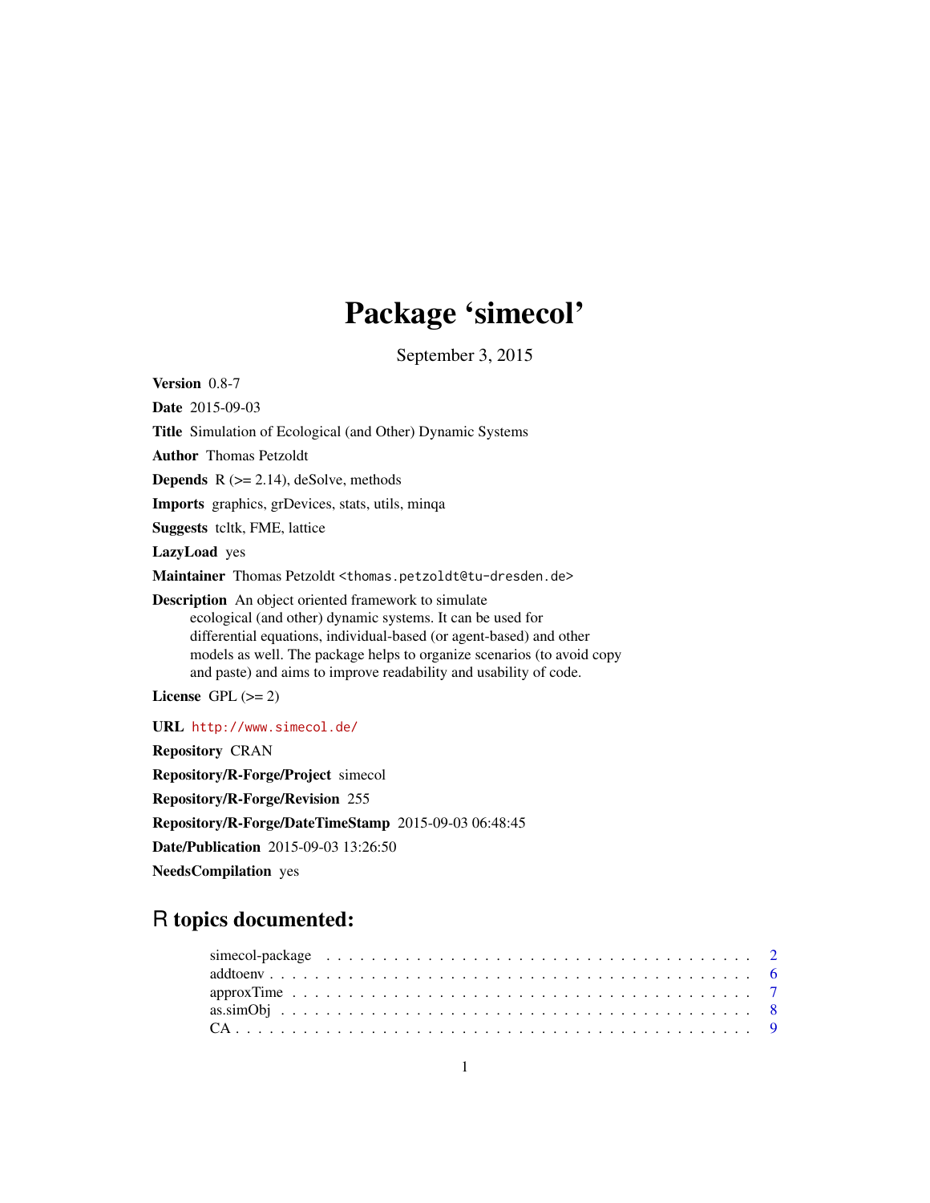# Package 'simecol'

September 3, 2015

**Version** 0.8-7

**Date** 2015-09-03

**Title** Simulation of Ecological (and Other) Dynamic Systems

**Author** Thomas Petzoldt

**Depends** R (>= 2.14), deSolve, methods

**Imports** graphics, grDevices, stats, utils, minqa

**Suggests** tcltk, FME, lattice

**LazyLoad** yes

**Maintainer** Thomas Petzoldt <thomas.petzoldt@tu-dresden.de>

**Description** An object oriented framework to simulate ecological (and other) dynamic systems. It can be used for differential equations, individual-based (or agent-based) and other models as well. The package helps to organize scenarios (to avoid copy and paste) and aims to improve readability and usability of code.

**License** GPL (>= 2)

**URL** http://www.simecol.de/

**Repository** CRAN

**Repository/R-Forge/Project** simecol

**Repository/R-Forge/Revision** 255

**Repository/R-Forge/DateTimeStamp** 2015-09-03 06:48:45

**Date/Publication** 2015-09-03 13:26:50

**NeedsCompilation** yes

## R topics documented:

| | |
|---|---|
| simecol-package | 2 |
| addtoenv | 6 |
| approxTime | 7 |
| as.simObj | 8 |
| CA | 9 |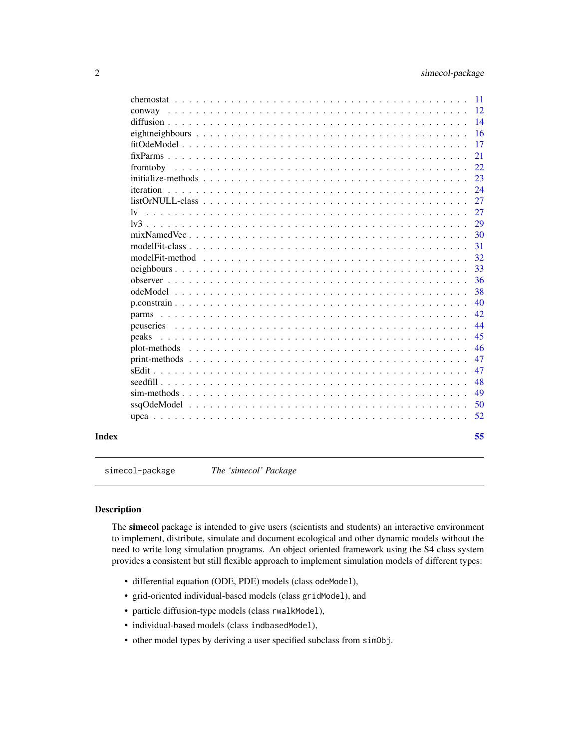chemostat . . . . . . . . . . . . . . . . . . . . . . . . . . . . . . . . . . . . . 11
conway . . . . . . . . . . . . . . . . . . . . . . . . . . . . . . . . . . . . . . 12
diffusion . . . . . . . . . . . . . . . . . . . . . . . . . . . . . . . . . . . . . 14
eightneighbours . . . . . . . . . . . . . . . . . . . . . . . . . . . . . . . . . . 16
fitOdeModel . . . . . . . . . . . . . . . . . . . . . . . . . . . . . . . . . . . . 17
fixParms . . . . . . . . . . . . . . . . . . . . . . . . . . . . . . . . . . . . . . 21
fromtoby . . . . . . . . . . . . . . . . . . . . . . . . . . . . . . . . . . . . . . 22
initialize-methods . . . . . . . . . . . . . . . . . . . . . . . . . . . . . . . . . 23
iteration . . . . . . . . . . . . . . . . . . . . . . . . . . . . . . . . . . . . . . 24
listOrNULL-class . . . . . . . . . . . . . . . . . . . . . . . . . . . . . . . . . . 27
lv . . . . . . . . . . . . . . . . . . . . . . . . . . . . . . . . . . . . . . . . . 27
lv3 . . . . . . . . . . . . . . . . . . . . . . . . . . . . . . . . . . . . . . . . 29
mixNamedVec . . . . . . . . . . . . . . . . . . . . . . . . . . . . . . . . . . . . 30
modelFit-class . . . . . . . . . . . . . . . . . . . . . . . . . . . . . . . . . . . 31
modelFit-method . . . . . . . . . . . . . . . . . . . . . . . . . . . . . . . . . . 32
neighbours . . . . . . . . . . . . . . . . . . . . . . . . . . . . . . . . . . . . . 33
observer . . . . . . . . . . . . . . . . . . . . . . . . . . . . . . . . . . . . . . 36
odeModel . . . . . . . . . . . . . . . . . . . . . . . . . . . . . . . . . . . . . . 38
p.constrain . . . . . . . . . . . . . . . . . . . . . . . . . . . . . . . . . . . . . 40
parms . . . . . . . . . . . . . . . . . . . . . . . . . . . . . . . . . . . . . . . . 42
pcuseries . . . . . . . . . . . . . . . . . . . . . . . . . . . . . . . . . . . . . . 44
peaks . . . . . . . . . . . . . . . . . . . . . . . . . . . . . . . . . . . . . . . . 45
plot-methods . . . . . . . . . . . . . . . . . . . . . . . . . . . . . . . . . . . . 46
print-methods . . . . . . . . . . . . . . . . . . . . . . . . . . . . . . . . . . . . 47
sEdit . . . . . . . . . . . . . . . . . . . . . . . . . . . . . . . . . . . . . . . . 47
seedfill . . . . . . . . . . . . . . . . . . . . . . . . . . . . . . . . . . . . . . . 48
sim-methods . . . . . . . . . . . . . . . . . . . . . . . . . . . . . . . . . . . . . 49
ssqOdeModel . . . . . . . . . . . . . . . . . . . . . . . . . . . . . . . . . . . . . 50
upca . . . . . . . . . . . . . . . . . . . . . . . . . . . . . . . . . . . . . . . . . 52

**Index** 55

---

`simecol-package` *The 'simecol' Package*

---

## Description

The **simecol** package is intended to give users (scientists and students) an interactive environment to implement, distribute, simulate and document ecological and other dynamic models without the need to write long simulation programs. An object oriented framework using the S4 class system provides a consistent but still flexible approach to implement simulation models of different types:

- differential equation (ODE, PDE) models (class `odeModel`),
- grid-oriented individual-based models (class `gridModel`), and
- particle diffusion-type models (class `rwalkModel`),
- individual-based models (class `indbasedModel`),
- other model types by deriving a user specified subclass from `simObj`.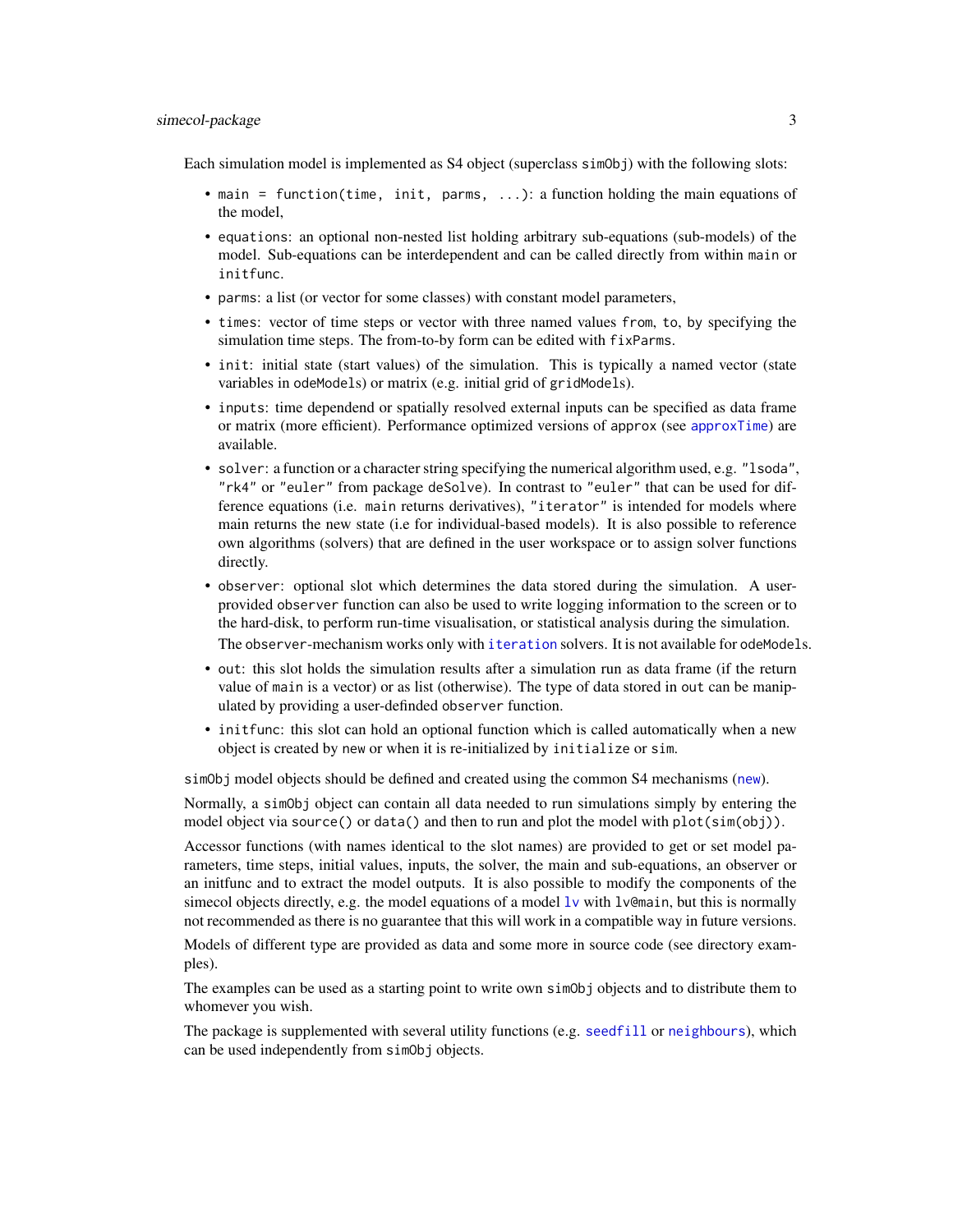Each simulation model is implemented as S4 object (superclass `simObj`) with the following slots:

- `main = function(time, init, parms, ...)`: a function holding the main equations of the model,
- `equations`: an optional non-nested list holding arbitrary sub-equations (sub-models) of the model. Sub-equations can be interdependent and can be called directly from within `main` or `initfunc`.
- `parms`: a list (or vector for some classes) with constant model parameters,
- `times`: vector of time steps or vector with three named values `from`, `to`, `by` specifying the simulation time steps. The from-to-by form can be edited with `fixParms`.
- `init`: initial state (start values) of the simulation. This is typically a named vector (state variables in `odeModels`) or matrix (e.g. initial grid of `gridModels`).
- `inputs`: time dependend or spatially resolved external inputs can be specified as data frame or matrix (more efficient). Performance optimized versions of `approx` (see `approxTime`) are available.
- `solver`: a function or a character string specifying the numerical algorithm used, e.g. `"lsoda"`, `"rk4"` or `"euler"` from package `deSolve`). In contrast to `"euler"` that can be used for difference equations (i.e. `main` returns derivatives), `"iterator"` is intended for models where main returns the new state (i.e for individual-based models). It is also possible to reference own algorithms (solvers) that are defined in the user workspace or to assign solver functions directly.
- `observer`: optional slot which determines the data stored during the simulation. A user-provided `observer` function can also be used to write logging information to the screen or to the hard-disk, to perform run-time visualisation, or statistical analysis during the simulation. The `observer`-mechanism works only with `iteration` solvers. It is not available for `odeModel`s.
- `out`: this slot holds the simulation results after a simulation run as data frame (if the return value of `main` is a vector) or as list (otherwise). The type of data stored in `out` can be manipulated by providing a user-definded `observer` function.
- `initfunc`: this slot can hold an optional function which is called automatically when a new object is created by `new` or when it is re-initialized by `initialize` or `sim`.

`simObj` model objects should be defined and created using the common S4 mechanisms (`new`).

Normally, a `simObj` object can contain all data needed to run simulations simply by entering the model object via `source()` or `data()` and then to run and plot the model with `plot(sim(obj))`.

Accessor functions (with names identical to the slot names) are provided to get or set model parameters, time steps, initial values, inputs, the solver, the main and sub-equations, an observer or an initfunc and to extract the model outputs. It is also possible to modify the components of the simecol objects directly, e.g. the model equations of a model `lv` with `lv@main`, but this is normally not recommended as there is no guarantee that this will work in a compatible way in future versions.

Models of different type are provided as data and some more in source code (see directory examples).

The examples can be used as a starting point to write own `simObj` objects and to distribute them to whomever you wish.

The package is supplemented with several utility functions (e.g. `seedfill` or `neighbours`), which can be used independently from `simObj` objects.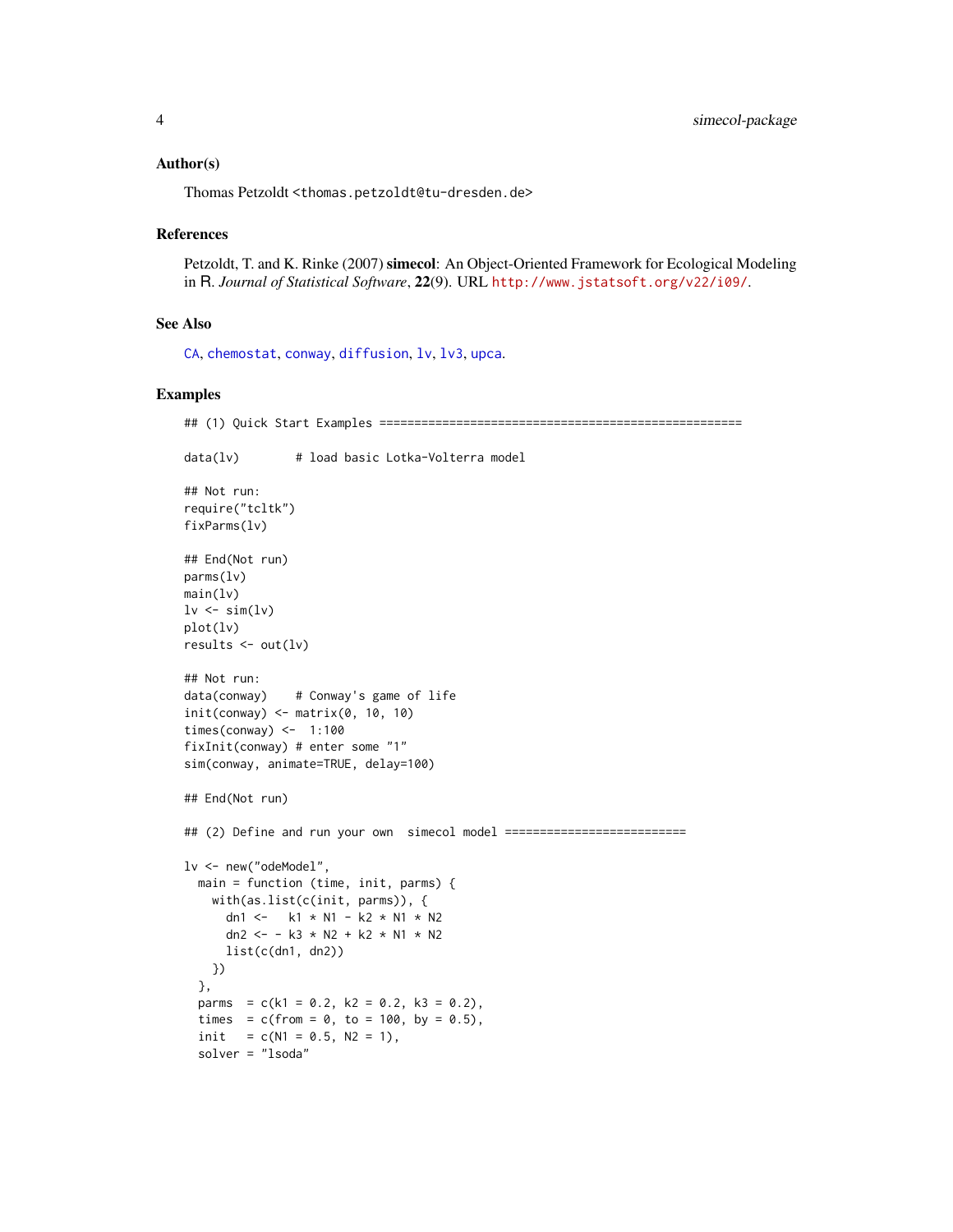### Author(s)

Thomas Petzoldt <thomas.petzoldt@tu-dresden.de>

### References

Petzoldt, T. and K. Rinke (2007) **simecol**: An Object-Oriented Framework for Ecological Modeling in R. *Journal of Statistical Software*, **22**(9). URL http://www.jstatsoft.org/v22/i09/.

### See Also

CA, chemostat, conway, diffusion, lv, lv3, upca.

### Examples

```
## (1) Quick Start Examples ====================================================

data(lv)        # load basic Lotka-Volterra model

## Not run:
require("tcltk")
fixParms(lv)

## End(Not run)
parms(lv)
main(lv)
lv <- sim(lv)
plot(lv)
results <- out(lv)

## Not run:
data(conway)    # Conway's game of life
init(conway) <- matrix(0, 10, 10)
times(conway) <-  1:100
fixInit(conway) # enter some "1"
sim(conway, animate=TRUE, delay=100)

## End(Not run)

## (2) Define and run your own  simecol model ==========================

lv <- new("odeModel",
  main = function (time, init, parms) {
    with(as.list(c(init, parms)), {
      dn1 <-   k1 * N1 - k2 * N1 * N2
      dn2 <- - k3 * N2 + k2 * N1 * N2
      list(c(dn1, dn2))
    })
  },
  parms  = c(k1 = 0.2, k2 = 0.2, k3 = 0.2),
  times  = c(from = 0, to = 100, by = 0.5),
  init   = c(N1 = 0.5, N2 = 1),
  solver = "lsoda"
```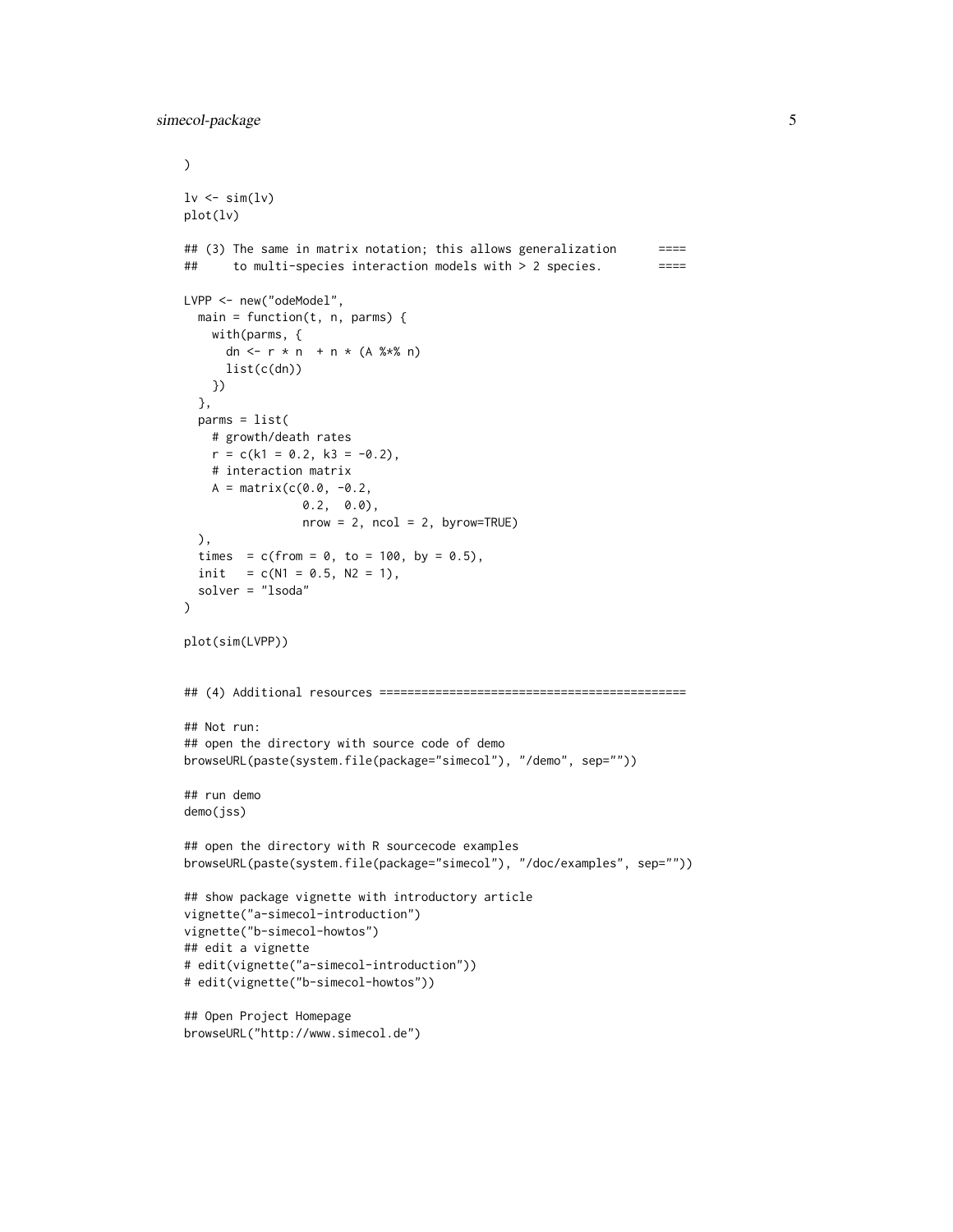```
)

lv <- sim(lv)
plot(lv)

## (3) The same in matrix notation; this allows generalization      ====
##     to multi-species interaction models with > 2 species.         ====

LVPP <- new("odeModel",
  main = function(t, n, parms) {
    with(parms, {
      dn <- r * n  + n * (A %*% n)
      list(c(dn))
    })
  },
  parms = list(
    # growth/death rates
    r = c(k1 = 0.2, k3 = -0.2),
    # interaction matrix
    A = matrix(c(0.0, -0.2,
                 0.2,  0.0),
                 nrow = 2, ncol = 2, byrow=TRUE)
  ),
  times  = c(from = 0, to = 100, by = 0.5),
  init   = c(N1 = 0.5, N2 = 1),
  solver = "lsoda"
)

plot(sim(LVPP))


## (4) Additional resources ==========================================

## Not run:
## open the directory with source code of demo
browseURL(paste(system.file(package="simecol"), "/demo", sep=""))

## run demo
demo(jss)

## open the directory with R sourcecode examples
browseURL(paste(system.file(package="simecol"), "/doc/examples", sep=""))

## show package vignette with introductory article
vignette("a-simecol-introduction")
vignette("b-simecol-howtos")
## edit a vignette
# edit(vignette("a-simecol-introduction"))
# edit(vignette("b-simecol-howtos"))

## Open Project Homepage
browseURL("http://www.simecol.de")
```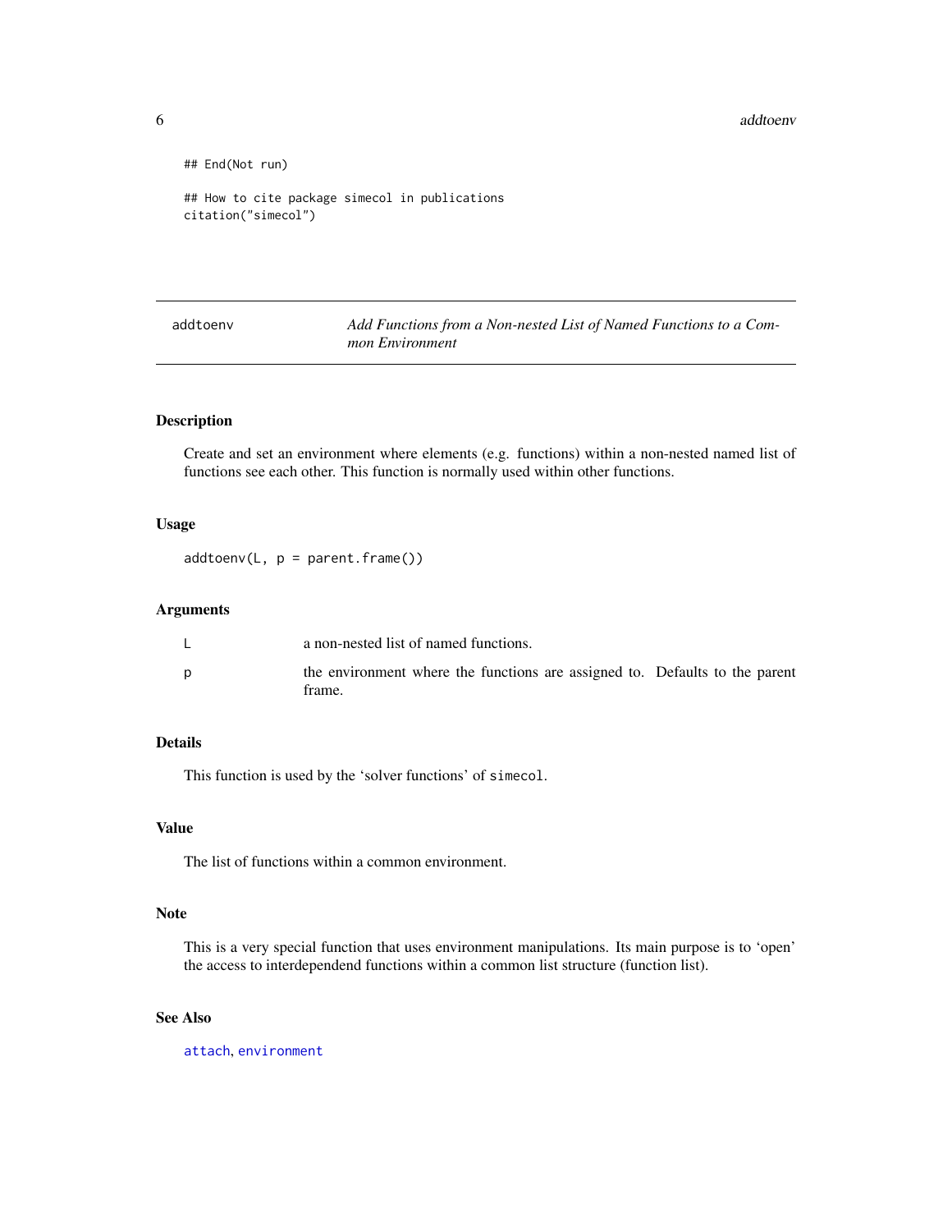```
## End(Not run)

## How to cite package simecol in publications
citation("simecol")
```

## addtoenv — *Add Functions from a Non-nested List of Named Functions to a Common Environment*

### Description

Create and set an environment where elements (e.g. functions) within a non-nested named list of functions see each other. This function is normally used within other functions.

### Usage

```
addtoenv(L, p = parent.frame())
```

### Arguments

| | |
|---|---|
| L | a non-nested list of named functions. |
| p | the environment where the functions are assigned to. Defaults to the parent frame. |

### Details

This function is used by the 'solver functions' of `simecol`.

### Value

The list of functions within a common environment.

### Note

This is a very special function that uses environment manipulations. Its main purpose is to 'open' the access to interdependend functions within a common list structure (function list).

### See Also

`attach`, `environment`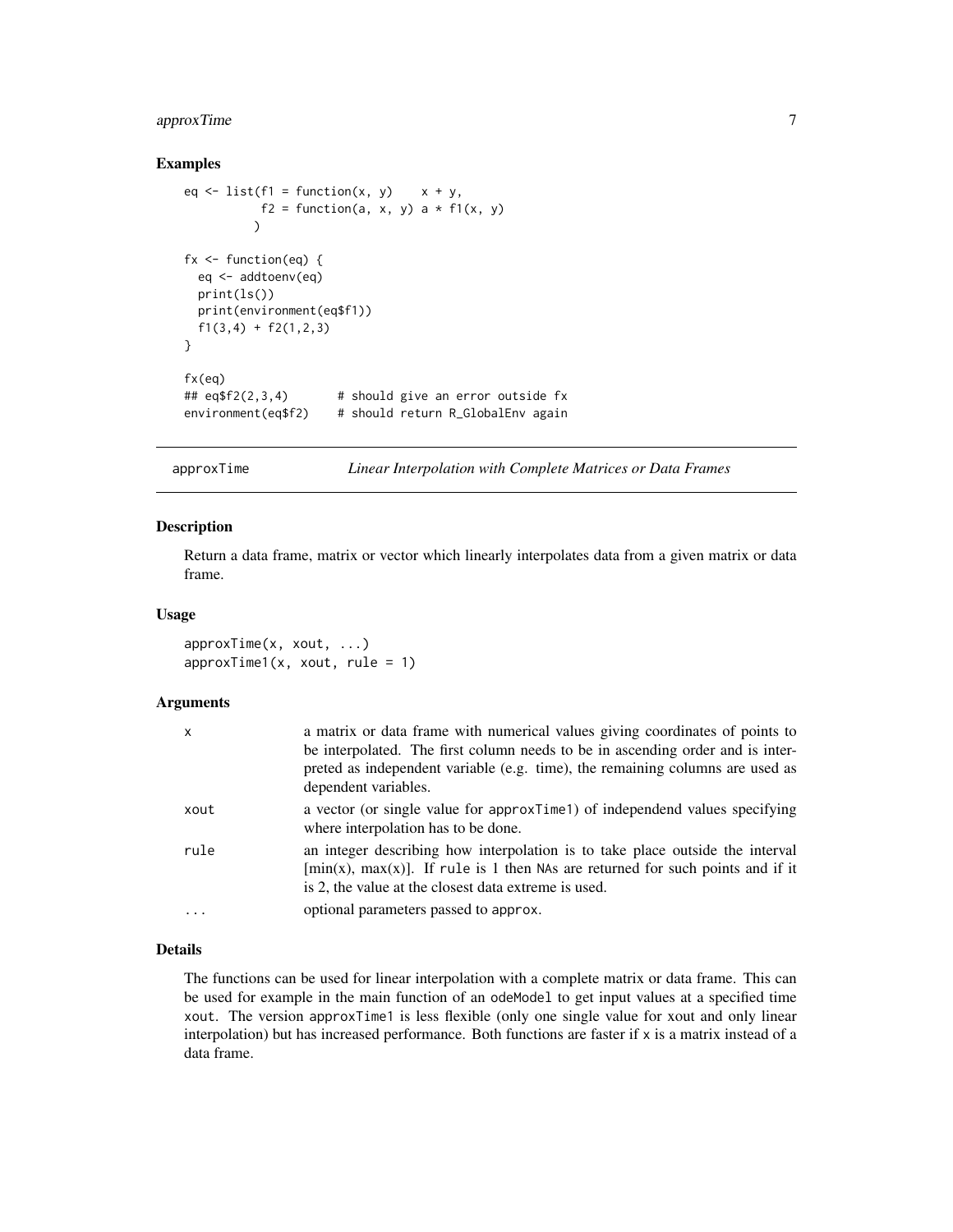### Examples

```
eq <- list(f1 = function(x, y)    x + y,
           f2 = function(a, x, y) a * f1(x, y)
          )

fx <- function(eq) {
  eq <- addtoenv(eq)
  print(ls())
  print(environment(eq$f1))
  f1(3,4) + f2(1,2,3)
}

fx(eq)
## eq$f2(2,3,4)       # should give an error outside fx
environment(eq$f2)    # should return R_GlobalEnv again
```

---

## approxTime — *Linear Interpolation with Complete Matrices or Data Frames*

### Description

Return a data frame, matrix or vector which linearly interpolates data from a given matrix or data frame.

### Usage

```
approxTime(x, xout, ...)
approxTime1(x, xout, rule = 1)
```

### Arguments

| | |
|---|---|
| x | a matrix or data frame with numerical values giving coordinates of points to be interpolated. The first column needs to be in ascending order and is interpreted as independent variable (e.g. time), the remaining columns are used as dependent variables. |
| xout | a vector (or single value for `approxTime1`) of independend values specifying where interpolation has to be done. |
| rule | an integer describing how interpolation is to take place outside the interval [min(x), max(x)]. If `rule` is 1 then `NA`s are returned for such points and if it is 2, the value at the closest data extreme is used. |
| ... | optional parameters passed to `approx`. |

### Details

The functions can be used for linear interpolation with a complete matrix or data frame. This can be used for example in the main function of an `odeModel` to get input values at a specified time `xout`. The version `approxTime1` is less flexible (only one single value for xout and only linear interpolation) but has increased performance. Both functions are faster if `x` is a matrix instead of a data frame.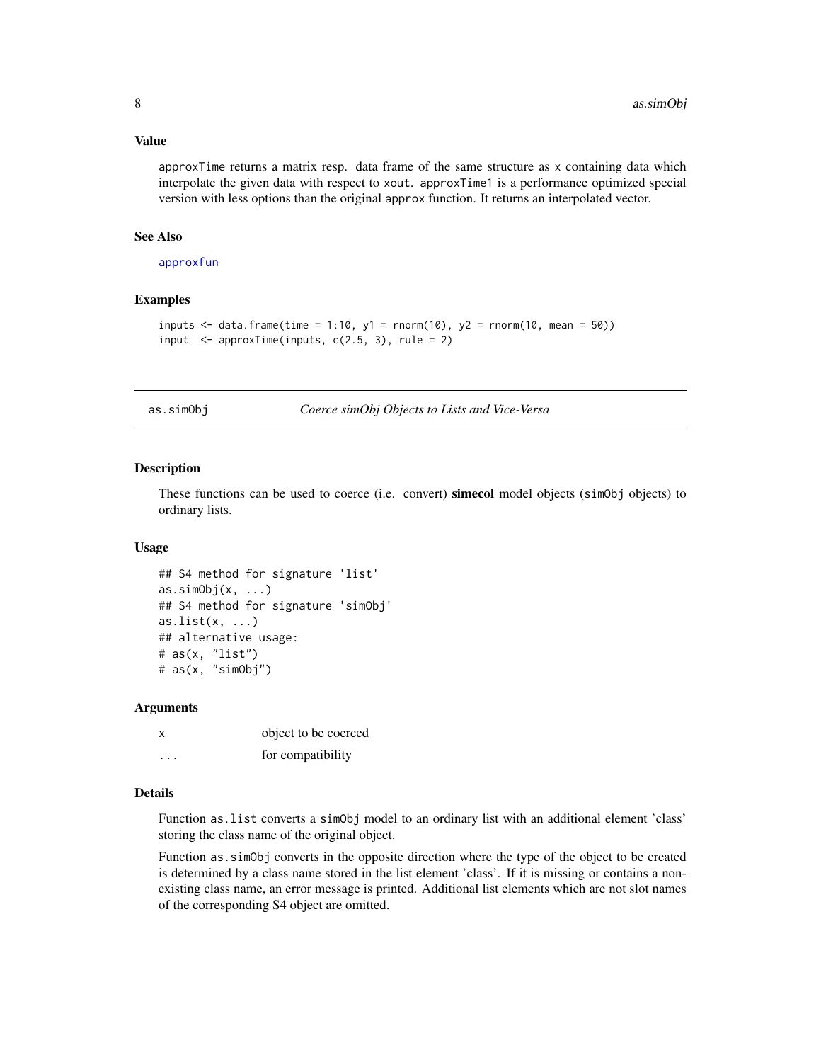### Value

`approxTime` returns a matrix resp. data frame of the same structure as `x` containing data which interpolate the given data with respect to `xout`. `approxTime1` is a performance optimized special version with less options than the original `approx` function. It returns an interpolated vector.

### See Also

`approxfun`

### Examples

```
inputs <- data.frame(time = 1:10, y1 = rnorm(10), y2 = rnorm(10, mean = 50))
input  <- approxTime(inputs, c(2.5, 3), rule = 2)
```

---

## as.simObj — *Coerce simObj Objects to Lists and Vice-Versa*

---

### Description

These functions can be used to coerce (i.e. convert) **simecol** model objects (`simObj` objects) to ordinary lists.

### Usage

```
## S4 method for signature 'list'
as.simObj(x, ...)
## S4 method for signature 'simObj'
as.list(x, ...)
## alternative usage:
# as(x, "list")
# as(x, "simObj")
```

### Arguments

| | |
|---|---|
| `x` | object to be coerced |
| `...` | for compatibility |

### Details

Function `as.list` converts a `simObj` model to an ordinary list with an additional element 'class' storing the class name of the original object.

Function `as.simObj` converts in the opposite direction where the type of the object to be created is determined by a class name stored in the list element 'class'. If it is missing or contains a non-existing class name, an error message is printed. Additional list elements which are not slot names of the corresponding S4 object are omitted.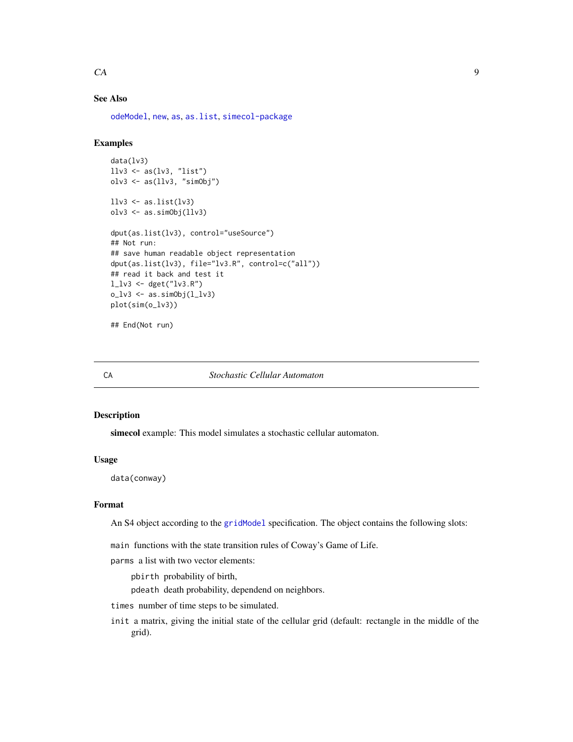### See Also

odeModel, new, as, as.list, simecol-package

### Examples

```
data(lv3)
llv3 <- as(lv3, "list")
olv3 <- as(llv3, "simObj")

llv3 <- as.list(lv3)
olv3 <- as.simObj(llv3)

dput(as.list(lv3), control="useSource")
## Not run:
## save human readable object representation
dput(as.list(lv3), file="lv3.R", control=c("all"))
## read it back and test it
l_lv3 <- dget("lv3.R")
o_lv3 <- as.simObj(l_lv3)
plot(sim(o_lv3))

## End(Not run)
```

---

## CA *Stochastic Cellular Automaton*

### Description

**simecol** example: This model simulates a stochastic cellular automaton.

### Usage

```
data(conway)
```

### Format

An S4 object according to the gridModel specification. The object contains the following slots:

`main` functions with the state transition rules of Coway's Game of Life.

`parms` a list with two vector elements:

- `pbirth` probability of birth,
- `pdeath` death probability, dependend on neighbors.

`times` number of time steps to be simulated.

`init` a matrix, giving the initial state of the cellular grid (default: rectangle in the middle of the grid).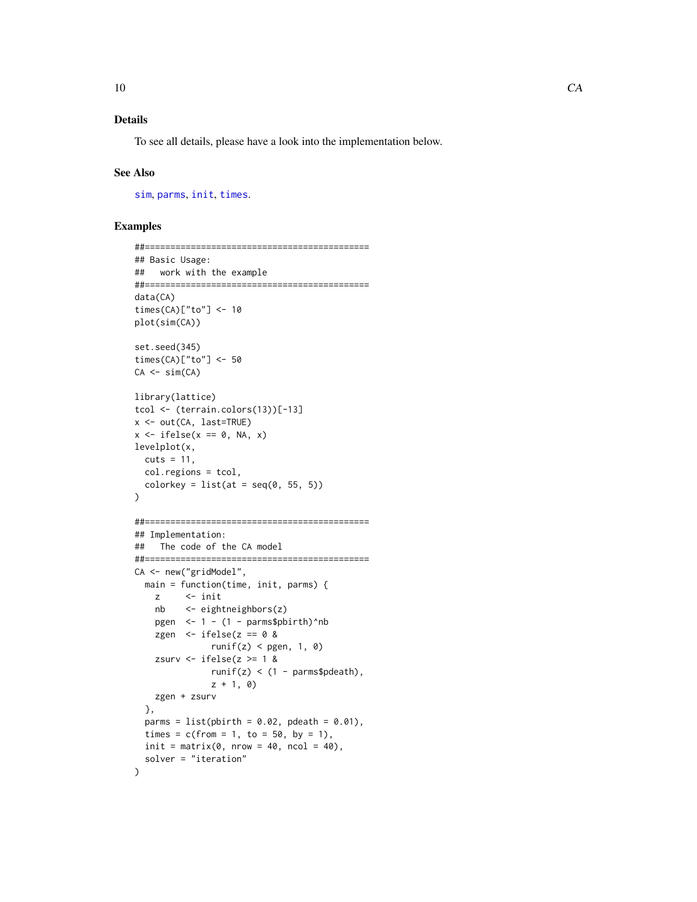### Details

To see all details, please have a look into the implementation below.

### See Also

sim, parms, init, times.

### Examples

```
##============================================
## Basic Usage:
##   work with the example
##============================================
data(CA)
times(CA)["to"] <- 10
plot(sim(CA))

set.seed(345)
times(CA)["to"] <- 50
CA <- sim(CA)

library(lattice)
tcol <- (terrain.colors(13))[-13]
x <- out(CA, last=TRUE)
x <- ifelse(x == 0, NA, x)
levelplot(x,
  cuts = 11,
  col.regions = tcol,
  colorkey = list(at = seq(0, 55, 5))
)

##============================================
## Implementation:
##   The code of the CA model
##============================================
CA <- new("gridModel",
  main = function(time, init, parms) {
    z     <- init
    nb    <- eightneighbors(z)
    pgen  <- 1 - (1 - parms$pbirth)^nb
    zgen  <- ifelse(z == 0 &
               runif(z) < pgen, 1, 0)
    zsurv <- ifelse(z >= 1 &
               runif(z) < (1 - parms$pdeath),
               z + 1, 0)
    zgen + zsurv
  },
  parms = list(pbirth = 0.02, pdeath = 0.01),
  times = c(from = 1, to = 50, by = 1),
  init = matrix(0, nrow = 40, ncol = 40),
  solver = "iteration"
)
```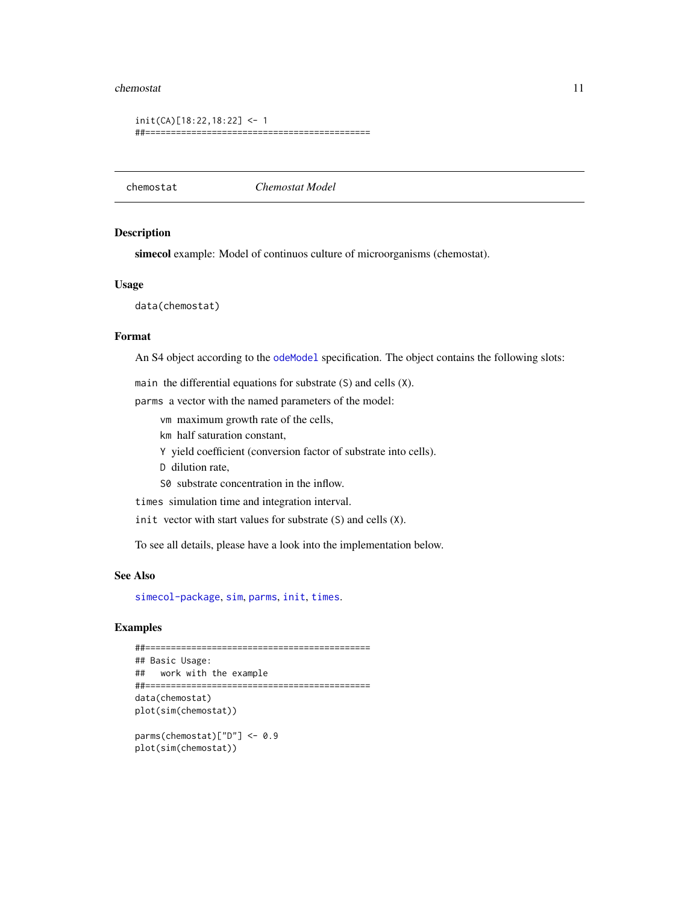```
init(CA)[18:22,18:22] <- 1
##============================================
```

## chemostat *Chemostat Model*

### Description

**simecol** example: Model of continuos culture of microorganisms (chemostat).

### Usage

```
data(chemostat)
```

### Format

An S4 object according to the `odeModel` specification. The object contains the following slots:

`main` the differential equations for substrate (`S`) and cells (`X`).

`parms` a vector with the named parameters of the model:

- `vm` maximum growth rate of the cells,
- `km` half saturation constant,
- `Y` yield coefficient (conversion factor of substrate into cells).
- `D` dilution rate,
- `S0` substrate concentration in the inflow.

`times` simulation time and integration interval.

`init` vector with start values for substrate (`S`) and cells (`X`).

To see all details, please have a look into the implementation below.

### See Also

`simecol-package`, `sim`, `parms`, `init`, `times`.

### Examples

```
##============================================
## Basic Usage:
##   work with the example
##============================================
data(chemostat)
plot(sim(chemostat))

parms(chemostat)["D"] <- 0.9
plot(sim(chemostat))
```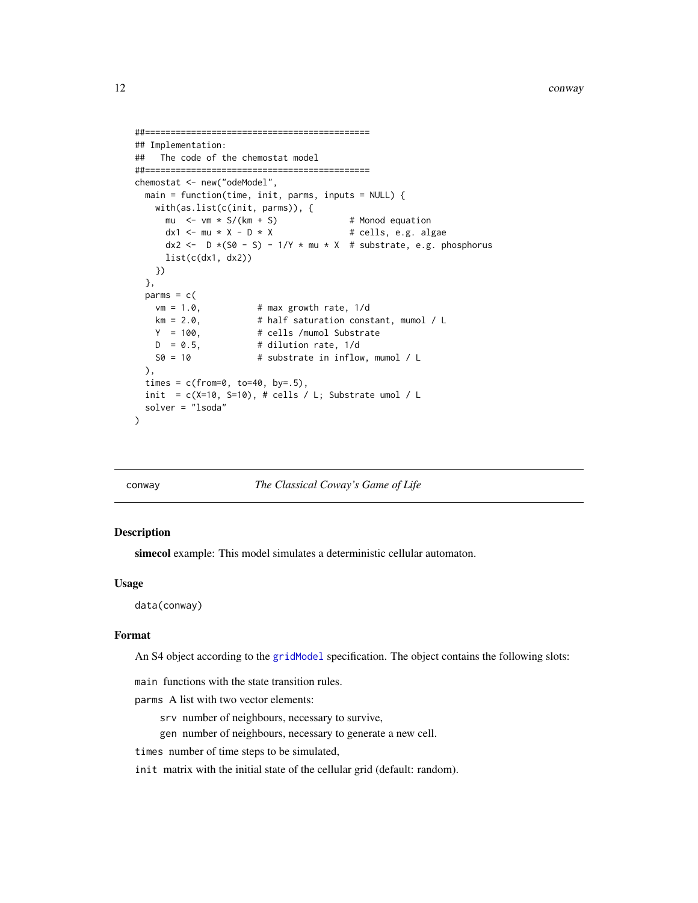```
##============================================
## Implementation:
##   The code of the chemostat model
##============================================
chemostat <- new("odeModel",
  main = function(time, init, parms, inputs = NULL) {
    with(as.list(c(init, parms)), {
      mu  <- vm * S/(km + S)              # Monod equation
      dx1 <- mu * X - D * X               # cells, e.g. algae
      dx2 <-  D *(S0 - S) - 1/Y * mu * X  # substrate, e.g. phosphorus
      list(c(dx1, dx2))
    })
  },
  parms = c(
    vm = 1.0,           # max growth rate, 1/d
    km = 2.0,           # half saturation constant, mumol / L
    Y  = 100,           # cells /mumol Substrate
    D  = 0.5,           # dilution rate, 1/d
    S0 = 10             # substrate in inflow, mumol / L
  ),
  times = c(from=0, to=40, by=.5),
  init  = c(X=10, S=10), # cells / L; Substrate umol / L
  solver = "lsoda"
)
```

---

conway *The Classical Coway's Game of Life*

---

## Description

**simecol** example: This model simulates a deterministic cellular automaton.

## Usage

```
data(conway)
```

## Format

An S4 object according to the `gridModel` specification. The object contains the following slots:

`main` functions with the state transition rules.

`parms` A list with two vector elements:

- `srv` number of neighbours, necessary to survive,
- `gen` number of neighbours, necessary to generate a new cell.

`times` number of time steps to be simulated,

`init` matrix with the initial state of the cellular grid (default: random).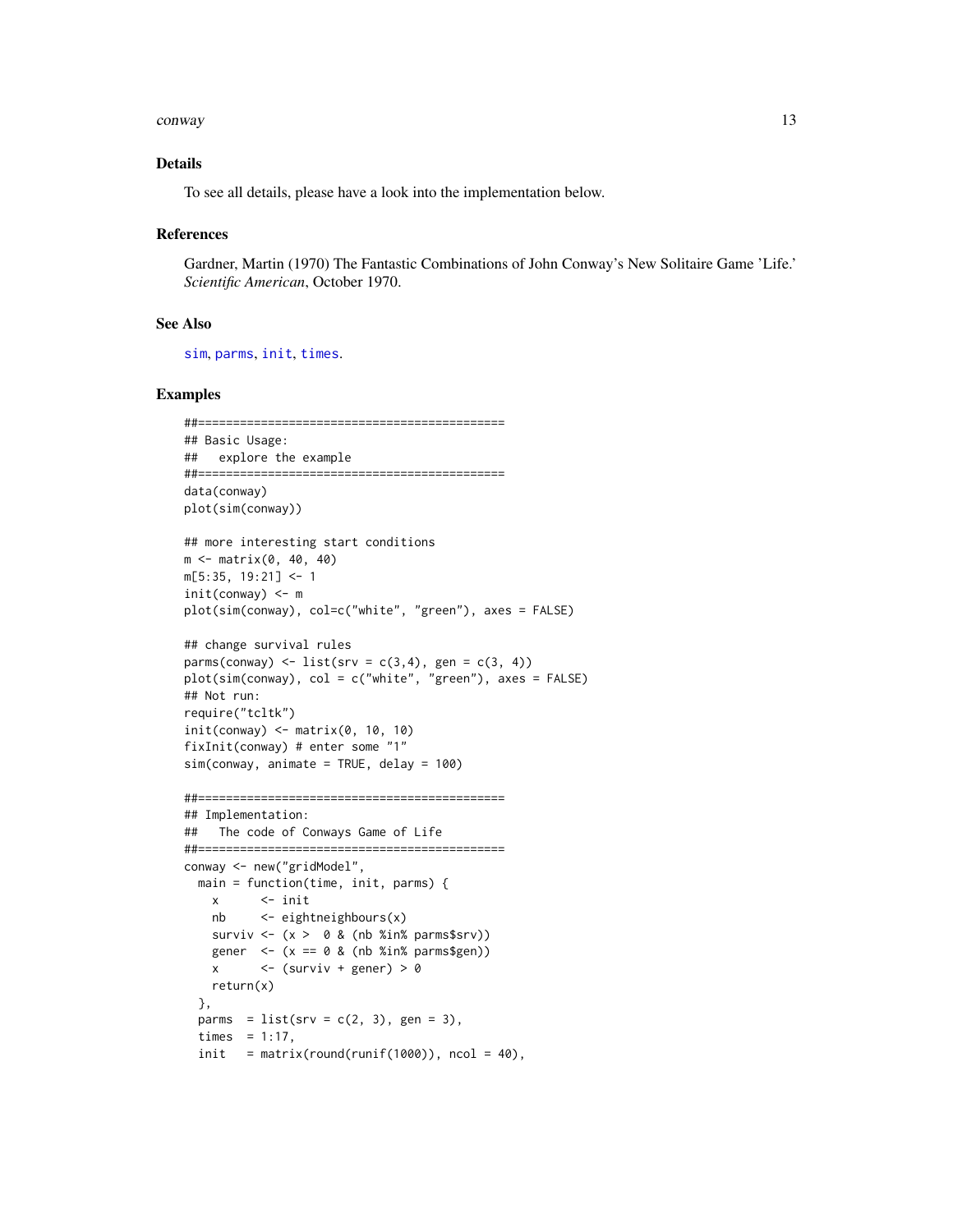### Details

To see all details, please have a look into the implementation below.

### References

Gardner, Martin (1970) The Fantastic Combinations of John Conway's New Solitaire Game 'Life.' *Scientific American*, October 1970.

### See Also

sim, parms, init, times.

### Examples

```
##============================================
## Basic Usage:
##   explore the example
##============================================
data(conway)
plot(sim(conway))

## more interesting start conditions
m <- matrix(0, 40, 40)
m[5:35, 19:21] <- 1
init(conway) <- m
plot(sim(conway), col=c("white", "green"), axes = FALSE)

## change survival rules
parms(conway) <- list(srv = c(3,4), gen = c(3, 4))
plot(sim(conway), col = c("white", "green"), axes = FALSE)
## Not run:
require("tcltk")
init(conway) <- matrix(0, 10, 10)
fixInit(conway) # enter some "1"
sim(conway, animate = TRUE, delay = 100)

##============================================
## Implementation:
##   The code of Conways Game of Life
##============================================
conway <- new("gridModel",
  main = function(time, init, parms) {
    x      <- init
    nb     <- eightneighbours(x)
    surviv <- (x >  0 & (nb %in% parms$srv))
    gener  <- (x == 0 & (nb %in% parms$gen))
    x      <- (surviv + gener) > 0
    return(x)
  },
  parms  = list(srv = c(2, 3), gen = 3),
  times  = 1:17,
  init   = matrix(round(runif(1000)), ncol = 40),
```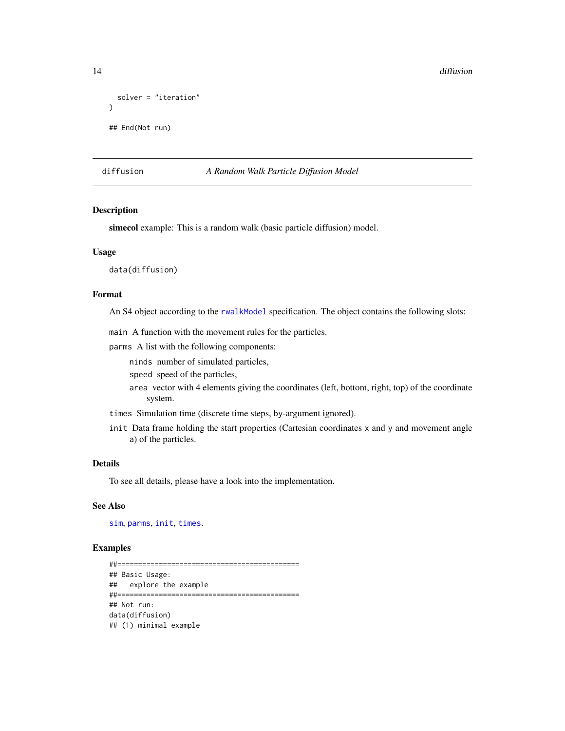```
  solver = "iteration"
)

## End(Not run)
```

---

## diffusion *A Random Walk Particle Diffusion Model*

### Description

**simecol** example: This is a random walk (basic particle diffusion) model.

### Usage

```
data(diffusion)
```

### Format

An S4 object according to the `rwalkModel` specification. The object contains the following slots:

`main` A function with the movement rules for the particles.

`parms` A list with the following components:

- `ninds` number of simulated particles,
- `speed` speed of the particles,
- `area` vector with 4 elements giving the coordinates (left, bottom, right, top) of the coordinate system.

`times` Simulation time (discrete time steps, `by`-argument ignored).

`init` Data frame holding the start properties (Cartesian coordinates `x` and `y` and movement angle `a`) of the particles.

### Details

To see all details, please have a look into the implementation.

### See Also

`sim`, `parms`, `init`, `times`.

### Examples

```
##============================================
## Basic Usage:
##   explore the example
##============================================
## Not run:
data(diffusion)
## (1) minimal example
```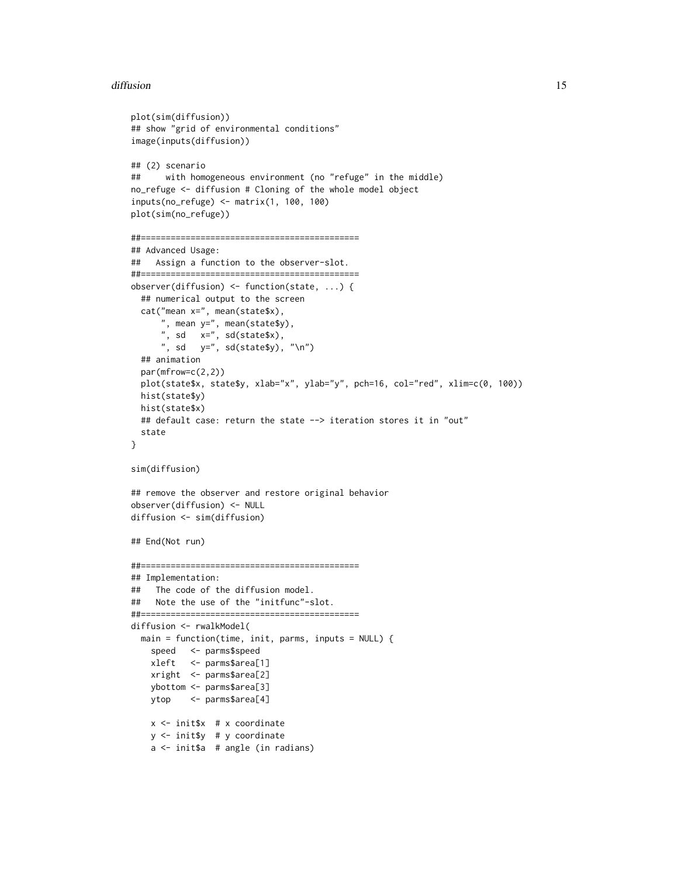```
plot(sim(diffusion))
## show "grid of environmental conditions"
image(inputs(diffusion))

## (2) scenario
##     with homogeneous environment (no "refuge" in the middle)
no_refuge <- diffusion # Cloning of the whole model object
inputs(no_refuge) <- matrix(1, 100, 100)
plot(sim(no_refuge))

##============================================
## Advanced Usage:
##   Assign a function to the observer-slot.
##============================================
observer(diffusion) <- function(state, ...) {
  ## numerical output to the screen
  cat("mean x=", mean(state$x),
      ", mean y=", mean(state$y),
      ", sd   x=", sd(state$x),
      ", sd   y=", sd(state$y), "\n")
  ## animation
  par(mfrow=c(2,2))
  plot(state$x, state$y, xlab="x", ylab="y", pch=16, col="red", xlim=c(0, 100))
  hist(state$y)
  hist(state$x)
  ## default case: return the state --> iteration stores it in "out"
  state
}

sim(diffusion)

## remove the observer and restore original behavior
observer(diffusion) <- NULL
diffusion <- sim(diffusion)

## End(Not run)

##============================================
## Implementation:
##   The code of the diffusion model.
##   Note the use of the "initfunc"-slot.
##============================================
diffusion <- rwalkModel(
  main = function(time, init, parms, inputs = NULL) {
    speed   <- parms$speed
    xleft   <- parms$area[1]
    xright  <- parms$area[2]
    ybottom <- parms$area[3]
    ytop    <- parms$area[4]

    x <- init$x  # x coordinate
    y <- init$y  # y coordinate
    a <- init$a  # angle (in radians)
```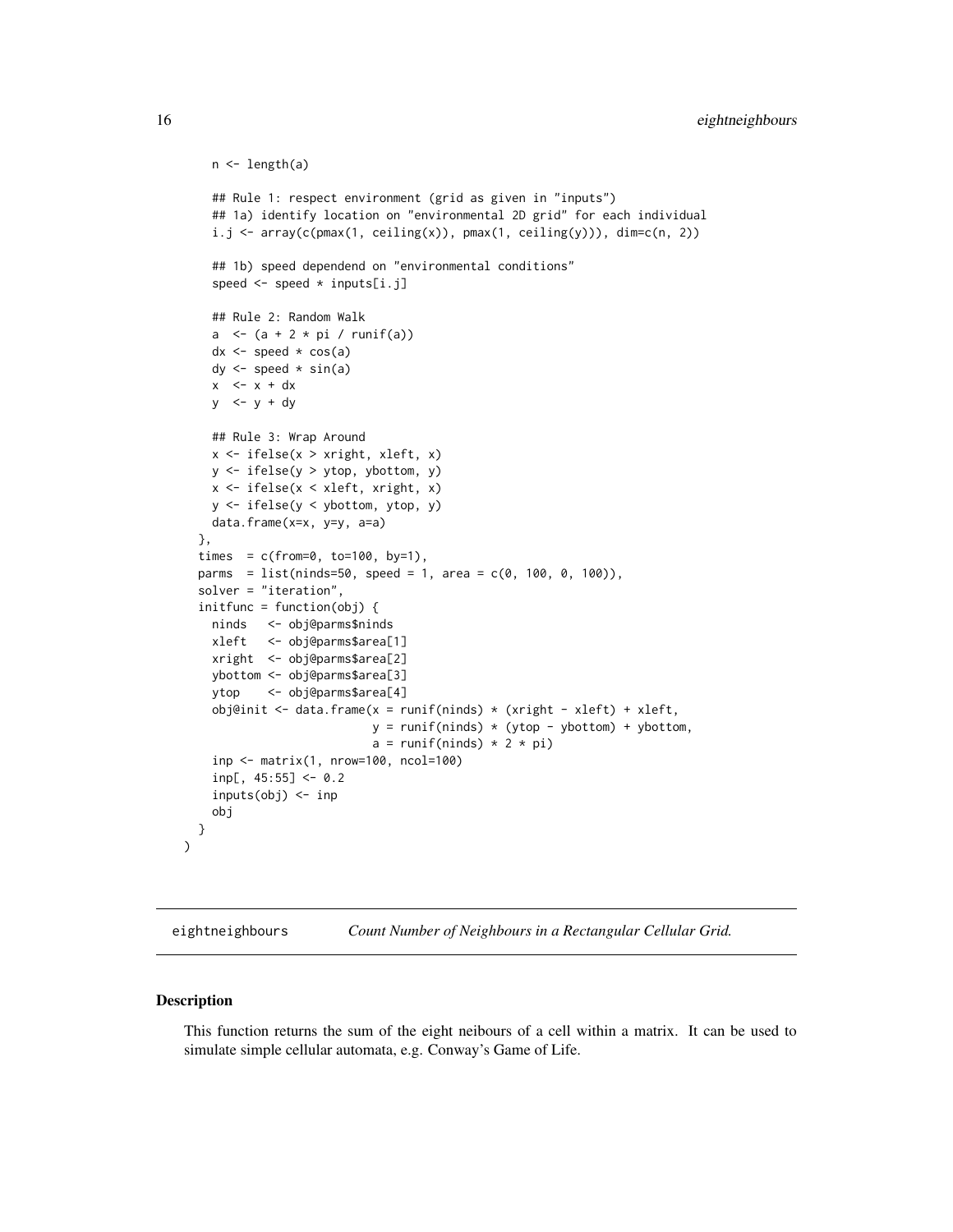```
    n <- length(a)

    ## Rule 1: respect environment (grid as given in "inputs")
    ## 1a) identify location on "environmental 2D grid" for each individual
    i.j <- array(c(pmax(1, ceiling(x)), pmax(1, ceiling(y))), dim=c(n, 2))

    ## 1b) speed dependend on "environmental conditions"
    speed <- speed * inputs[i.j]

    ## Rule 2: Random Walk
    a  <- (a + 2 * pi / runif(a))
    dx <- speed * cos(a)
    dy <- speed * sin(a)
    x  <- x + dx
    y  <- y + dy

    ## Rule 3: Wrap Around
    x <- ifelse(x > xright, xleft, x)
    y <- ifelse(y > ytop, ybottom, y)
    x <- ifelse(x < xleft, xright, x)
    y <- ifelse(y < ybottom, ytop, y)
    data.frame(x=x, y=y, a=a)
  },
  times  = c(from=0, to=100, by=1),
  parms  = list(ninds=50, speed = 1, area = c(0, 100, 0, 100)),
  solver = "iteration",
  initfunc = function(obj) {
    ninds   <- obj@parms$ninds
    xleft   <- obj@parms$area[1]
    xright  <- obj@parms$area[2]
    ybottom <- obj@parms$area[3]
    ytop    <- obj@parms$area[4]
    obj@init <- data.frame(x = runif(ninds) * (xright - xleft) + xleft,
                           y = runif(ninds) * (ytop - ybottom) + ybottom,
                           a = runif(ninds) * 2 * pi)
    inp <- matrix(1, nrow=100, ncol=100)
    inp[, 45:55] <- 0.2
    inputs(obj) <- inp
    obj
  }
)
```

## eightneighbours *Count Number of Neighbours in a Rectangular Cellular Grid.*

### Description

This function returns the sum of the eight neibours of a cell within a matrix. It can be used to simulate simple cellular automata, e.g. Conway's Game of Life.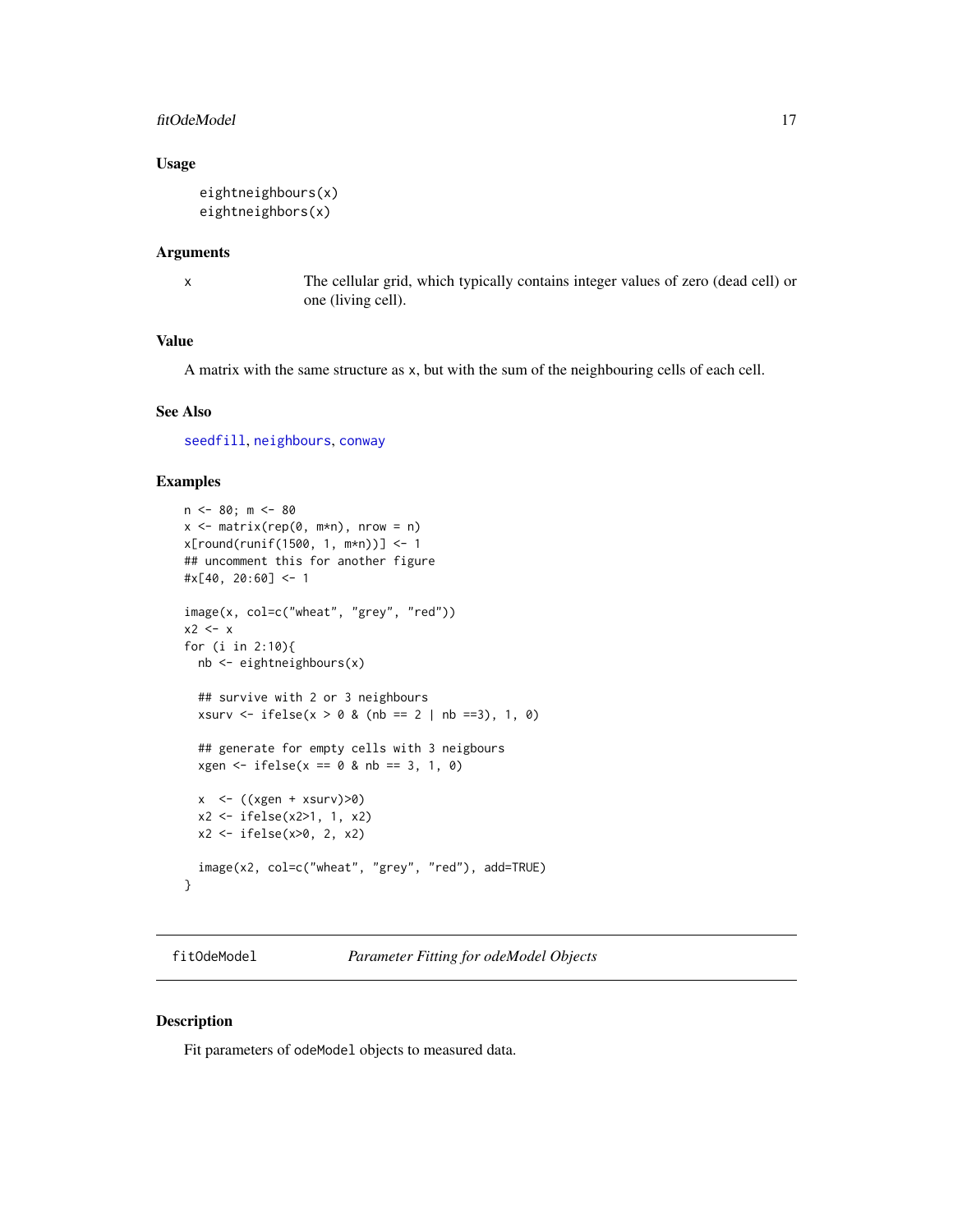### Usage

```
eightneighbours(x)
eightneighbors(x)
```

### Arguments

| | |
|---|---|
| x | The cellular grid, which typically contains integer values of zero (dead cell) or one (living cell). |

### Value

A matrix with the same structure as x, but with the sum of the neighbouring cells of each cell.

### See Also

seedfill, neighbours, conway

### Examples

```
n <- 80; m <- 80
x <- matrix(rep(0, m*n), nrow = n)
x[round(runif(1500, 1, m*n))] <- 1
## uncomment this for another figure
#x[40, 20:60] <- 1

image(x, col=c("wheat", "grey", "red"))
x2 <- x
for (i in 2:10){
  nb <- eightneighbours(x)

  ## survive with 2 or 3 neighbours
  xsurv <- ifelse(x > 0 & (nb == 2 | nb ==3), 1, 0)

  ## generate for empty cells with 3 neigbours
  xgen <- ifelse(x == 0 & nb == 3, 1, 0)

  x  <- ((xgen + xsurv)>0)
  x2 <- ifelse(x2>1, 1, x2)
  x2 <- ifelse(x>0, 2, x2)

  image(x2, col=c("wheat", "grey", "red"), add=TRUE)
}
```

---

## fitOdeModel *Parameter Fitting for odeModel Objects*

### Description

Fit parameters of odeModel objects to measured data.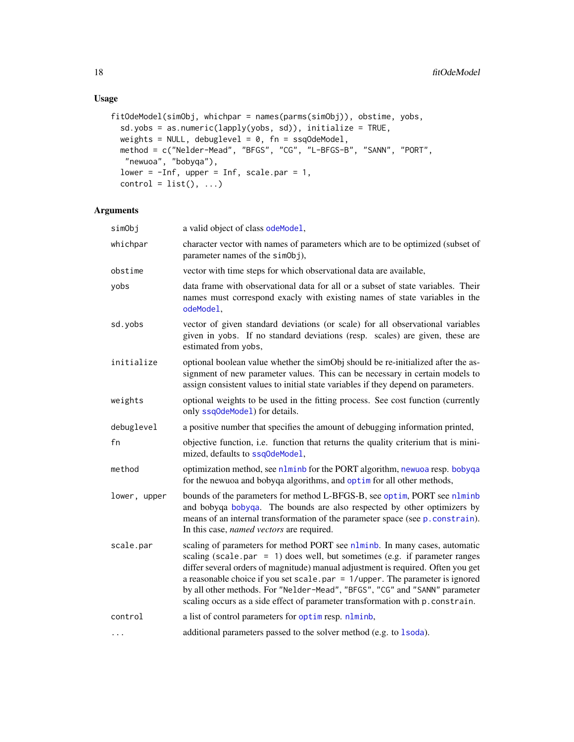## Usage

```
fitOdeModel(simObj, whichpar = names(parms(simObj)), obstime, yobs,
  sd.yobs = as.numeric(lapply(yobs, sd)), initialize = TRUE,
  weights = NULL, debuglevel = 0, fn = ssqOdeModel,
  method = c("Nelder-Mead", "BFGS", "CG", "L-BFGS-B", "SANN", "PORT",
   "newuoa", "bobyqa"),
  lower = -Inf, upper = Inf, scale.par = 1,
  control = list(), ...)
```

## Arguments

| | |
|---|---|
| `simObj` | a valid object of class `odeModel`, |
| `whichpar` | character vector with names of parameters which are to be optimized (subset of parameter names of the `simObj`), |
| `obstime` | vector with time steps for which observational data are available, |
| `yobs` | data frame with observational data for all or a subset of state variables. Their names must correspond exacly with existing names of state variables in the `odeModel`, |
| `sd.yobs` | vector of given standard deviations (or scale) for all observational variables given in `yobs`. If no standard deviations (resp. scales) are given, these are estimated from `yobs`, |
| `initialize` | optional boolean value whether the simObj should be re-initialized after the assignment of new parameter values. This can be necessary in certain models to assign consistent values to initial state variables if they depend on parameters. |
| `weights` | optional weights to be used in the fitting process. See cost function (currently only `ssqOdeModel`) for details. |
| `debuglevel` | a positive number that specifies the amount of debugging information printed, |
| `fn` | objective function, i.e. function that returns the quality criterium that is minimized, defaults to `ssqOdeModel`, |
| `method` | optimization method, see `nlminb` for the PORT algorithm, `newuoa` resp. `bobyqa` for the newuoa and bobyqa algorithms, and `optim` for all other methods, |
| `lower, upper` | bounds of the parameters for method L-BFGS-B, see `optim`, PORT see `nlminb` and bobyqa `bobyqa`. The bounds are also respected by other optimizers by means of an internal transformation of the parameter space (see `p.constrain`). In this case, *named vectors* are required. |
| `scale.par` | scaling of parameters for method PORT see `nlminb`. In many cases, automatic scaling (`scale.par = 1`) does well, but sometimes (e.g. if parameter ranges differ several orders of magnitude) manual adjustment is required. Often you get a reasonable choice if you set `scale.par = 1/upper`. The parameter is ignored by all other methods. For `"Nelder-Mead"`, `"BFGS"`, `"CG"` and `"SANN"` parameter scaling occurs as a side effect of parameter transformation with `p.constrain`. |
| `control` | a list of control parameters for `optim` resp. `nlminb`, |
| `...` | additional parameters passed to the solver method (e.g. to `lsoda`). |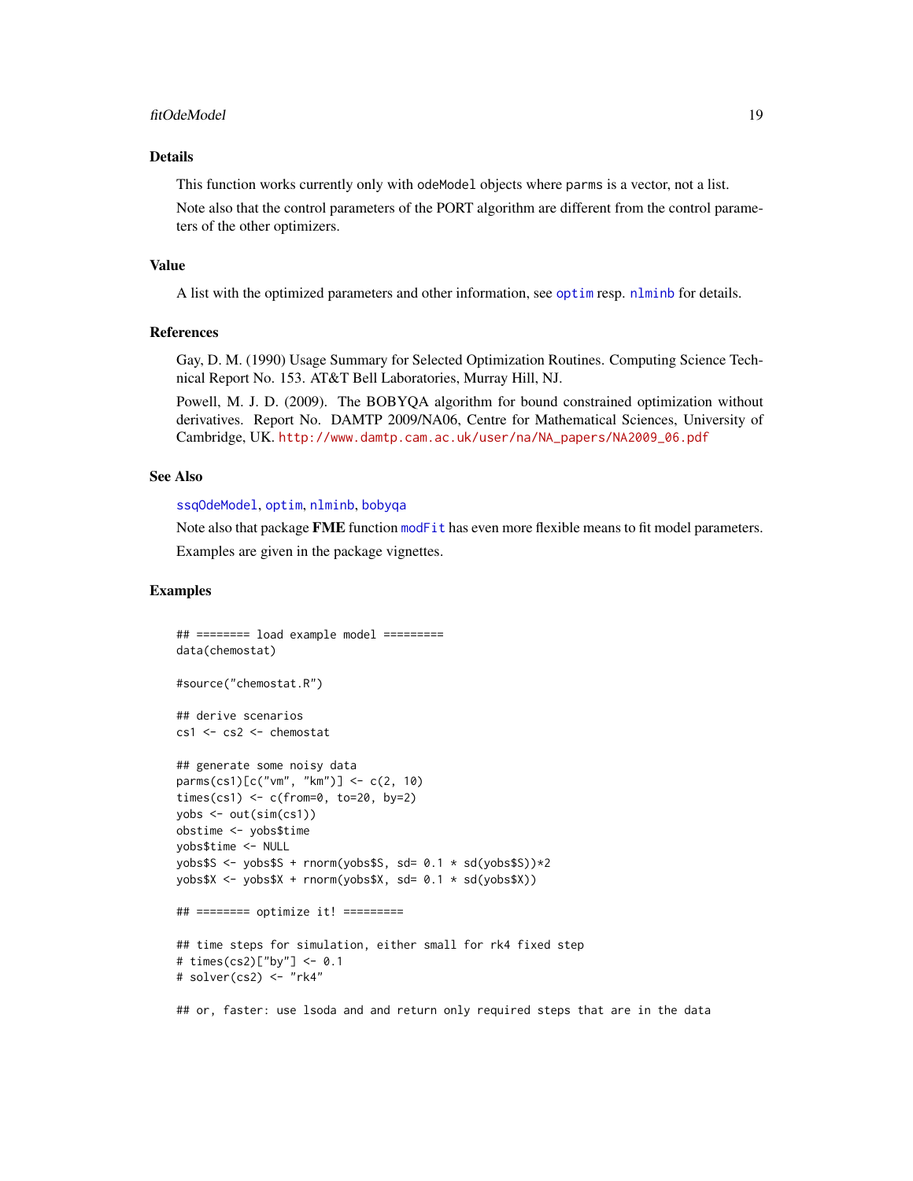## Details

This function works currently only with `odeModel` objects where `parms` is a vector, not a list.

Note also that the control parameters of the PORT algorithm are different from the control parameters of the other optimizers.

## Value

A list with the optimized parameters and other information, see `optim` resp. `nlminb` for details.

## References

Gay, D. M. (1990) Usage Summary for Selected Optimization Routines. Computing Science Technical Report No. 153. AT&T Bell Laboratories, Murray Hill, NJ.

Powell, M. J. D. (2009). The BOBYQA algorithm for bound constrained optimization without derivatives. Report No. DAMTP 2009/NA06, Centre for Mathematical Sciences, University of Cambridge, UK. http://www.damtp.cam.ac.uk/user/na/NA_papers/NA2009_06.pdf

## See Also

`ssqOdeModel`, `optim`, `nlminb`, `bobyqa`

Note also that package **FME** function `modFit` has even more flexible means to fit model parameters.

Examples are given in the package vignettes.

## Examples

```
## ======== load example model =========
data(chemostat)

#source("chemostat.R")

## derive scenarios
cs1 <- cs2 <- chemostat

## generate some noisy data
parms(cs1)[c("vm", "km")] <- c(2, 10)
times(cs1) <- c(from=0, to=20, by=2)
yobs <- out(sim(cs1))
obstime <- yobs$time
yobs$time <- NULL
yobs$S <- yobs$S + rnorm(yobs$S, sd= 0.1 * sd(yobs$S))*2
yobs$X <- yobs$X + rnorm(yobs$X, sd= 0.1 * sd(yobs$X))

## ======== optimize it! =========

## time steps for simulation, either small for rk4 fixed step
# times(cs2)["by"] <- 0.1
# solver(cs2) <- "rk4"

## or, faster: use lsoda and and return only required steps that are in the data
```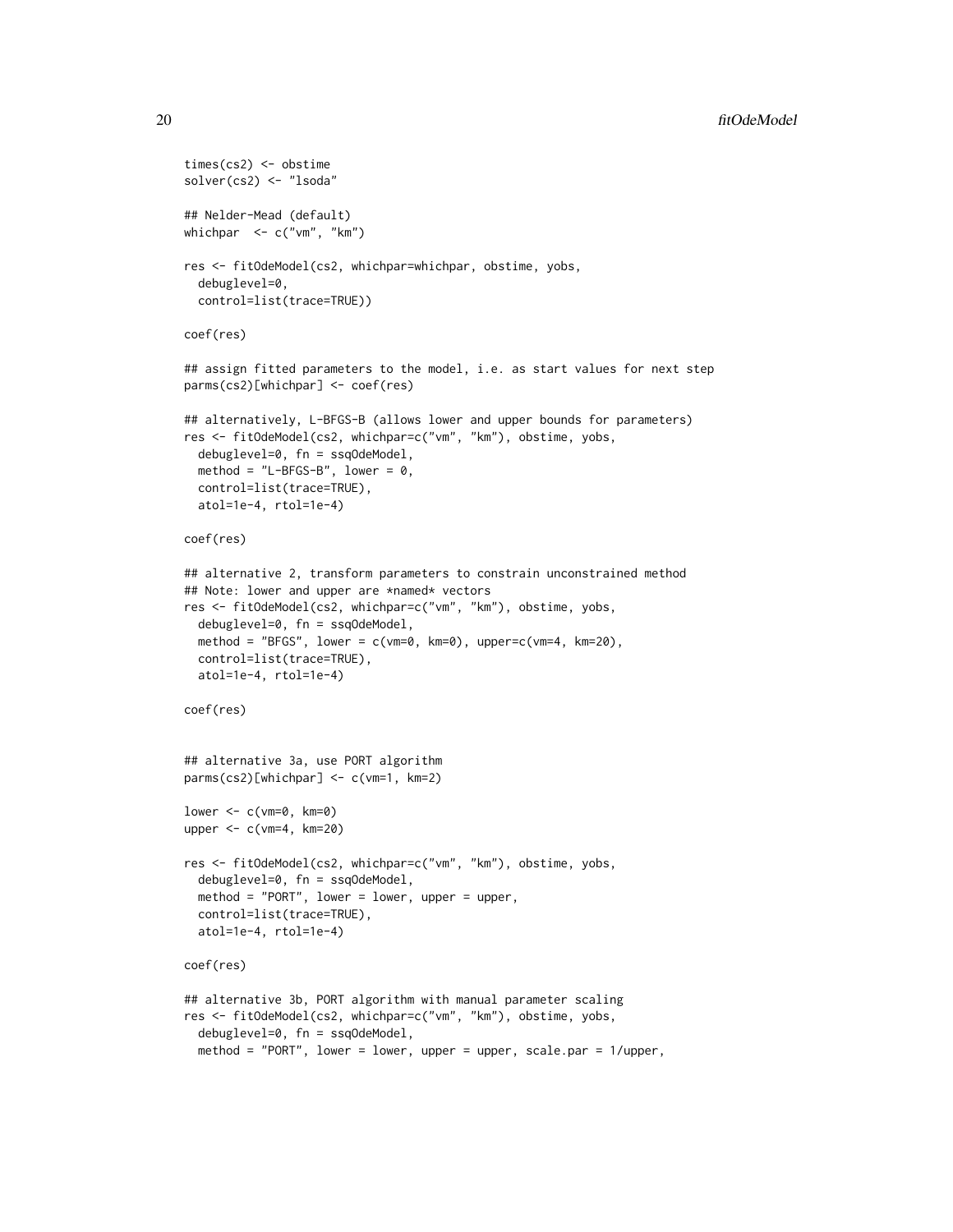```
times(cs2) <- obstime
solver(cs2) <- "lsoda"

## Nelder-Mead (default)
whichpar  <- c("vm", "km")

res <- fitOdeModel(cs2, whichpar=whichpar, obstime, yobs,
  debuglevel=0,
  control=list(trace=TRUE))

coef(res)

## assign fitted parameters to the model, i.e. as start values for next step
parms(cs2)[whichpar] <- coef(res)

## alternatively, L-BFGS-B (allows lower and upper bounds for parameters)
res <- fitOdeModel(cs2, whichpar=c("vm", "km"), obstime, yobs,
  debuglevel=0, fn = ssqOdeModel,
  method = "L-BFGS-B", lower = 0,
  control=list(trace=TRUE),
  atol=1e-4, rtol=1e-4)

coef(res)

## alternative 2, transform parameters to constrain unconstrained method
## Note: lower and upper are *named* vectors
res <- fitOdeModel(cs2, whichpar=c("vm", "km"), obstime, yobs,
  debuglevel=0, fn = ssqOdeModel,
  method = "BFGS", lower = c(vm=0, km=0), upper=c(vm=4, km=20),
  control=list(trace=TRUE),
  atol=1e-4, rtol=1e-4)

coef(res)


## alternative 3a, use PORT algorithm
parms(cs2)[whichpar] <- c(vm=1, km=2)

lower <- c(vm=0, km=0)
upper <- c(vm=4, km=20)

res <- fitOdeModel(cs2, whichpar=c("vm", "km"), obstime, yobs,
  debuglevel=0, fn = ssqOdeModel,
  method = "PORT", lower = lower, upper = upper,
  control=list(trace=TRUE),
  atol=1e-4, rtol=1e-4)

coef(res)

## alternative 3b, PORT algorithm with manual parameter scaling
res <- fitOdeModel(cs2, whichpar=c("vm", "km"), obstime, yobs,
  debuglevel=0, fn = ssqOdeModel,
  method = "PORT", lower = lower, upper = upper, scale.par = 1/upper,
```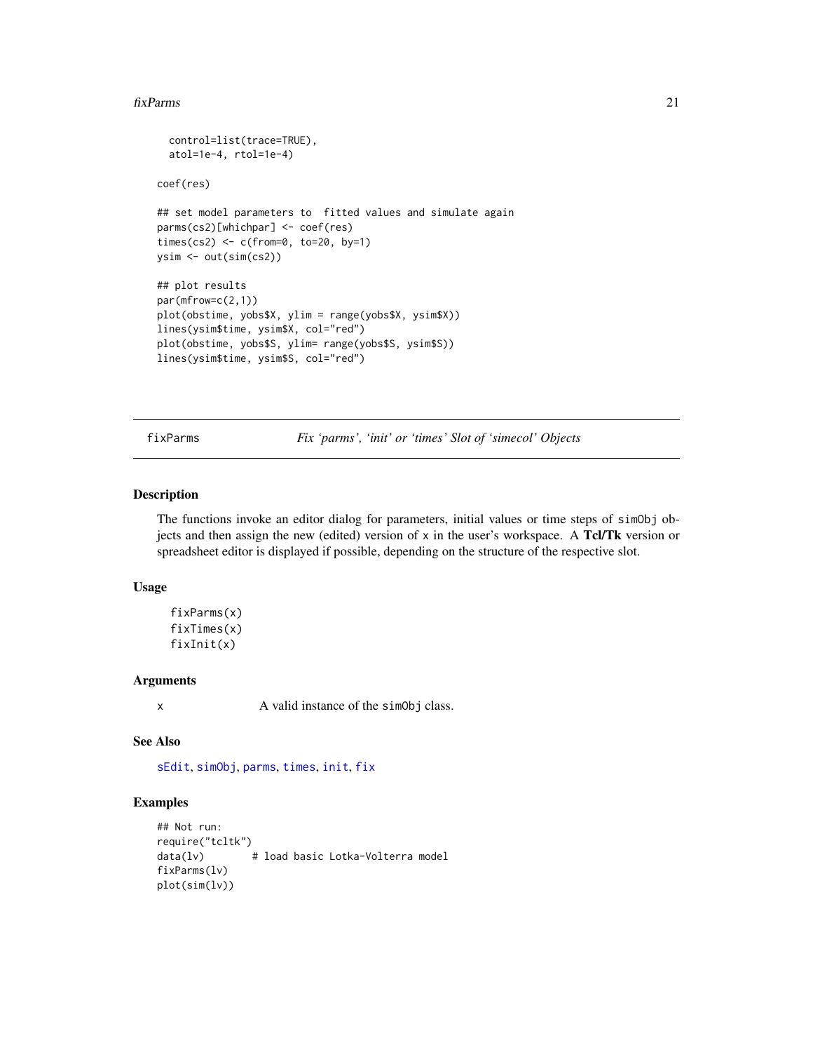```
  control=list(trace=TRUE),
  atol=1e-4, rtol=1e-4)

coef(res)

## set model parameters to  fitted values and simulate again
parms(cs2)[whichpar] <- coef(res)
times(cs2) <- c(from=0, to=20, by=1)
ysim <- out(sim(cs2))

## plot results
par(mfrow=c(2,1))
plot(obstime, yobs$X, ylim = range(yobs$X, ysim$X))
lines(ysim$time, ysim$X, col="red")
plot(obstime, yobs$S, ylim= range(yobs$S, ysim$S))
lines(ysim$time, ysim$S, col="red")
```

# fixParms — *Fix 'parms', 'init' or 'times' Slot of 'simecol' Objects*

## Description

The functions invoke an editor dialog for parameters, initial values or time steps of `simObj` objects and then assign the new (edited) version of `x` in the user's workspace. A **Tcl/Tk** version or spreadsheet editor is displayed if possible, depending on the structure of the respective slot.

## Usage

```
fixParms(x)
fixTimes(x)
fixInit(x)
```

## Arguments

| | |
|---|---|
| `x` | A valid instance of the `simObj` class. |

## See Also

`sEdit`, `simObj`, `parms`, `times`, `init`, `fix`

## Examples

```
## Not run:
require("tcltk")
data(lv)        # load basic Lotka-Volterra model
fixParms(lv)
plot(sim(lv))
```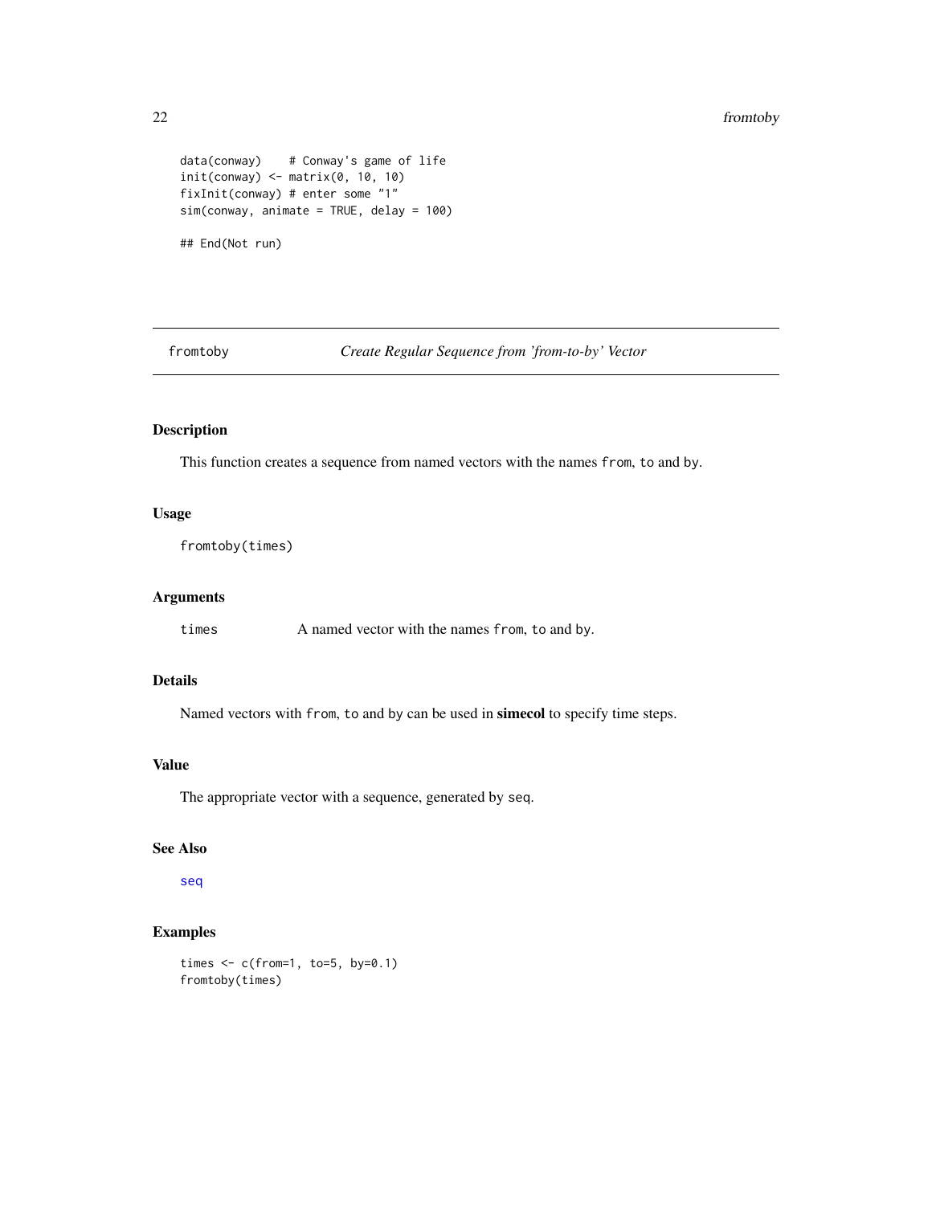```
data(conway)    # Conway's game of life
init(conway) <- matrix(0, 10, 10)
fixInit(conway) # enter some "1"
sim(conway, animate = TRUE, delay = 100)

## End(Not run)
```

## fromtoby *Create Regular Sequence from 'from-to-by' Vector*

### Description

This function creates a sequence from named vectors with the names `from`, `to` and `by`.

### Usage

```
fromtoby(times)
```

### Arguments

| | |
|---|---|
| `times` | A named vector with the names `from`, `to` and `by`. |

### Details

Named vectors with `from`, `to` and `by` can be used in **simecol** to specify time steps.

### Value

The appropriate vector with a sequence, generated by `seq`.

### See Also

`seq`

### Examples

```
times <- c(from=1, to=5, by=0.1)
fromtoby(times)
```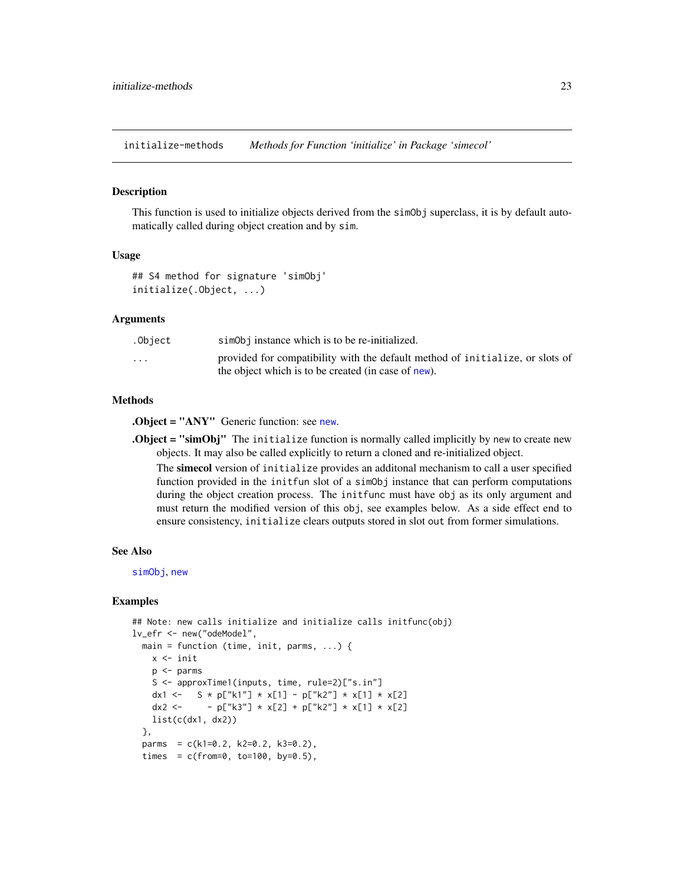initialize-methods *Methods for Function 'initialize' in Package 'simecol'*

## Description

This function is used to initialize objects derived from the `simObj` superclass, it is by default automatically called during object creation and by `sim`.

## Usage

```
## S4 method for signature 'simObj'
initialize(.Object, ...)
```

## Arguments

| | |
|---|---|
| `.Object` | `simObj` instance which is to be re-initialized. |
| `...` | provided for compatibility with the default method of `initialize`, or slots of the object which is to be created (in case of `new`). |

## Methods

**.Object = "ANY"** Generic function: see `new`.

**.Object = "simObj"** The `initialize` function is normally called implicitly by `new` to create new objects. It may also be called explicitly to return a cloned and re-initialized object.

The **simecol** version of `initialize` provides an additonal mechanism to call a user specified function provided in the `initfun` slot of a `simObj` instance that can perform computations during the object creation process. The `initfunc` must have `obj` as its only argument and must return the modified version of this `obj`, see examples below. As a side effect end to ensure consistency, `initialize` clears outputs stored in slot `out` from former simulations.

## See Also

`simObj`, `new`

## Examples

```
## Note: new calls initialize and initialize calls initfunc(obj)
lv_efr <- new("odeModel",
  main = function (time, init, parms, ...) {
    x <- init
    p <- parms
    S <- approxTime1(inputs, time, rule=2)["s.in"]
    dx1 <-   S * p["k1"] * x[1] - p["k2"] * x[1] * x[2]
    dx2 <-     - p["k3"] * x[2] + p["k2"] * x[1] * x[2]
    list(c(dx1, dx2))
  },
  parms  = c(k1=0.2, k2=0.2, k3=0.2),
  times  = c(from=0, to=100, by=0.5),
```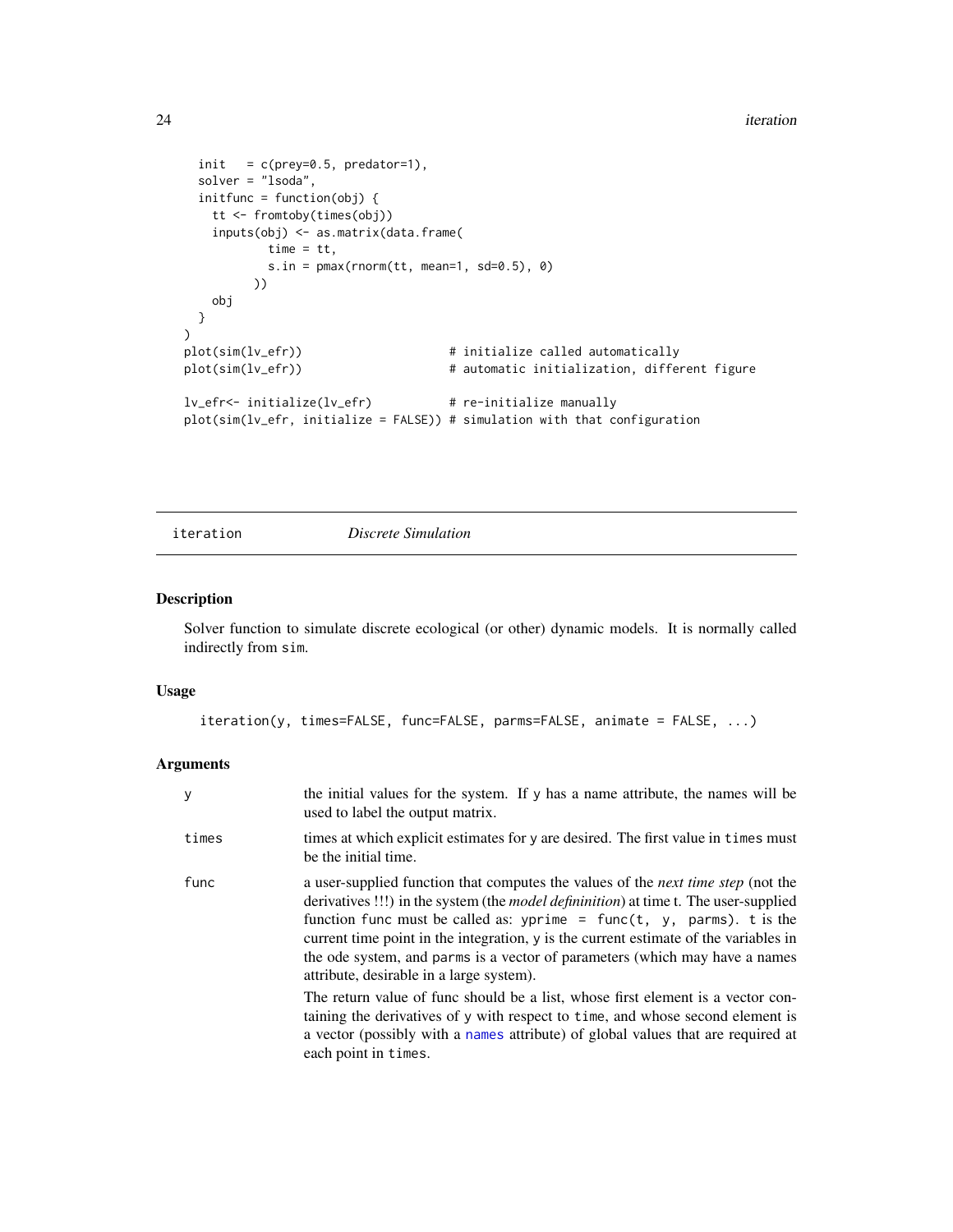```
  init   = c(prey=0.5, predator=1),
  solver = "lsoda",
  initfunc = function(obj) {
    tt <- fromtoby(times(obj))
    inputs(obj) <- as.matrix(data.frame(
            time = tt,
            s.in = pmax(rnorm(tt, mean=1, sd=0.5), 0)
          ))
    obj
  }
)
plot(sim(lv_efr))                     # initialize called automatically
plot(sim(lv_efr))                     # automatic initialization, different figure

lv_efr<- initialize(lv_efr)           # re-initialize manually
plot(sim(lv_efr, initialize = FALSE)) # simulation with that configuration
```

---

## iteration &nbsp;&nbsp;&nbsp;&nbsp; *Discrete Simulation*

---

### Description

Solver function to simulate discrete ecological (or other) dynamic models. It is normally called indirectly from `sim`.

### Usage

```
iteration(y, times=FALSE, func=FALSE, parms=FALSE, animate = FALSE, ...)
```

### Arguments

| | |
|---|---|
| `y` | the initial values for the system. If `y` has a name attribute, the names will be used to label the output matrix. |
| `times` | times at which explicit estimates for `y` are desired. The first value in `times` must be the initial time. |
| `func` | a user-supplied function that computes the values of the *next time step* (not the derivatives !!!) in the system (the *model defininition*) at time t. The user-supplied function `func` must be called as: `yprime = func(t, y, parms)`. `t` is the current time point in the integration, `y` is the current estimate of the variables in the ode system, and `parms` is a vector of parameters (which may have a names attribute, desirable in a large system).<br><br>The return value of func should be a list, whose first element is a vector containing the derivatives of `y` with respect to `time`, and whose second element is a vector (possibly with a `names` attribute) of global values that are required at each point in `times`. |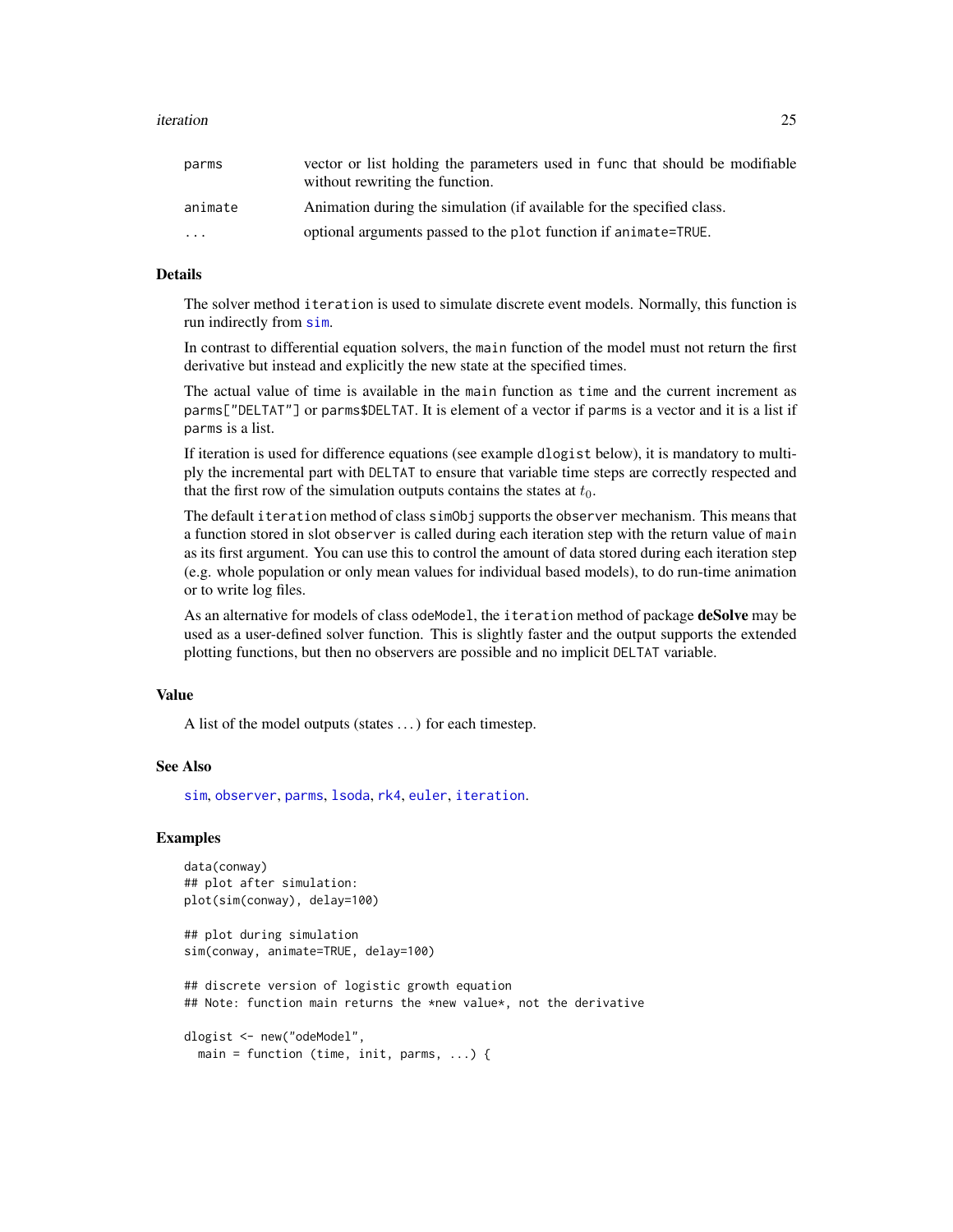| | |
|---|---|
| parms | vector or list holding the parameters used in func that should be modifiable without rewriting the function. |
| animate | Animation during the simulation (if available for the specified class. |
| ... | optional arguments passed to the plot function if animate=TRUE. |

## Details

The solver method iteration is used to simulate discrete event models. Normally, this function is run indirectly from sim.

In contrast to differential equation solvers, the main function of the model must not return the first derivative but instead and explicitly the new state at the specified times.

The actual value of time is available in the main function as time and the current increment as parms["DELTAT"] or parms$DELTAT. It is element of a vector if parms is a vector and it is a list if parms is a list.

If iteration is used for difference equations (see example dlogist below), it is mandatory to multiply the incremental part with DELTAT to ensure that variable time steps are correctly respected and that the first row of the simulation outputs contains the states at $t_0$.

The default iteration method of class simObj supports the observer mechanism. This means that a function stored in slot observer is called during each iteration step with the return value of main as its first argument. You can use this to control the amount of data stored during each iteration step (e.g. whole population or only mean values for individual based models), to do run-time animation or to write log files.

As an alternative for models of class odeModel, the iteration method of package **deSolve** may be used as a user-defined solver function. This is slightly faster and the output supports the extended plotting functions, but then no observers are possible and no implicit DELTAT variable.

## Value

A list of the model outputs (states ...) for each timestep.

## See Also

sim, observer, parms, lsoda, rk4, euler, iteration.

## Examples

```
data(conway)
## plot after simulation:
plot(sim(conway), delay=100)

## plot during simulation
sim(conway, animate=TRUE, delay=100)

## discrete version of logistic growth equation
## Note: function main returns the *new value*, not the derivative

dlogist <- new("odeModel",
  main = function (time, init, parms, ...) {
```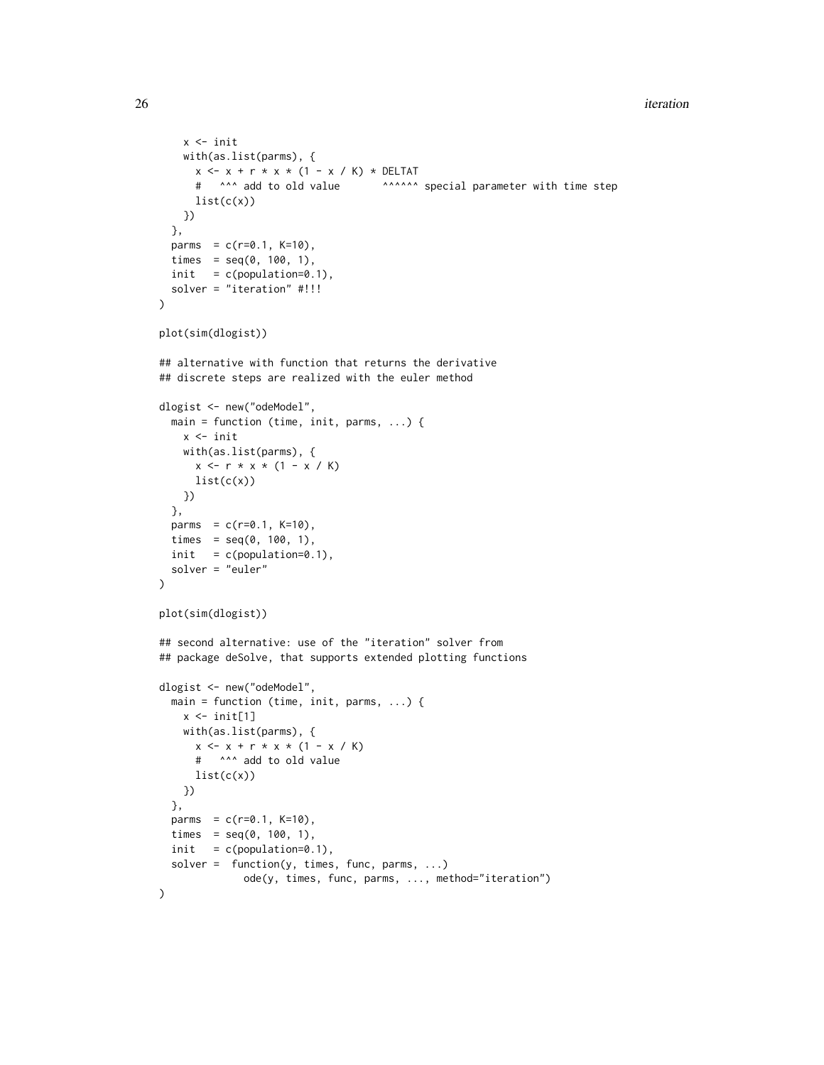```
    x <- init
    with(as.list(parms), {
      x <- x + r * x * (1 - x / K) * DELTAT
      #   ^^^ add to old value       ^^^^^^ special parameter with time step
      list(c(x))
    })
  },
  parms  = c(r=0.1, K=10),
  times  = seq(0, 100, 1),
  init   = c(population=0.1),
  solver = "iteration" #!!!
)

plot(sim(dlogist))

## alternative with function that returns the derivative
## discrete steps are realized with the euler method

dlogist <- new("odeModel",
  main = function (time, init, parms, ...) {
    x <- init
    with(as.list(parms), {
      x <- r * x * (1 - x / K)
      list(c(x))
    })
  },
  parms  = c(r=0.1, K=10),
  times  = seq(0, 100, 1),
  init   = c(population=0.1),
  solver = "euler"
)

plot(sim(dlogist))

## second alternative: use of the "iteration" solver from
## package deSolve, that supports extended plotting functions

dlogist <- new("odeModel",
  main = function (time, init, parms, ...) {
    x <- init[1]
    with(as.list(parms), {
      x <- x + r * x * (1 - x / K)
      #   ^^^ add to old value
      list(c(x))
    })
  },
  parms  = c(r=0.1, K=10),
  times  = seq(0, 100, 1),
  init   = c(population=0.1),
  solver =  function(y, times, func, parms, ...)
              ode(y, times, func, parms, ..., method="iteration")
)
```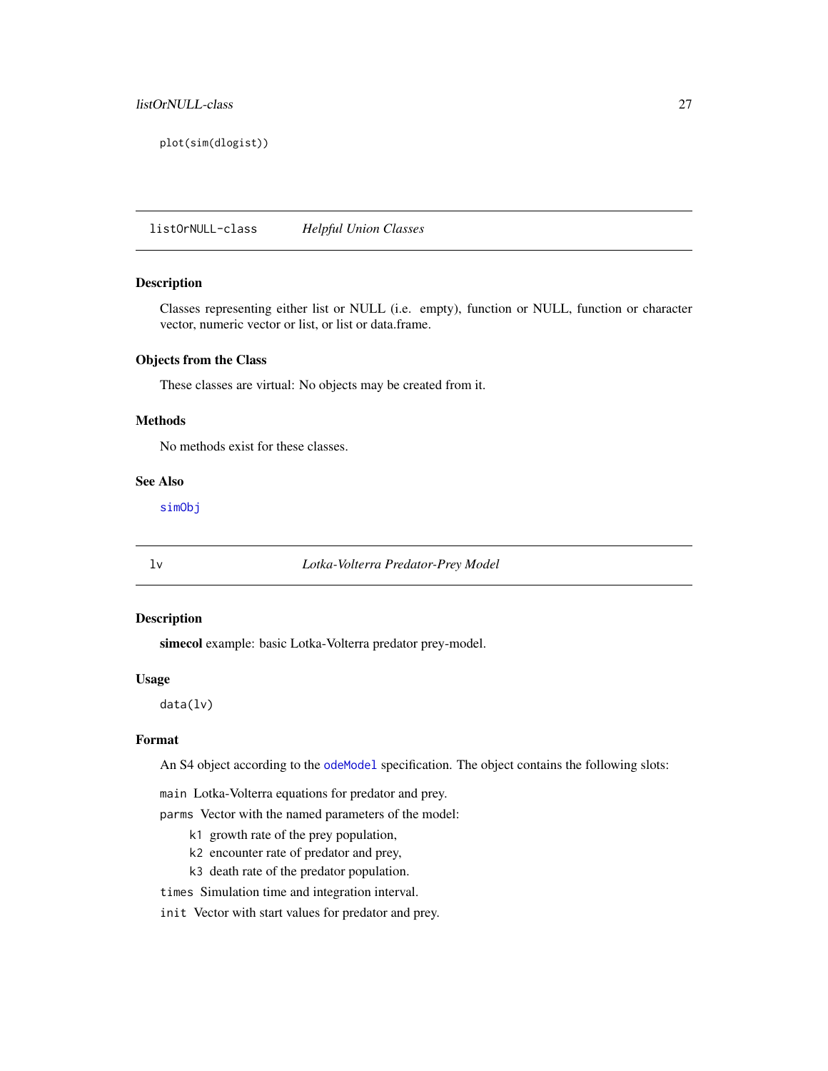```
plot(sim(dlogist))
```

## listOrNULL-class — *Helpful Union Classes*

### Description

Classes representing either list or NULL (i.e. empty), function or NULL, function or character vector, numeric vector or list, or list or data.frame.

### Objects from the Class

These classes are virtual: No objects may be created from it.

### Methods

No methods exist for these classes.

### See Also

simObj

## lv — *Lotka-Volterra Predator-Prey Model*

### Description

**simecol** example: basic Lotka-Volterra predator prey-model.

### Usage

```
data(lv)
```

### Format

An S4 object according to the odeModel specification. The object contains the following slots:

- `main` Lotka-Volterra equations for predator and prey.
- `parms` Vector with the named parameters of the model:
  - `k1` growth rate of the prey population,
  - `k2` encounter rate of predator and prey,
  - `k3` death rate of the predator population.
- `times` Simulation time and integration interval.
- `init` Vector with start values for predator and prey.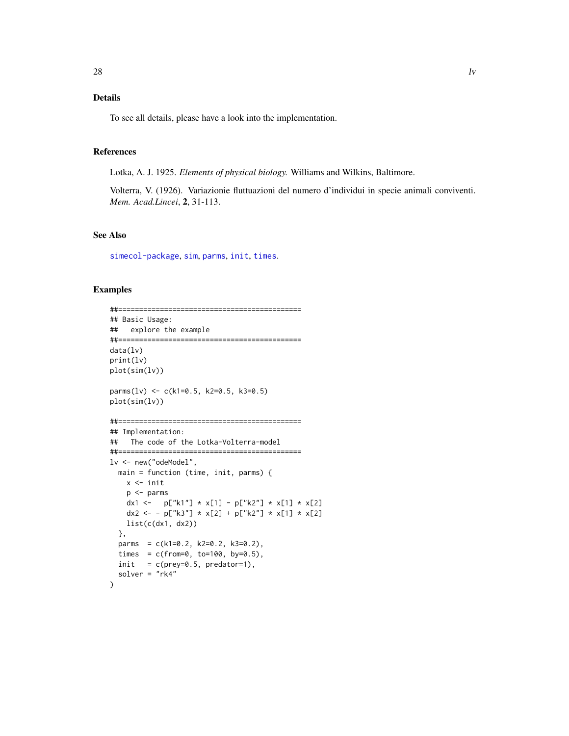## Details

To see all details, please have a look into the implementation.

## References

Lotka, A. J. 1925. *Elements of physical biology.* Williams and Wilkins, Baltimore.

Volterra, V. (1926). Variazionie fluttuazioni del numero d'individui in specie animali conviventi. *Mem. Acad.Lincei*, **2**, 31-113.

## See Also

simecol-package, sim, parms, init, times.

## Examples

```
##============================================
## Basic Usage:
##   explore the example
##============================================
data(lv)
print(lv)
plot(sim(lv))

parms(lv) <- c(k1=0.5, k2=0.5, k3=0.5)
plot(sim(lv))

##============================================
## Implementation:
##   The code of the Lotka-Volterra-model
##============================================
lv <- new("odeModel",
  main = function (time, init, parms) {
    x <- init
    p <- parms
    dx1 <-   p["k1"] * x[1] - p["k2"] * x[1] * x[2]
    dx2 <- - p["k3"] * x[2] + p["k2"] * x[1] * x[2]
    list(c(dx1, dx2))
  },
  parms  = c(k1=0.2, k2=0.2, k3=0.2),
  times  = c(from=0, to=100, by=0.5),
  init   = c(prey=0.5, predator=1),
  solver = "rk4"
)
```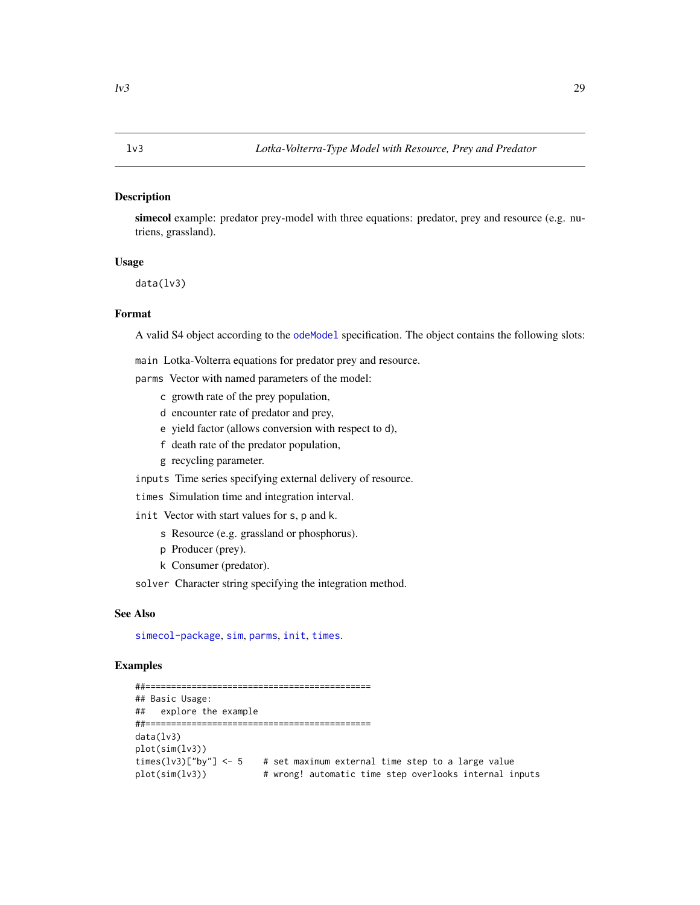lv3 *Lotka-Volterra-Type Model with Resource, Prey and Predator*

## Description

**simecol** example: predator prey-model with three equations: predator, prey and resource (e.g. nutriens, grassland).

## Usage

```
data(lv3)
```

## Format

A valid S4 object according to the `odeModel` specification. The object contains the following slots:

`main` Lotka-Volterra equations for predator prey and resource.

`parms` Vector with named parameters of the model:

- `c` growth rate of the prey population,
- `d` encounter rate of predator and prey,
- `e` yield factor (allows conversion with respect to `d`),
- `f` death rate of the predator population,
- `g` recycling parameter.

`inputs` Time series specifying external delivery of resource.

`times` Simulation time and integration interval.

`init` Vector with start values for `s`, `p` and `k`.

- `s` Resource (e.g. grassland or phosphorus).
- `p` Producer (prey).
- `k` Consumer (predator).

`solver` Character string specifying the integration method.

## See Also

`simecol-package`, `sim`, `parms`, `init`, `times`.

## Examples

```
##============================================
## Basic Usage:
##   explore the example
##============================================
data(lv3)
plot(sim(lv3))
times(lv3)["by"] <- 5    # set maximum external time step to a large value
plot(sim(lv3))           # wrong! automatic time step overlooks internal inputs
```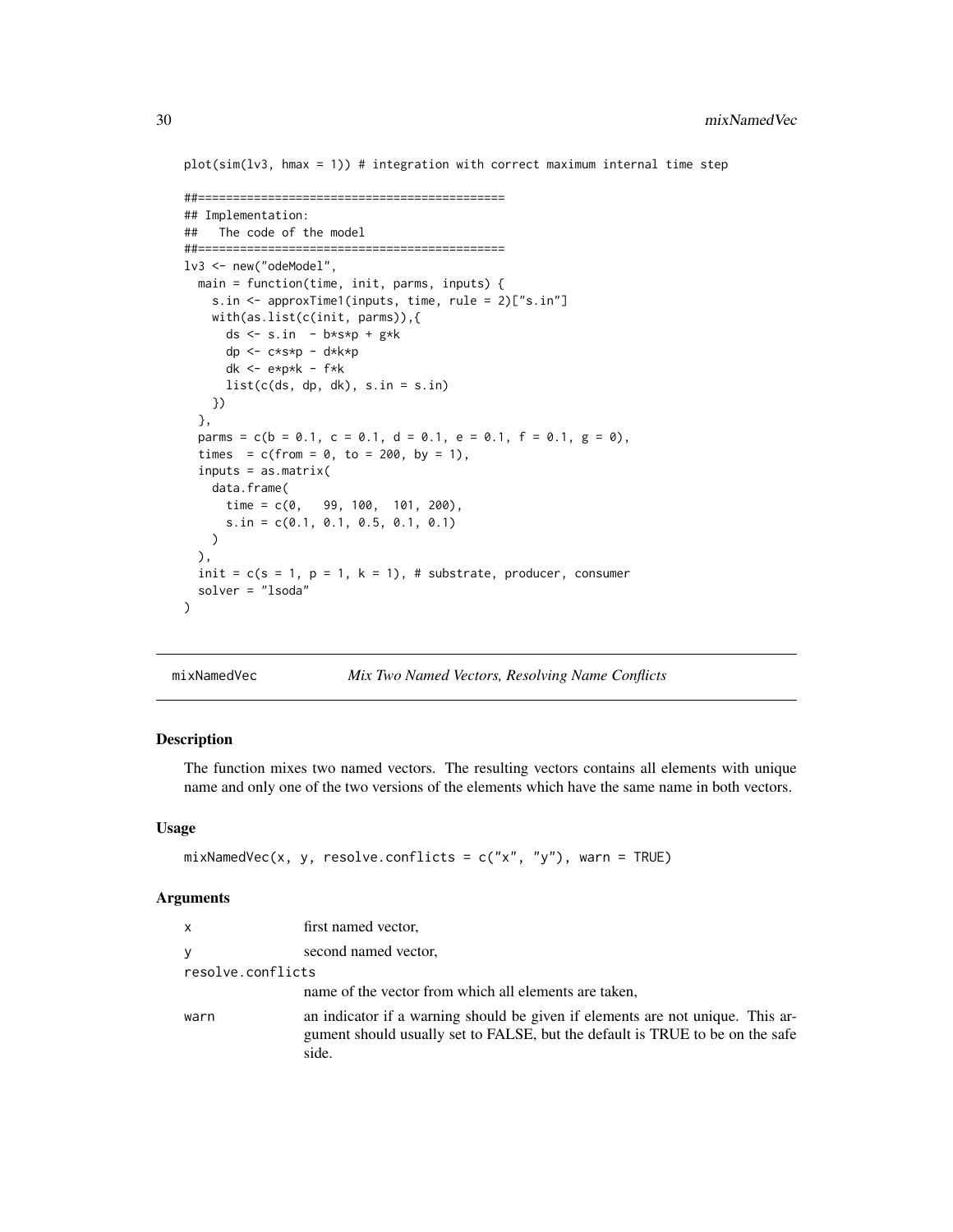```
plot(sim(lv3, hmax = 1)) # integration with correct maximum internal time step

##============================================
## Implementation:
##   The code of the model
##============================================
lv3 <- new("odeModel",
  main = function(time, init, parms, inputs) {
    s.in <- approxTime1(inputs, time, rule = 2)["s.in"]
    with(as.list(c(init, parms)),{
      ds <- s.in  - b*s*p + g*k
      dp <- c*s*p - d*k*p
      dk <- e*p*k - f*k
      list(c(ds, dp, dk), s.in = s.in)
    })
  },
  parms = c(b = 0.1, c = 0.1, d = 0.1, e = 0.1, f = 0.1, g = 0),
  times  = c(from = 0, to = 200, by = 1),
  inputs = as.matrix(
    data.frame(
      time = c(0,   99, 100,  101, 200),
      s.in = c(0.1, 0.1, 0.5, 0.1, 0.1)
    )
  ),
  init = c(s = 1, p = 1, k = 1), # substrate, producer, consumer
  solver = "lsoda"
)
```

---

## mixNamedVec — *Mix Two Named Vectors, Resolving Name Conflicts*

### Description

The function mixes two named vectors. The resulting vectors contains all elements with unique name and only one of the two versions of the elements which have the same name in both vectors.

### Usage

```
mixNamedVec(x, y, resolve.conflicts = c("x", "y"), warn = TRUE)
```

### Arguments

| | |
|---|---|
| `x` | first named vector, |
| `y` | second named vector, |
| `resolve.conflicts` | name of the vector from which all elements are taken, |
| `warn` | an indicator if a warning should be given if elements are not unique. This argument should usually set to FALSE, but the default is TRUE to be on the safe side. |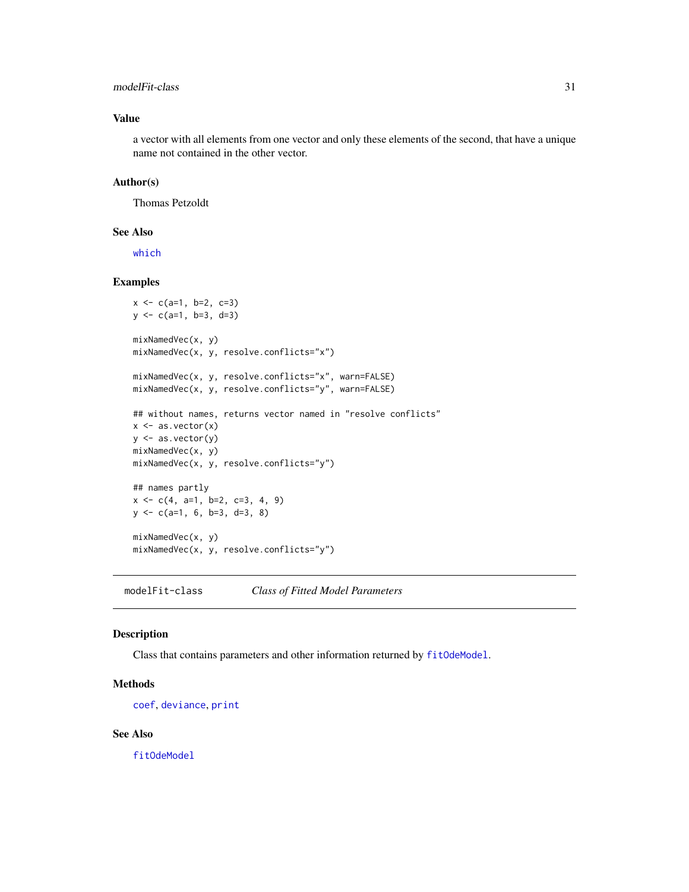### Value

a vector with all elements from one vector and only these elements of the second, that have a unique name not contained in the other vector.

### Author(s)

Thomas Petzoldt

### See Also

which

### Examples

```
x <- c(a=1, b=2, c=3)
y <- c(a=1, b=3, d=3)

mixNamedVec(x, y)
mixNamedVec(x, y, resolve.conflicts="x")

mixNamedVec(x, y, resolve.conflicts="x", warn=FALSE)
mixNamedVec(x, y, resolve.conflicts="y", warn=FALSE)

## without names, returns vector named in "resolve conflicts"
x <- as.vector(x)
y <- as.vector(y)
mixNamedVec(x, y)
mixNamedVec(x, y, resolve.conflicts="y")

## names partly
x <- c(4, a=1, b=2, c=3, 4, 9)
y <- c(a=1, 6, b=3, d=3, 8)

mixNamedVec(x, y)
mixNamedVec(x, y, resolve.conflicts="y")
```

---

## modelFit-class    *Class of Fitted Model Parameters*

---

### Description

Class that contains parameters and other information returned by fitOdeModel.

### Methods

coef, deviance, print

### See Also

fitOdeModel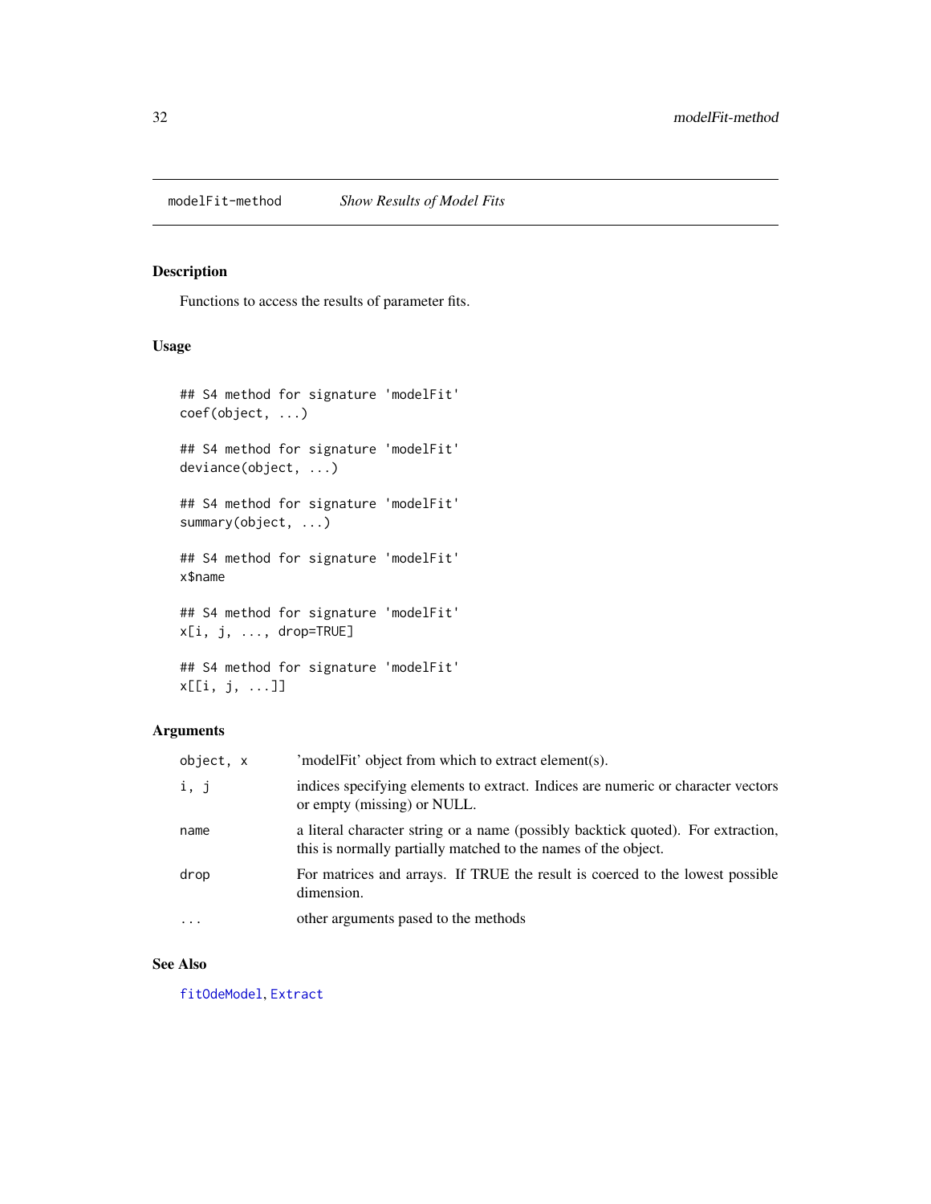modelFit-method *Show Results of Model Fits*

## Description

Functions to access the results of parameter fits.

## Usage

```
## S4 method for signature 'modelFit'
coef(object, ...)

## S4 method for signature 'modelFit'
deviance(object, ...)

## S4 method for signature 'modelFit'
summary(object, ...)

## S4 method for signature 'modelFit'
x$name

## S4 method for signature 'modelFit'
x[i, j, ..., drop=TRUE]

## S4 method for signature 'modelFit'
x[[i, j, ...]]
```

## Arguments

| | |
|---|---|
| `object, x` | 'modelFit' object from which to extract element(s). |
| `i, j` | indices specifying elements to extract. Indices are numeric or character vectors or empty (missing) or NULL. |
| `name` | a literal character string or a name (possibly backtick quoted). For extraction, this is normally partially matched to the names of the object. |
| `drop` | For matrices and arrays. If TRUE the result is coerced to the lowest possible dimension. |
| `...` | other arguments pased to the methods |

## See Also

`fitOdeModel`, `Extract`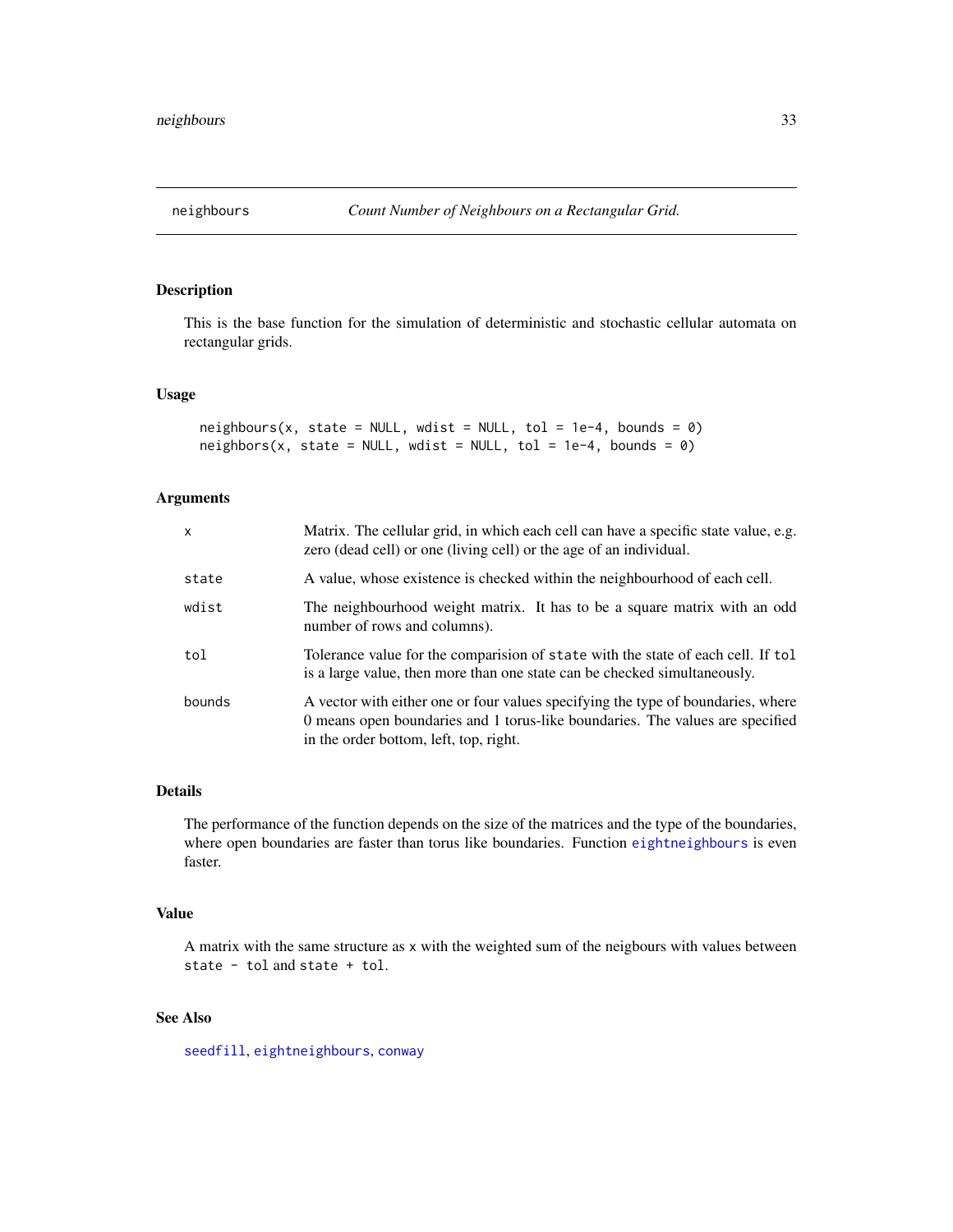# neighbours — *Count Number of Neighbours on a Rectangular Grid.*

## Description

This is the base function for the simulation of deterministic and stochastic cellular automata on rectangular grids.

## Usage

```
neighbours(x, state = NULL, wdist = NULL, tol = 1e-4, bounds = 0)
neighbors(x, state = NULL, wdist = NULL, tol = 1e-4, bounds = 0)
```

## Arguments

| | |
|---|---|
| `x` | Matrix. The cellular grid, in which each cell can have a specific state value, e.g. zero (dead cell) or one (living cell) or the age of an individual. |
| `state` | A value, whose existence is checked within the neighbourhood of each cell. |
| `wdist` | The neighbourhood weight matrix. It has to be a square matrix with an odd number of rows and columns). |
| `tol` | Tolerance value for the comparision of `state` with the state of each cell. If `tol` is a large value, then more than one state can be checked simultaneously. |
| `bounds` | A vector with either one or four values specifying the type of boundaries, where 0 means open boundaries and 1 torus-like boundaries. The values are specified in the order bottom, left, top, right. |

## Details

The performance of the function depends on the size of the matrices and the type of the boundaries, where open boundaries are faster than torus like boundaries. Function `eightneighbours` is even faster.

## Value

A matrix with the same structure as `x` with the weighted sum of the neigbours with values between `state - tol` and `state + tol`.

## See Also

`seedfill`, `eightneighbours`, `conway`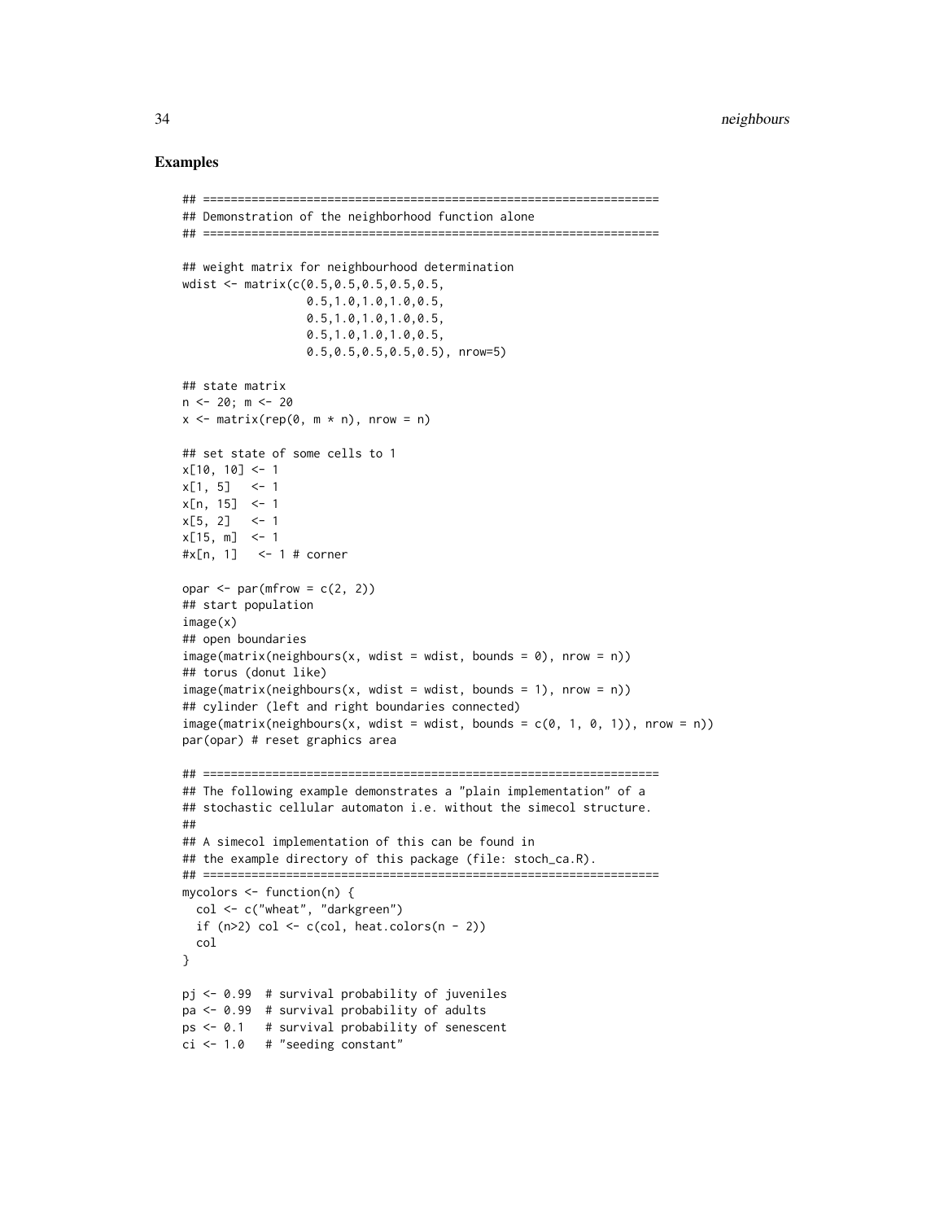### Examples

```
## ==================================================================
## Demonstration of the neighborhood function alone
## ==================================================================

## weight matrix for neighbourhood determination
wdist <- matrix(c(0.5,0.5,0.5,0.5,0.5,
                  0.5,1.0,1.0,1.0,0.5,
                  0.5,1.0,1.0,1.0,0.5,
                  0.5,1.0,1.0,1.0,0.5,
                  0.5,0.5,0.5,0.5,0.5), nrow=5)

## state matrix
n <- 20; m <- 20
x <- matrix(rep(0, m * n), nrow = n)

## set state of some cells to 1
x[10, 10] <- 1
x[1, 5]   <- 1
x[n, 15]  <- 1
x[5, 2]   <- 1
x[15, m]  <- 1
#x[n, 1]   <- 1 # corner

opar <- par(mfrow = c(2, 2))
## start population
image(x)
## open boundaries
image(matrix(neighbours(x, wdist = wdist, bounds = 0), nrow = n))
## torus (donut like)
image(matrix(neighbours(x, wdist = wdist, bounds = 1), nrow = n))
## cylinder (left and right boundaries connected)
image(matrix(neighbours(x, wdist = wdist, bounds = c(0, 1, 0, 1)), nrow = n))
par(opar) # reset graphics area

## ==================================================================
## The following example demonstrates a "plain implementation" of a
## stochastic cellular automaton i.e. without the simecol structure.
##
## A simecol implementation of this can be found in
## the example directory of this package (file: stoch_ca.R).
## ==================================================================
mycolors <- function(n) {
  col <- c("wheat", "darkgreen")
  if (n>2) col <- c(col, heat.colors(n - 2))
  col
}

pj <- 0.99  # survival probability of juveniles
pa <- 0.99  # survival probability of adults
ps <- 0.1   # survival probability of senescent
ci <- 1.0   # "seeding constant"
```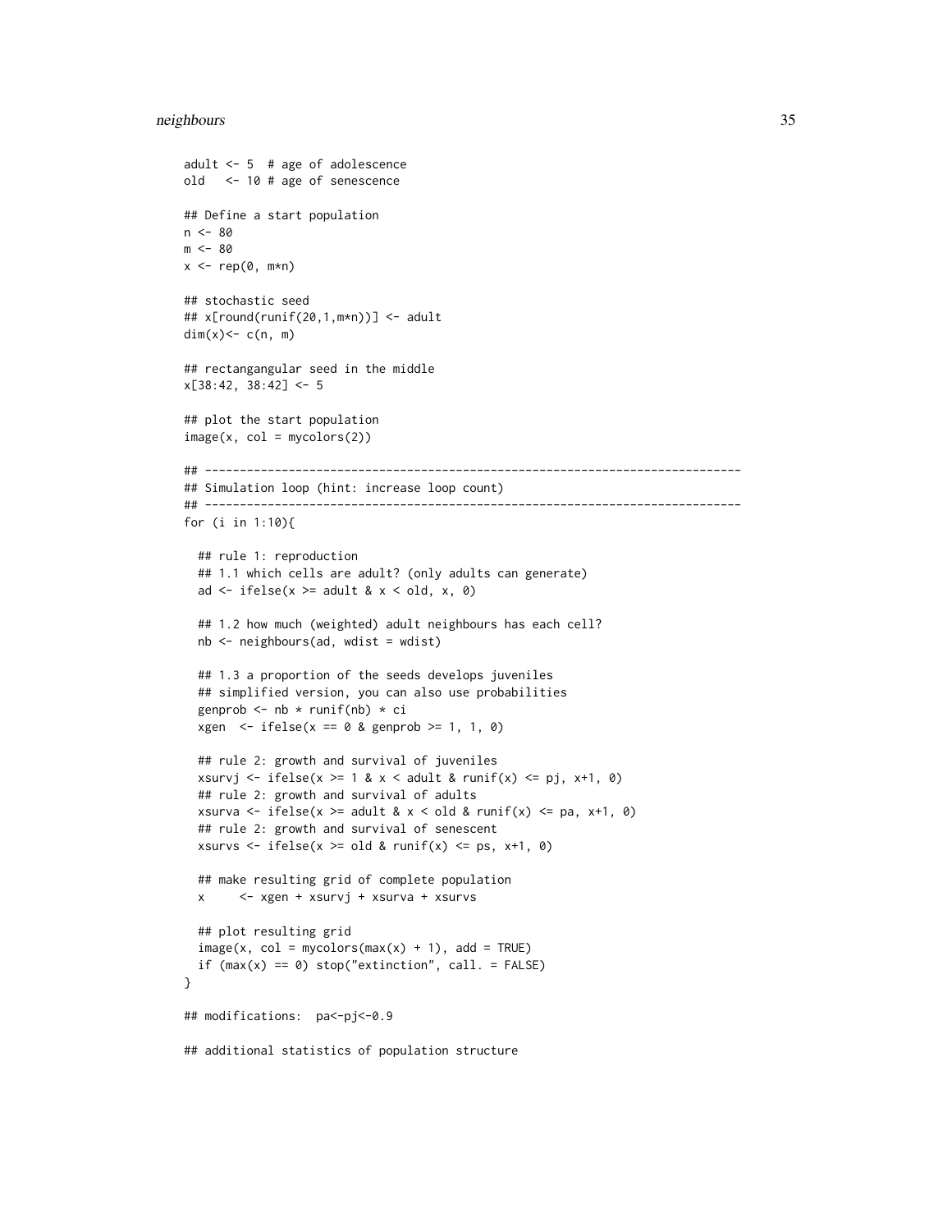```
adult <- 5  # age of adolescence
old   <- 10 # age of senescence

## Define a start population
n <- 80
m <- 80
x <- rep(0, m*n)

## stochastic seed
## x[round(runif(20,1,m*n))] <- adult
dim(x)<- c(n, m)

## rectangangular seed in the middle
x[38:42, 38:42] <- 5

## plot the start population
image(x, col = mycolors(2))

## -----------------------------------------------------------------------------
## Simulation loop (hint: increase loop count)
## -----------------------------------------------------------------------------
for (i in 1:10){

  ## rule 1: reproduction
  ## 1.1 which cells are adult? (only adults can generate)
  ad <- ifelse(x >= adult & x < old, x, 0)

  ## 1.2 how much (weighted) adult neighbours has each cell?
  nb <- neighbours(ad, wdist = wdist)

  ## 1.3 a proportion of the seeds develops juveniles
  ## simplified version, you can also use probabilities
  genprob <- nb * runif(nb) * ci
  xgen  <- ifelse(x == 0 & genprob >= 1, 1, 0)

  ## rule 2: growth and survival of juveniles
  xsurvj <- ifelse(x >= 1 & x < adult & runif(x) <= pj, x+1, 0)
  ## rule 2: growth and survival of adults
  xsurva <- ifelse(x >= adult & x < old & runif(x) <= pa, x+1, 0)
  ## rule 2: growth and survival of senescent
  xsurvs <- ifelse(x >= old & runif(x) <= ps, x+1, 0)

  ## make resulting grid of complete population
  x     <- xgen + xsurvj + xsurva + xsurvs

  ## plot resulting grid
  image(x, col = mycolors(max(x) + 1), add = TRUE)
  if (max(x) == 0) stop("extinction", call. = FALSE)
}

## modifications:  pa<-pj<-0.9

## additional statistics of population structure
```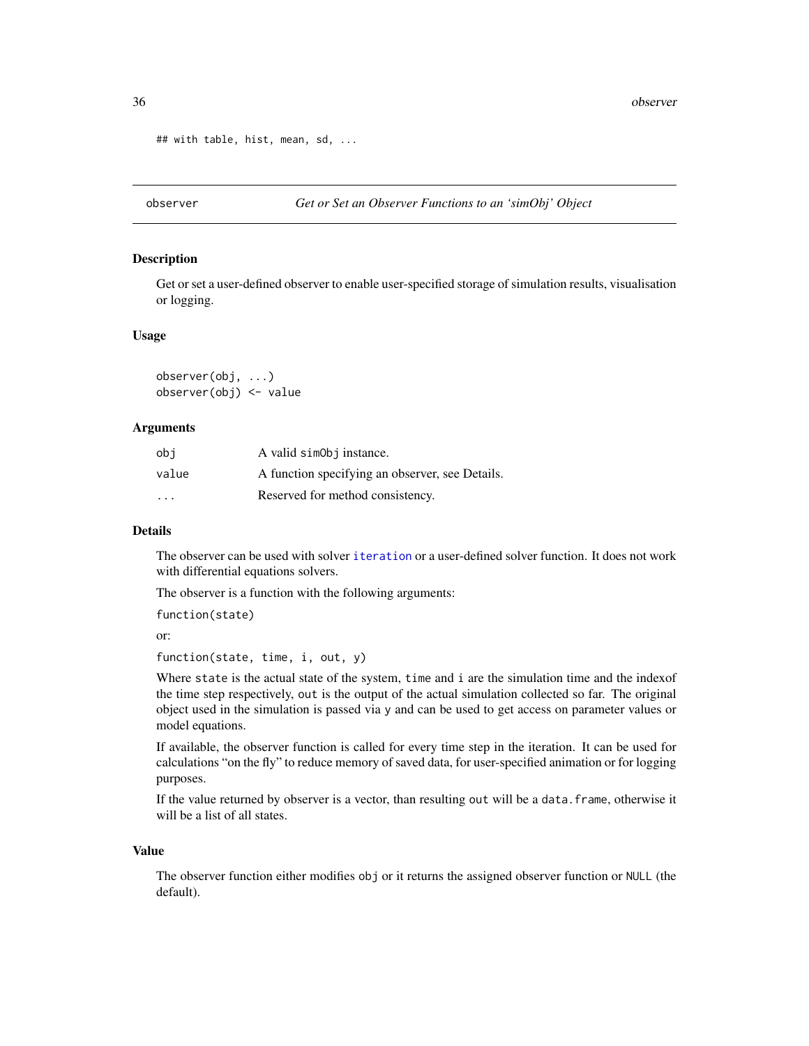```
## with table, hist, mean, sd, ...
```

---

## observer — *Get or Set an Observer Functions to an 'simObj' Object*

### Description

Get or set a user-defined observer to enable user-specified storage of simulation results, visualisation or logging.

### Usage

```
observer(obj, ...)
observer(obj) <- value
```

### Arguments

| | |
|---|---|
| obj | A valid simObj instance. |
| value | A function specifying an observer, see Details. |
| ... | Reserved for method consistency. |

### Details

The observer can be used with solver iteration or a user-defined solver function. It does not work with differential equations solvers.

The observer is a function with the following arguments:

`function(state)`

or:

`function(state, time, i, out, y)`

Where `state` is the actual state of the system, `time` and `i` are the simulation time and the indexof the time step respectively, `out` is the output of the actual simulation collected so far. The original object used in the simulation is passed via `y` and can be used to get access on parameter values or model equations.

If available, the observer function is called for every time step in the iteration. It can be used for calculations "on the fly" to reduce memory of saved data, for user-specified animation or for logging purposes.

If the value returned by observer is a vector, than resulting `out` will be a `data.frame`, otherwise it will be a list of all states.

### Value

The observer function either modifies `obj` or it returns the assigned observer function or `NULL` (the default).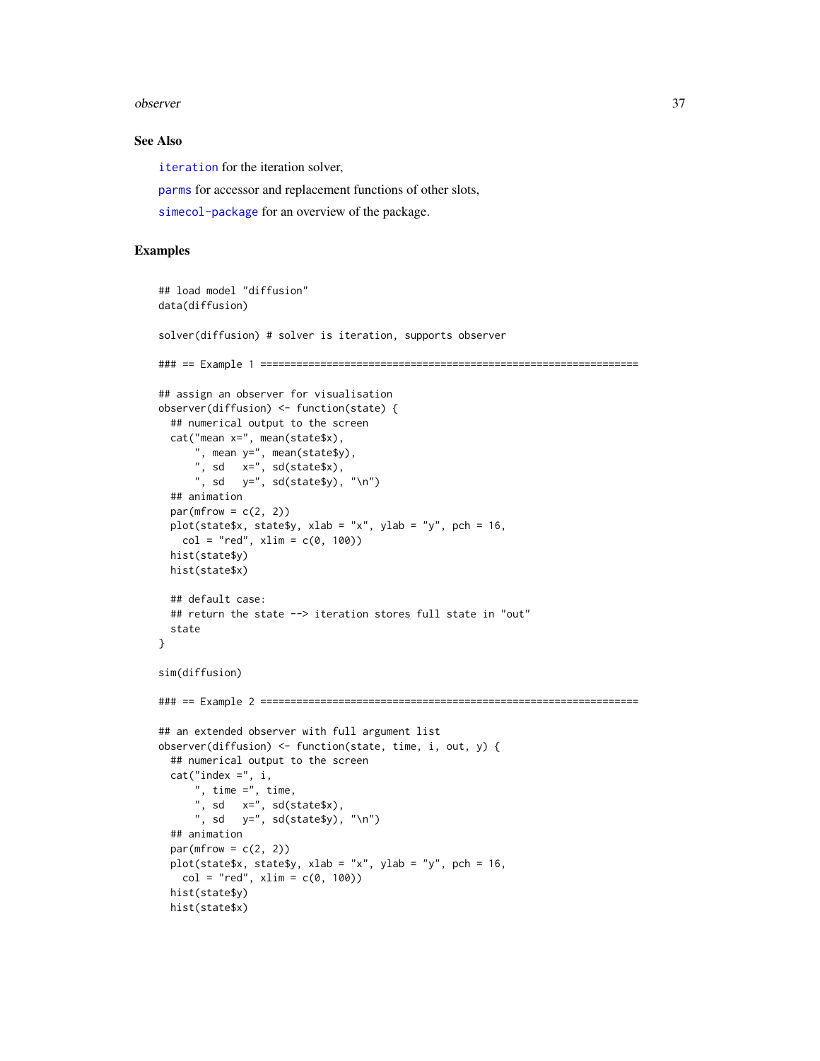### See Also

`iteration` for the iteration solver,

`parms` for accessor and replacement functions of other slots,

`simecol-package` for an overview of the package.

### Examples

```
## load model "diffusion"
data(diffusion)

solver(diffusion) # solver is iteration, supports observer

### == Example 1 ===============================================================

## assign an observer for visualisation
observer(diffusion) <- function(state) {
  ## numerical output to the screen
  cat("mean x=", mean(state$x),
      ", mean y=", mean(state$y),
      ", sd   x=", sd(state$x),
      ", sd   y=", sd(state$y), "\n")
  ## animation
  par(mfrow = c(2, 2))
  plot(state$x, state$y, xlab = "x", ylab = "y", pch = 16,
    col = "red", xlim = c(0, 100))
  hist(state$y)
  hist(state$x)

  ## default case:
  ## return the state --> iteration stores full state in "out"
  state
}

sim(diffusion)

### == Example 2 ===============================================================

## an extended observer with full argument list
observer(diffusion) <- function(state, time, i, out, y) {
  ## numerical output to the screen
  cat("index =", i,
      ", time =", time,
      ", sd   x=", sd(state$x),
      ", sd   y=", sd(state$y), "\n")
  ## animation
  par(mfrow = c(2, 2))
  plot(state$x, state$y, xlab = "x", ylab = "y", pch = 16,
    col = "red", xlim = c(0, 100))
  hist(state$y)
  hist(state$x)
```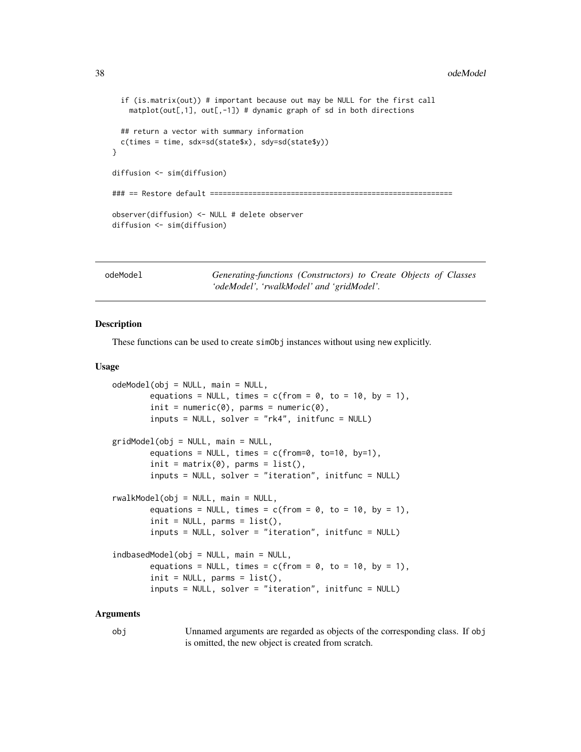```
  if (is.matrix(out)) # important because out may be NULL for the first call
    matplot(out[,1], out[,-1]) # dynamic graph of sd in both directions

  ## return a vector with summary information
  c(times = time, sdx=sd(state$x), sdy=sd(state$y))
}

diffusion <- sim(diffusion)

### == Restore default =======================================================

observer(diffusion) <- NULL # delete observer
diffusion <- sim(diffusion)
```

---

## odeModel

*Generating-functions (Constructors) to Create Objects of Classes 'odeModel', 'rwalkModel' and 'gridModel'.*

---

### Description

These functions can be used to create simObj instances without using new explicitly.

### Usage

```
odeModel(obj = NULL, main = NULL,
        equations = NULL, times = c(from = 0, to = 10, by = 1),
        init = numeric(0), parms = numeric(0),
        inputs = NULL, solver = "rk4", initfunc = NULL)

gridModel(obj = NULL, main = NULL,
        equations = NULL, times = c(from=0, to=10, by=1),
        init = matrix(0), parms = list(),
        inputs = NULL, solver = "iteration", initfunc = NULL)

rwalkModel(obj = NULL, main = NULL,
        equations = NULL, times = c(from = 0, to = 10, by = 1),
        init = NULL, parms = list(),
        inputs = NULL, solver = "iteration", initfunc = NULL)

indbasedModel(obj = NULL, main = NULL,
        equations = NULL, times = c(from = 0, to = 10, by = 1),
        init = NULL, parms = list(),
        inputs = NULL, solver = "iteration", initfunc = NULL)
```

### Arguments

| | |
|---|---|
| obj | Unnamed arguments are regarded as objects of the corresponding class. If obj is omitted, the new object is created from scratch. |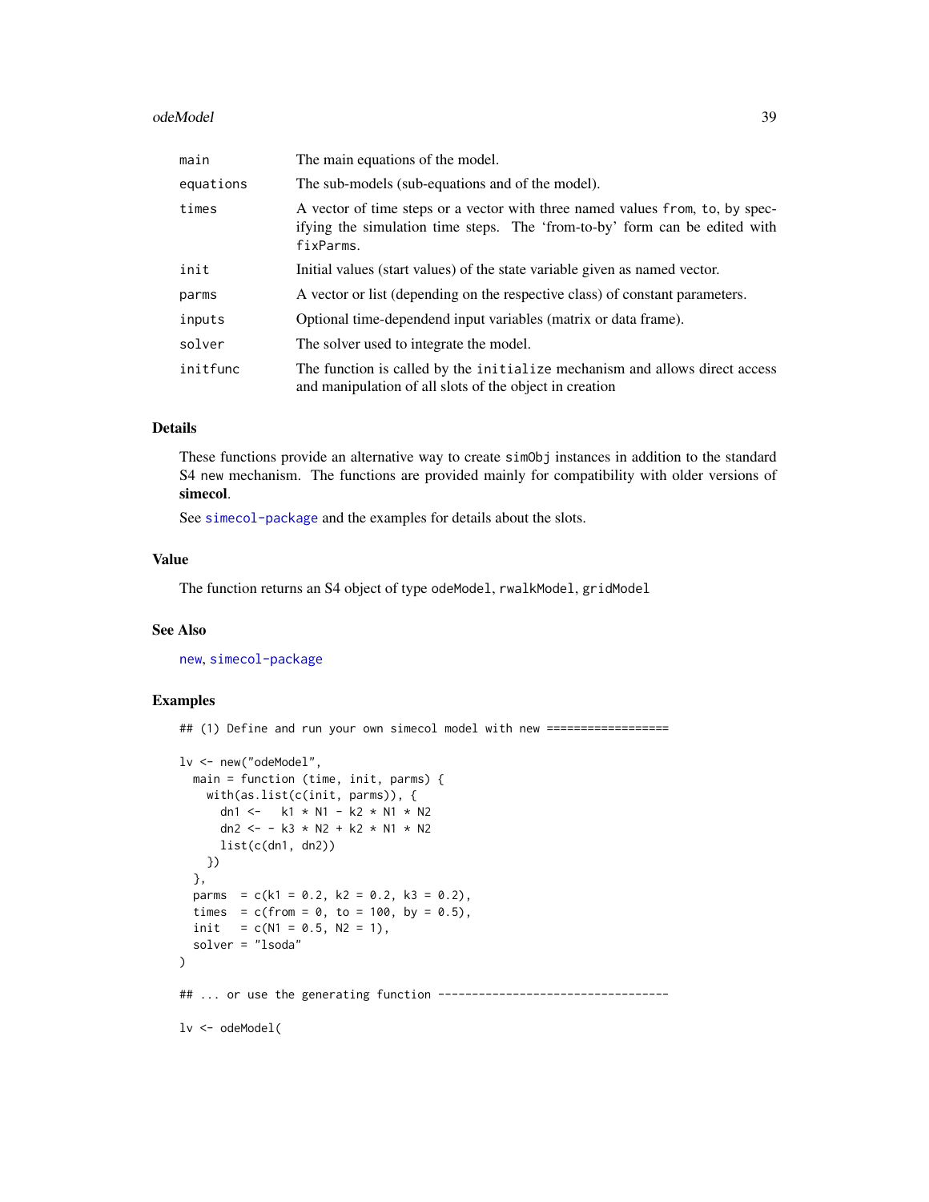| | |
|---|---|
| main | The main equations of the model. |
| equations | The sub-models (sub-equations and of the model). |
| times | A vector of time steps or a vector with three named values from, to, by specifying the simulation time steps. The 'from-to-by' form can be edited with fixParms. |
| init | Initial values (start values) of the state variable given as named vector. |
| parms | A vector or list (depending on the respective class) of constant parameters. |
| inputs | Optional time-dependend input variables (matrix or data frame). |
| solver | The solver used to integrate the model. |
| initfunc | The function is called by the initialize mechanism and allows direct access and manipulation of all slots of the object in creation |

### Details

These functions provide an alternative way to create simObj instances in addition to the standard S4 new mechanism. The functions are provided mainly for compatibility with older versions of **simecol**.

See simecol-package and the examples for details about the slots.

### Value

The function returns an S4 object of type odeModel, rwalkModel, gridModel

### See Also

new, simecol-package

### Examples

```
## (1) Define and run your own simecol model with new ==================

lv <- new("odeModel",
  main = function (time, init, parms) {
    with(as.list(c(init, parms)), {
      dn1 <-   k1 * N1 - k2 * N1 * N2
      dn2 <- - k3 * N2 + k2 * N1 * N2
      list(c(dn1, dn2))
    })
  },
  parms  = c(k1 = 0.2, k2 = 0.2, k3 = 0.2),
  times  = c(from = 0, to = 100, by = 0.5),
  init   = c(N1 = 0.5, N2 = 1),
  solver = "lsoda"
)

## ... or use the generating function ----------------------------------

lv <- odeModel(
```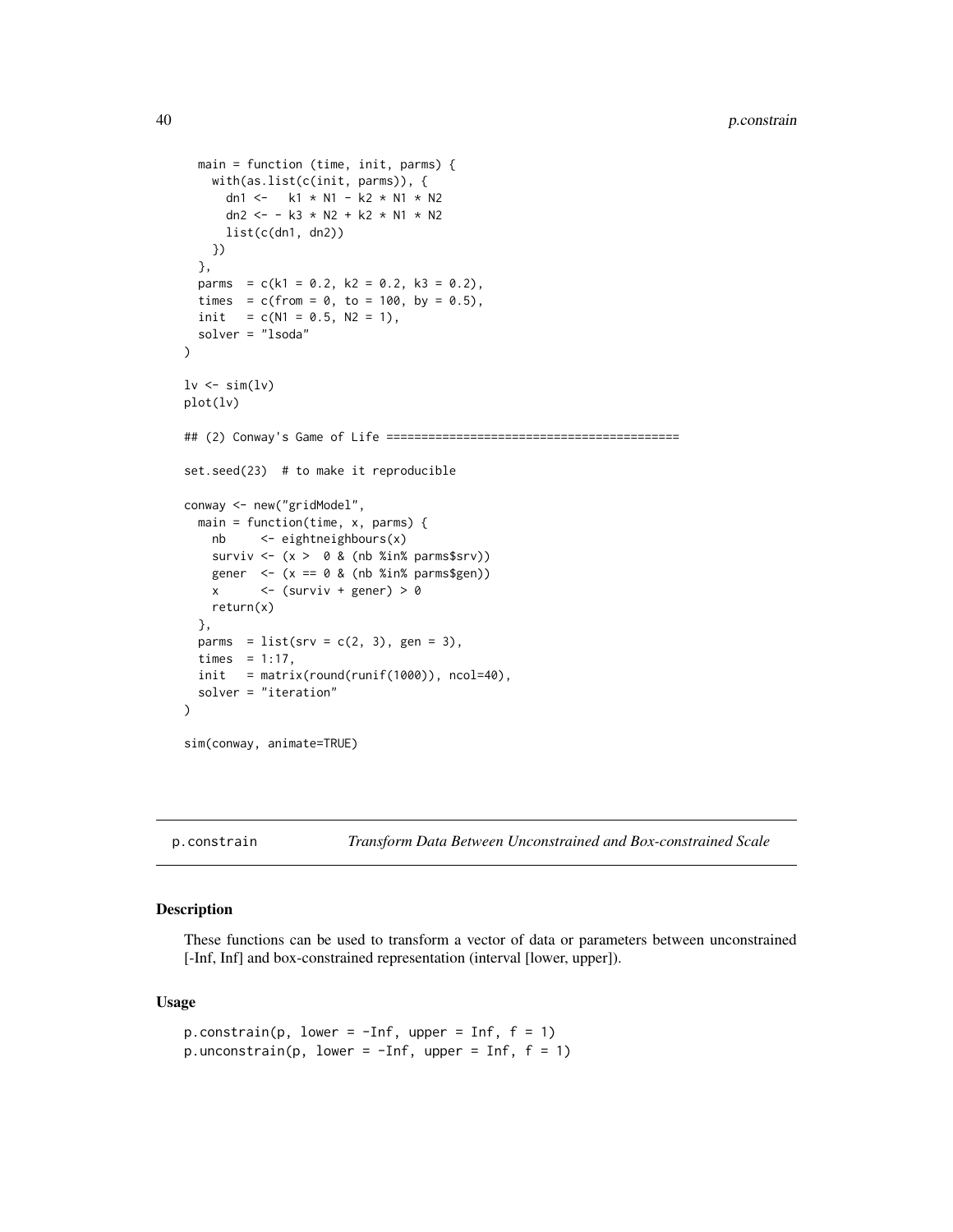```
  main = function (time, init, parms) {
    with(as.list(c(init, parms)), {
      dn1 <-   k1 * N1 - k2 * N1 * N2
      dn2 <- - k3 * N2 + k2 * N1 * N2
      list(c(dn1, dn2))
    })
  },
  parms  = c(k1 = 0.2, k2 = 0.2, k3 = 0.2),
  times  = c(from = 0, to = 100, by = 0.5),
  init   = c(N1 = 0.5, N2 = 1),
  solver = "lsoda"
)

lv <- sim(lv)
plot(lv)

## (2) Conway's Game of Life ==========================================

set.seed(23)  # to make it reproducible

conway <- new("gridModel",
  main = function(time, x, parms) {
    nb     <- eightneighbours(x)
    surviv <- (x >  0 & (nb %in% parms$srv))
    gener  <- (x == 0 & (nb %in% parms$gen))
    x      <- (surviv + gener) > 0
    return(x)
  },
  parms  = list(srv = c(2, 3), gen = 3),
  times  = 1:17,
  init   = matrix(round(runif(1000)), ncol=40),
  solver = "iteration"
)

sim(conway, animate=TRUE)
```

## p.constrain — *Transform Data Between Unconstrained and Box-constrained Scale*

### Description

These functions can be used to transform a vector of data or parameters between unconstrained [-Inf, Inf] and box-constrained representation (interval [lower, upper]).

### Usage

```
p.constrain(p, lower = -Inf, upper = Inf, f = 1)
p.unconstrain(p, lower = -Inf, upper = Inf, f = 1)
```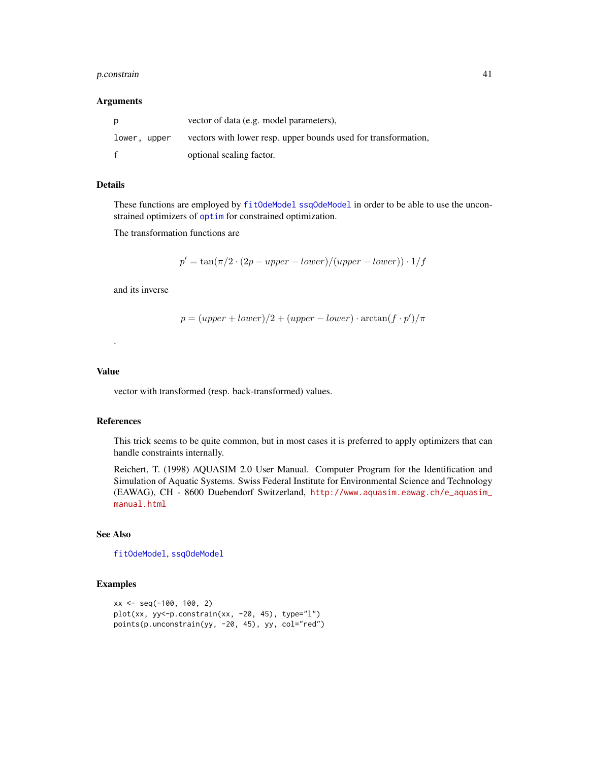### Arguments

| | |
|---|---|
| p | vector of data (e.g. model parameters), |
| lower, upper | vectors with lower resp. upper bounds used for transformation, |
| f | optional scaling factor. |

### Details

These functions are employed by fitOdeModel ssqOdeModel in order to be able to use the unconstrained optimizers of optim for constrained optimization.

The transformation functions are

$$p' = \tan(\pi/2 \cdot (2p - upper - lower)/(upper - lower)) \cdot 1/f$$

and its inverse

$$p = (upper + lower)/2 + (upper - lower) \cdot \arctan(f \cdot p')/\pi$$

.

### Value

vector with transformed (resp. back-transformed) values.

### References

This trick seems to be quite common, but in most cases it is preferred to apply optimizers that can handle constraints internally.

Reichert, T. (1998) AQUASIM 2.0 User Manual. Computer Program for the Identification and Simulation of Aquatic Systems. Swiss Federal Institute for Environmental Science and Technology (EAWAG), CH - 8600 Duebendorf Switzerland, http://www.aquasim.eawag.ch/e_aquasim_manual.html

### See Also

fitOdeModel, ssqOdeModel

### Examples

```
xx <- seq(-100, 100, 2)
plot(xx, yy<-p.constrain(xx, -20, 45), type="l")
points(p.unconstrain(yy, -20, 45), yy, col="red")
```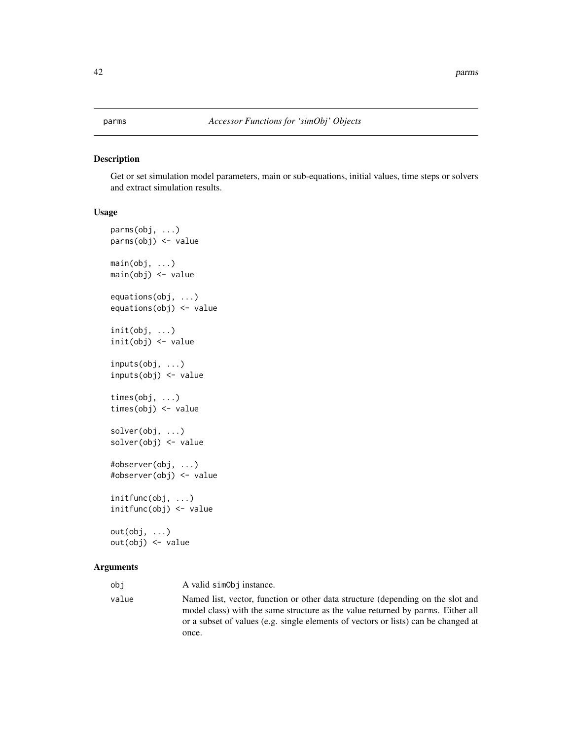# parms — *Accessor Functions for 'simObj' Objects*

## Description

Get or set simulation model parameters, main or sub-equations, initial values, time steps or solvers and extract simulation results.

## Usage

```
parms(obj, ...)
parms(obj) <- value

main(obj, ...)
main(obj) <- value

equations(obj, ...)
equations(obj) <- value

init(obj, ...)
init(obj) <- value

inputs(obj, ...)
inputs(obj) <- value

times(obj, ...)
times(obj) <- value

solver(obj, ...)
solver(obj) <- value

#observer(obj, ...)
#observer(obj) <- value

initfunc(obj, ...)
initfunc(obj) <- value

out(obj, ...)
out(obj) <- value
```

## Arguments

| | |
|---|---|
| `obj` | A valid `simObj` instance. |
| `value` | Named list, vector, function or other data structure (depending on the slot and model class) with the same structure as the value returned by `parms`. Either all or a subset of values (e.g. single elements of vectors or lists) can be changed at once. |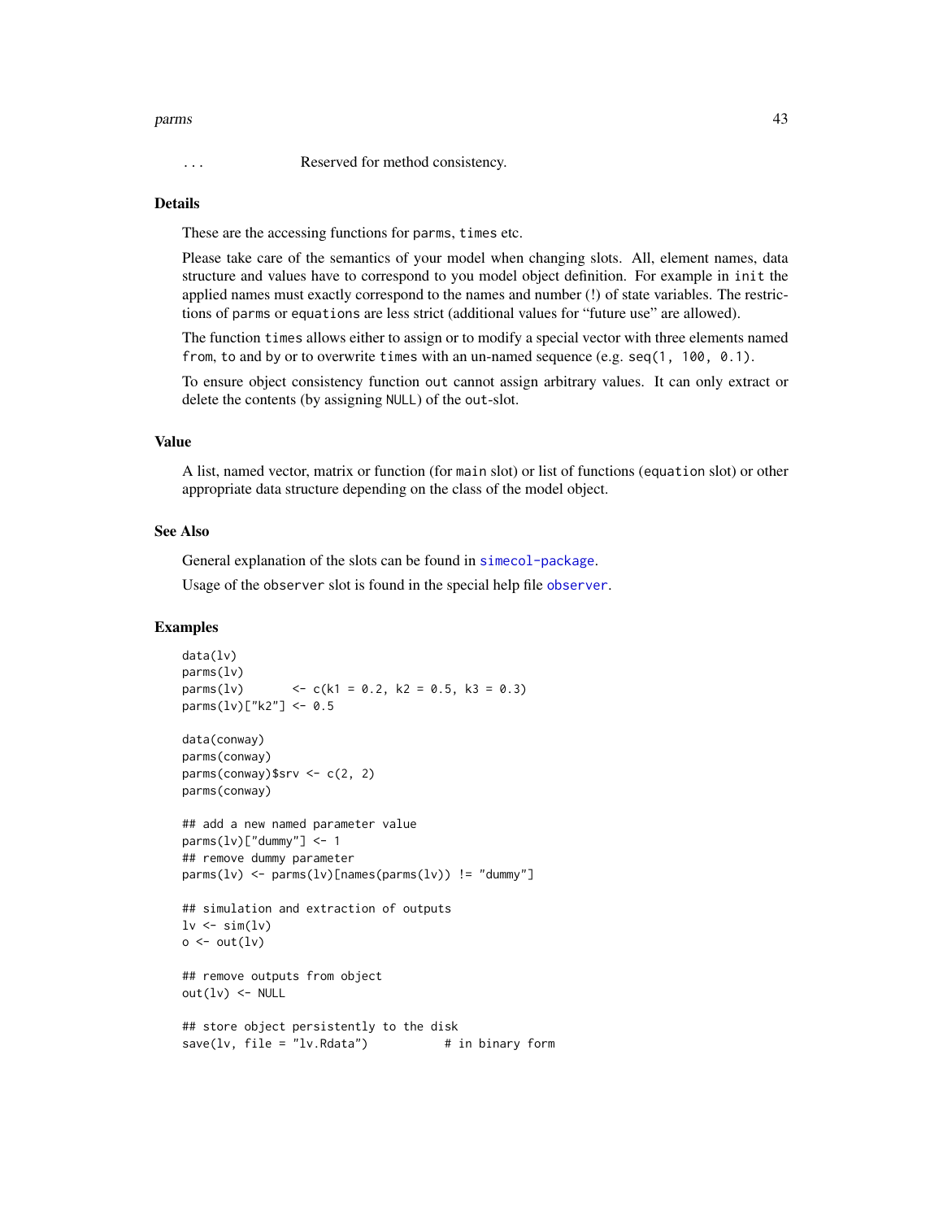`...` Reserved for method consistency.

## Details

These are the accessing functions for `parms`, `times` etc.

Please take care of the semantics of your model when changing slots. All, element names, data structure and values have to correspond to you model object definition. For example in `init` the applied names must exactly correspond to the names and number (!) of state variables. The restrictions of `parms` or `equations` are less strict (additional values for "future use" are allowed).

The function `times` allows either to assign or to modify a special vector with three elements named `from`, `to` and `by` or to overwrite `times` with an un-named sequence (e.g. `seq(1, 100, 0.1)`.

To ensure object consistency function `out` cannot assign arbitrary values. It can only extract or delete the contents (by assigning `NULL`) of the `out`-slot.

## Value

A list, named vector, matrix or function (for `main` slot) or list of functions (`equation` slot) or other appropriate data structure depending on the class of the model object.

## See Also

General explanation of the slots can be found in `simecol-package`.

Usage of the `observer` slot is found in the special help file `observer`.

## Examples

```
data(lv)
parms(lv)
parms(lv)       <- c(k1 = 0.2, k2 = 0.5, k3 = 0.3)
parms(lv)["k2"] <- 0.5

data(conway)
parms(conway)
parms(conway)$srv <- c(2, 2)
parms(conway)

## add a new named parameter value
parms(lv)["dummy"] <- 1
## remove dummy parameter
parms(lv) <- parms(lv)[names(parms(lv)) != "dummy"]

## simulation and extraction of outputs
lv <- sim(lv)
o <- out(lv)

## remove outputs from object
out(lv) <- NULL

## store object persistently to the disk
save(lv, file = "lv.Rdata")           # in binary form
```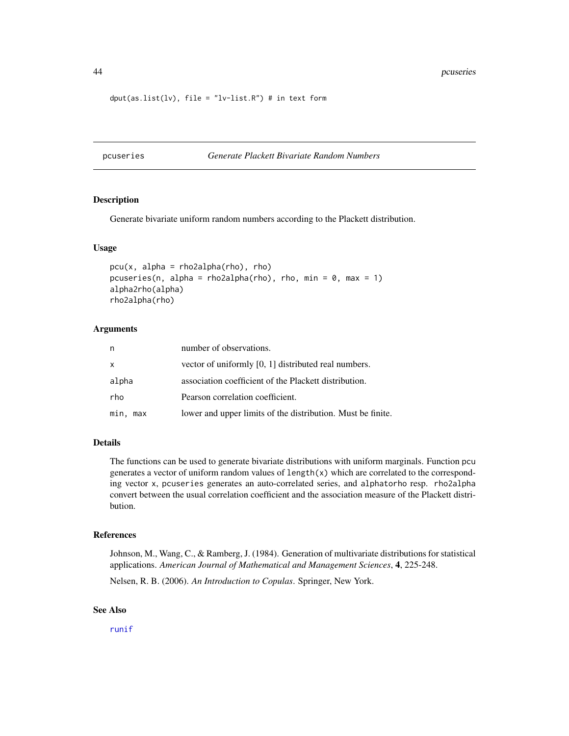```
dput(as.list(lv), file = "lv-list.R") # in text form
```

## pcuseries *Generate Plackett Bivariate Random Numbers*

### Description

Generate bivariate uniform random numbers according to the Plackett distribution.

### Usage

```
pcu(x, alpha = rho2alpha(rho), rho)
pcuseries(n, alpha = rho2alpha(rho), rho, min = 0, max = 1)
alpha2rho(alpha)
rho2alpha(rho)
```

### Arguments

| | |
|---|---|
| n | number of observations. |
| x | vector of uniformly [0, 1] distributed real numbers. |
| alpha | association coefficient of the Plackett distribution. |
| rho | Pearson correlation coefficient. |
| min, max | lower and upper limits of the distribution. Must be finite. |

### Details

The functions can be used to generate bivariate distributions with uniform marginals. Function `pcu` generates a vector of uniform random values of `length(x)` which are correlated to the corresponding vector `x`, `pcuseries` generates an auto-correlated series, and `alphatorho` resp. `rho2alpha` convert between the usual correlation coefficient and the association measure of the Plackett distribution.

### References

Johnson, M., Wang, C., & Ramberg, J. (1984). Generation of multivariate distributions for statistical applications. *American Journal of Mathematical and Management Sciences*, **4**, 225-248.

Nelsen, R. B. (2006). *An Introduction to Copulas*. Springer, New York.

### See Also

`runif`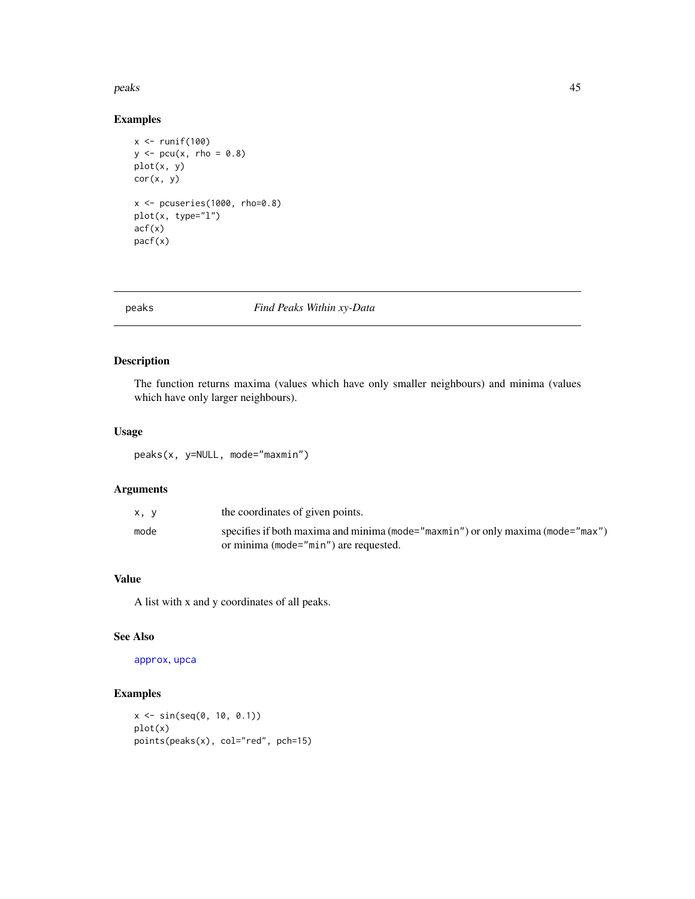## Examples

```
x <- runif(100)
y <- pcu(x, rho = 0.8)
plot(x, y)
cor(x, y)

x <- pcuseries(1000, rho=0.8)
plot(x, type="l")
acf(x)
pacf(x)
```

---

peaks *Find Peaks Within xy-Data*

---

## Description

The function returns maxima (values which have only smaller neighbours) and minima (values which have only larger neighbours).

## Usage

```
peaks(x, y=NULL, mode="maxmin")
```

## Arguments

| | |
|---|---|
| `x, y` | the coordinates of given points. |
| `mode` | specifies if both maxima and minima (`mode="maxmin"`) or only maxima (`mode="max"`) or minima (`mode="min"`) are requested. |

## Value

A list with x and y coordinates of all peaks.

## See Also

`approx`, `upca`

## Examples

```
x <- sin(seq(0, 10, 0.1))
plot(x)
points(peaks(x), col="red", pch=15)
```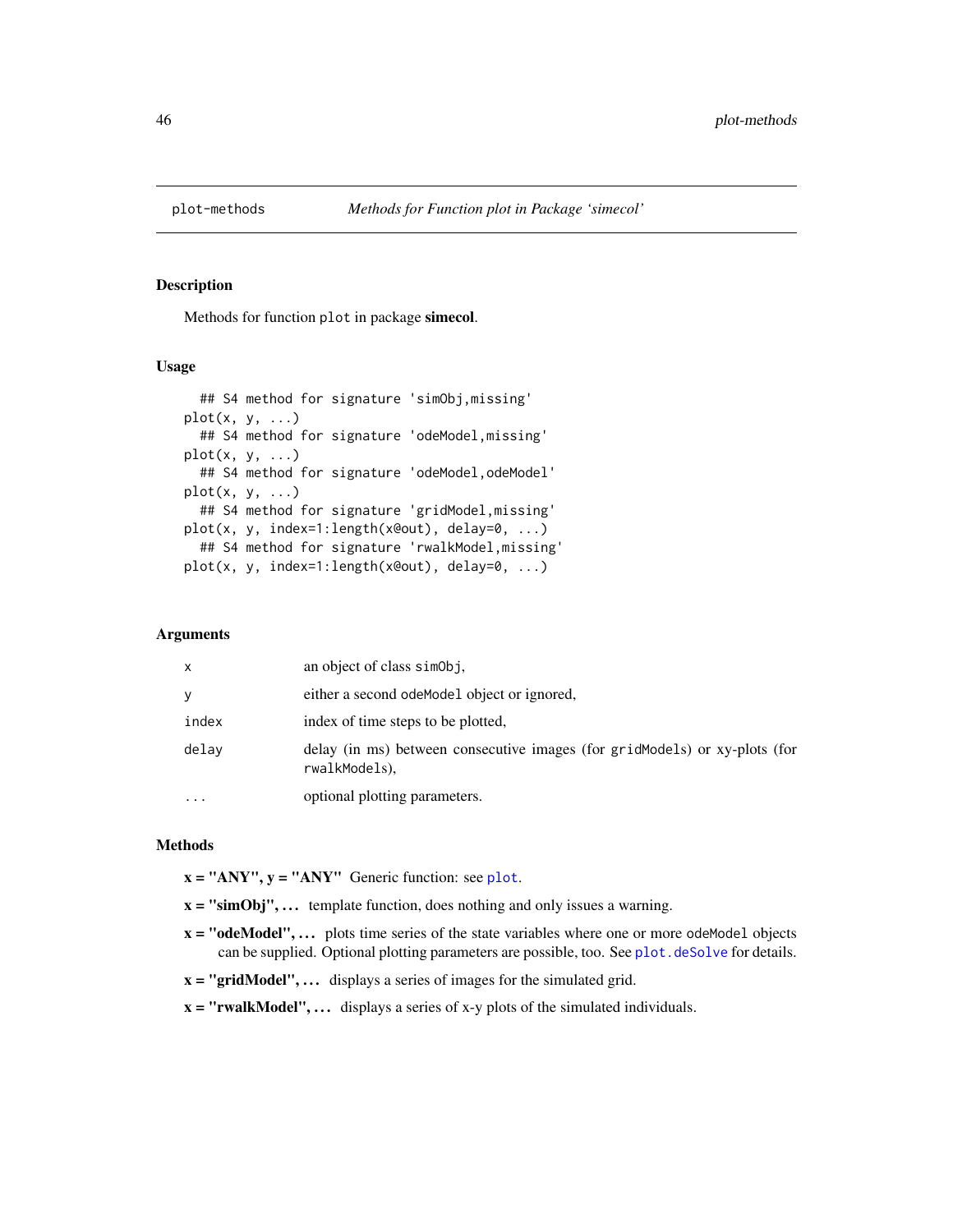plot-methods — *Methods for Function plot in Package 'simecol'*

### Description

Methods for function `plot` in package **simecol**.

### Usage

```
  ## S4 method for signature 'simObj,missing'
plot(x, y, ...)
  ## S4 method for signature 'odeModel,missing'
plot(x, y, ...)
  ## S4 method for signature 'odeModel,odeModel'
plot(x, y, ...)
  ## S4 method for signature 'gridModel,missing'
plot(x, y, index=1:length(x@out), delay=0, ...)
  ## S4 method for signature 'rwalkModel,missing'
plot(x, y, index=1:length(x@out), delay=0, ...)
```

### Arguments

| | |
|---|---|
| `x` | an object of class `simObj`, |
| `y` | either a second `odeModel` object or ignored, |
| `index` | index of time steps to be plotted, |
| `delay` | delay (in ms) between consecutive images (for `gridModels`) or xy-plots (for `rwalkModels`), |
| `...` | optional plotting parameters. |

### Methods

- **x = "ANY", y = "ANY"** Generic function: see `plot`.
- **x = "simObj", ...** template function, does nothing and only issues a warning.
- **x = "odeModel", ...** plots time series of the state variables where one or more `odeModel` objects can be supplied. Optional plotting parameters are possible, too. See `plot.deSolve` for details.
- **x = "gridModel", ...** displays a series of images for the simulated grid.
- **x = "rwalkModel", ...** displays a series of x-y plots of the simulated individuals.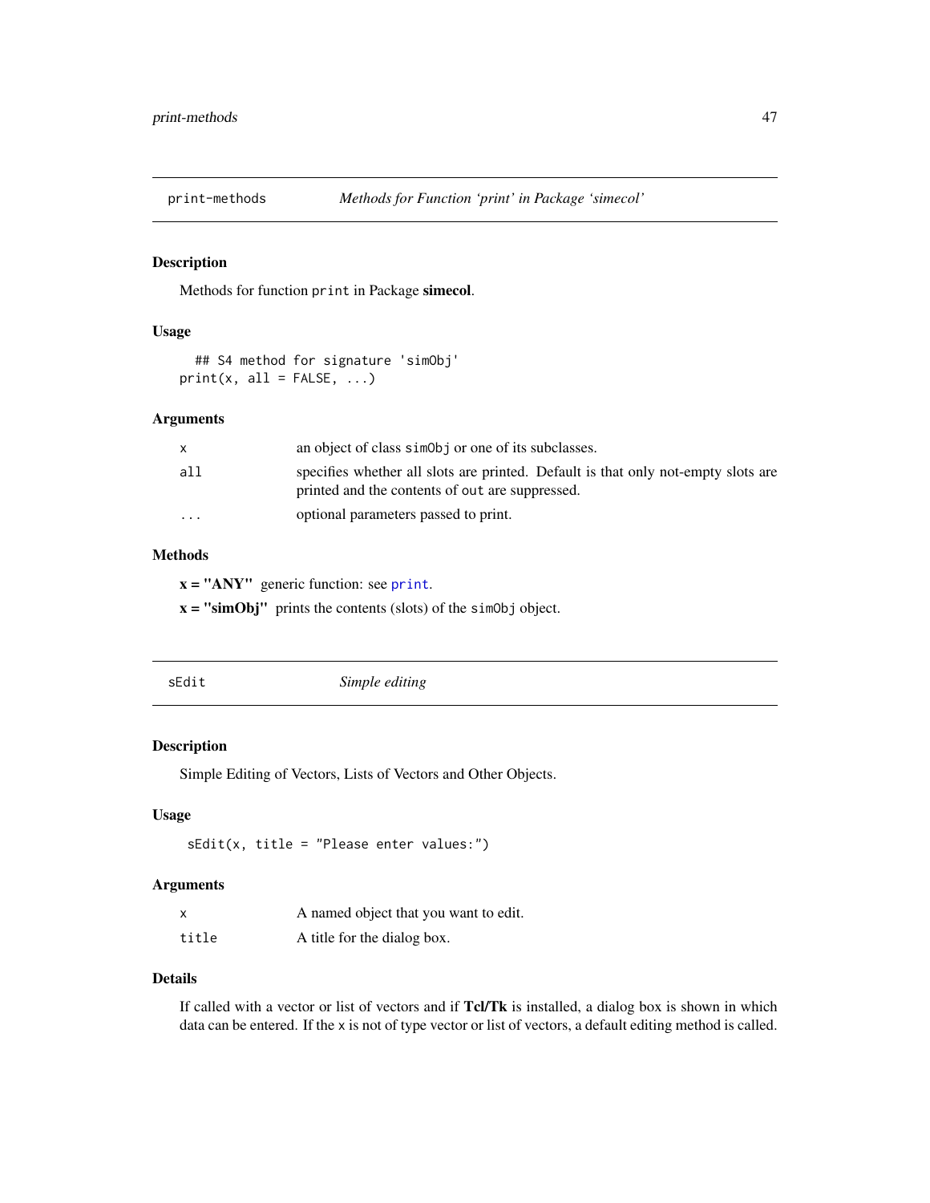## print-methods — *Methods for Function 'print' in Package 'simecol'*

### Description

Methods for function `print` in Package **simecol**.

### Usage

```
  ## S4 method for signature 'simObj'
print(x, all = FALSE, ...)
```

### Arguments

| | |
|---|---|
| `x` | an object of class `simObj` or one of its subclasses. |
| `all` | specifies whether all slots are printed. Default is that only not-empty slots are printed and the contents of `out` are suppressed. |
| `...` | optional parameters passed to print. |

### Methods

**x = "ANY"** generic function: see `print`.

**x = "simObj"** prints the contents (slots) of the `simObj` object.

## sEdit — *Simple editing*

### Description

Simple Editing of Vectors, Lists of Vectors and Other Objects.

### Usage

```
 sEdit(x, title = "Please enter values:")
```

### Arguments

| | |
|---|---|
| `x` | A named object that you want to edit. |
| `title` | A title for the dialog box. |

### Details

If called with a vector or list of vectors and if **Tcl/Tk** is installed, a dialog box is shown in which data can be entered. If the `x` is not of type vector or list of vectors, a default editing method is called.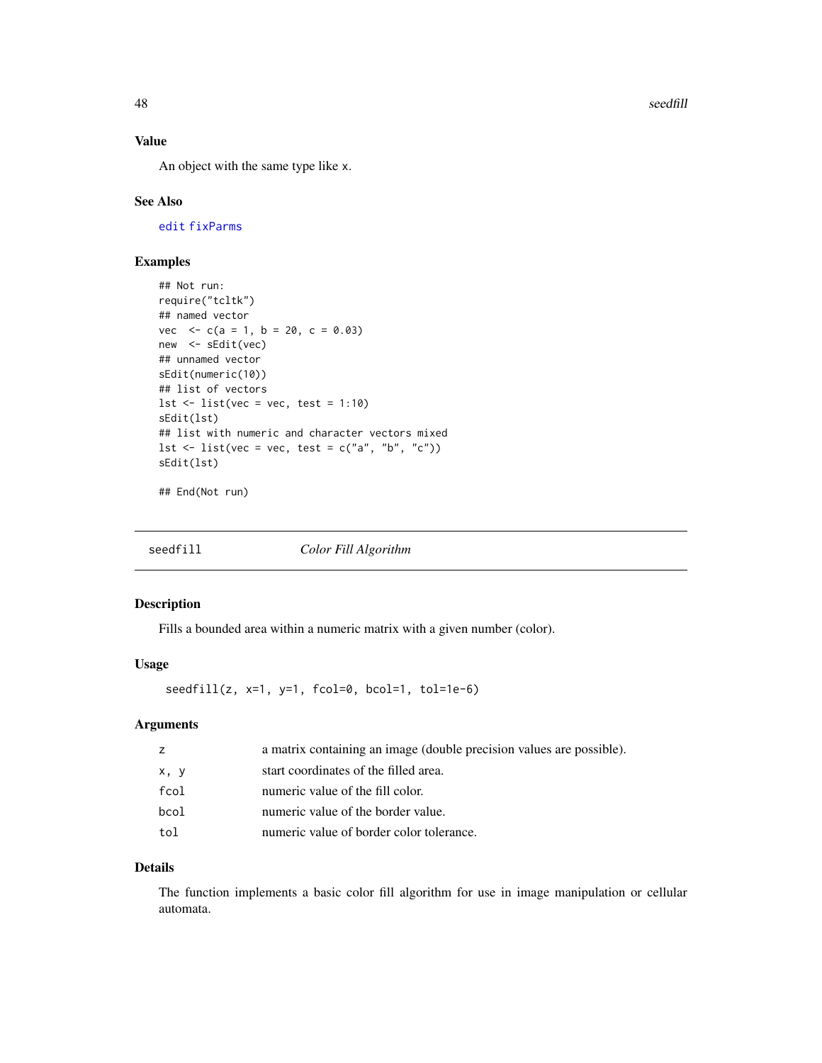### Value

An object with the same type like `x`.

### See Also

`edit` `fixParms`

### Examples

```
## Not run:
require("tcltk")
## named vector
vec  <- c(a = 1, b = 20, c = 0.03)
new  <- sEdit(vec)
## unnamed vector
sEdit(numeric(10))
## list of vectors
lst <- list(vec = vec, test = 1:10)
sEdit(lst)
## list with numeric and character vectors mixed
lst <- list(vec = vec, test = c("a", "b", "c"))
sEdit(lst)

## End(Not run)
```

---

## seedfill *Color Fill Algorithm*

### Description

Fills a bounded area within a numeric matrix with a given number (color).

### Usage

```
seedfill(z, x=1, y=1, fcol=0, bcol=1, tol=1e-6)
```

### Arguments

| | |
|---|---|
| `z` | a matrix containing an image (double precision values are possible). |
| `x, y` | start coordinates of the filled area. |
| `fcol` | numeric value of the fill color. |
| `bcol` | numeric value of the border value. |
| `tol` | numeric value of border color tolerance. |

### Details

The function implements a basic color fill algorithm for use in image manipulation or cellular automata.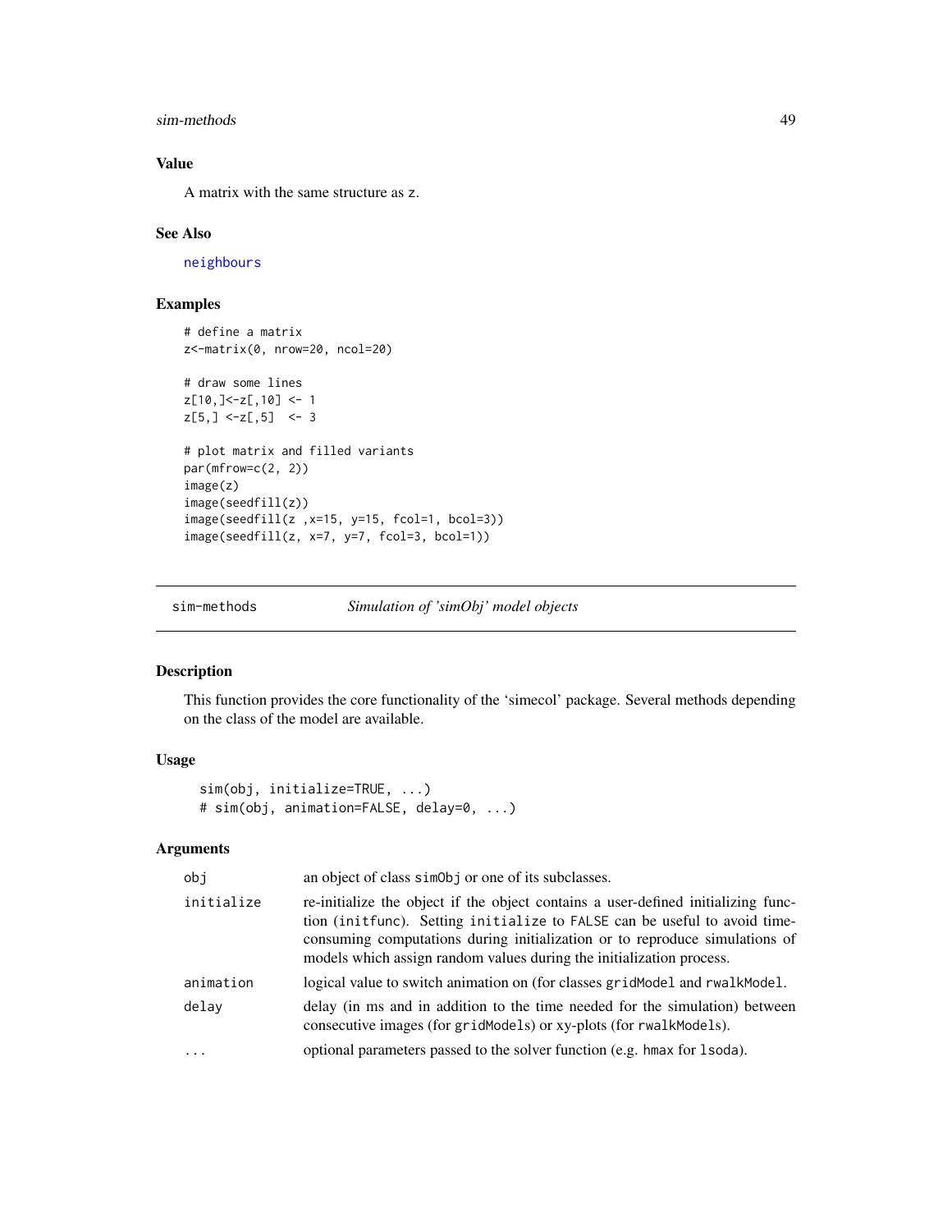## Value

A matrix with the same structure as z.

## See Also

neighbours

## Examples

```
# define a matrix
z<-matrix(0, nrow=20, ncol=20)

# draw some lines
z[10,]<-z[,10] <- 1
z[5,] <-z[,5]  <- 3

# plot matrix and filled variants
par(mfrow=c(2, 2))
image(z)
image(seedfill(z))
image(seedfill(z ,x=15, y=15, fcol=1, bcol=3))
image(seedfill(z, x=7, y=7, fcol=3, bcol=1))
```

---

# sim-methods — *Simulation of 'simObj' model objects*

## Description

This function provides the core functionality of the 'simecol' package. Several methods depending on the class of the model are available.

## Usage

```
sim(obj, initialize=TRUE, ...)
# sim(obj, animation=FALSE, delay=0, ...)
```

## Arguments

| | |
|---|---|
| obj | an object of class simObj or one of its subclasses. |
| initialize | re-initialize the object if the object contains a user-defined initializing function (initfunc). Setting initialize to FALSE can be useful to avoid time-consuming computations during initialization or to reproduce simulations of models which assign random values during the initialization process. |
| animation | logical value to switch animation on (for classes gridModel and rwalkModel. |
| delay | delay (in ms and in addition to the time needed for the simulation) between consecutive images (for gridModels) or xy-plots (for rwalkModels). |
| ... | optional parameters passed to the solver function (e.g. hmax for lsoda). |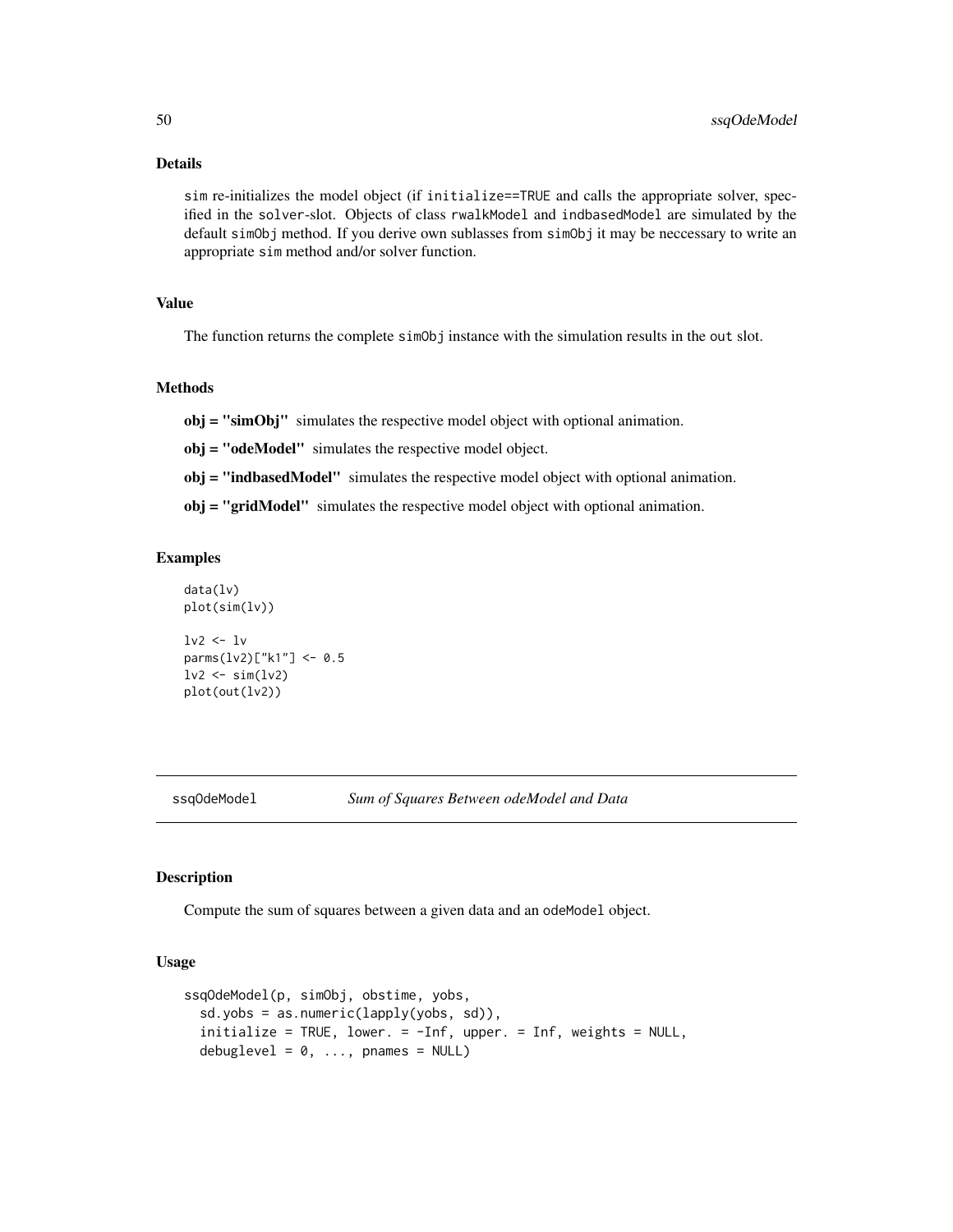### Details

sim re-initializes the model object (if initialize==TRUE and calls the appropriate solver, specified in the solver-slot. Objects of class rwalkModel and indbasedModel are simulated by the default simObj method. If you derive own sublasses from simObj it may be neccessary to write an appropriate sim method and/or solver function.

### Value

The function returns the complete simObj instance with the simulation results in the out slot.

### Methods

**obj = "simObj"** simulates the respective model object with optional animation.

**obj = "odeModel"** simulates the respective model object.

**obj = "indbasedModel"** simulates the respective model object with optional animation.

**obj = "gridModel"** simulates the respective model object with optional animation.

### Examples

```
data(lv)
plot(sim(lv))

lv2 <- lv
parms(lv2)["k1"] <- 0.5
lv2 <- sim(lv2)
plot(out(lv2))
```

---

## ssqOdeModel *Sum of Squares Between odeModel and Data*

### Description

Compute the sum of squares between a given data and an odeModel object.

### Usage

```
ssqOdeModel(p, simObj, obstime, yobs,
  sd.yobs = as.numeric(lapply(yobs, sd)),
  initialize = TRUE, lower. = -Inf, upper. = Inf, weights = NULL,
  debuglevel = 0, ..., pnames = NULL)
```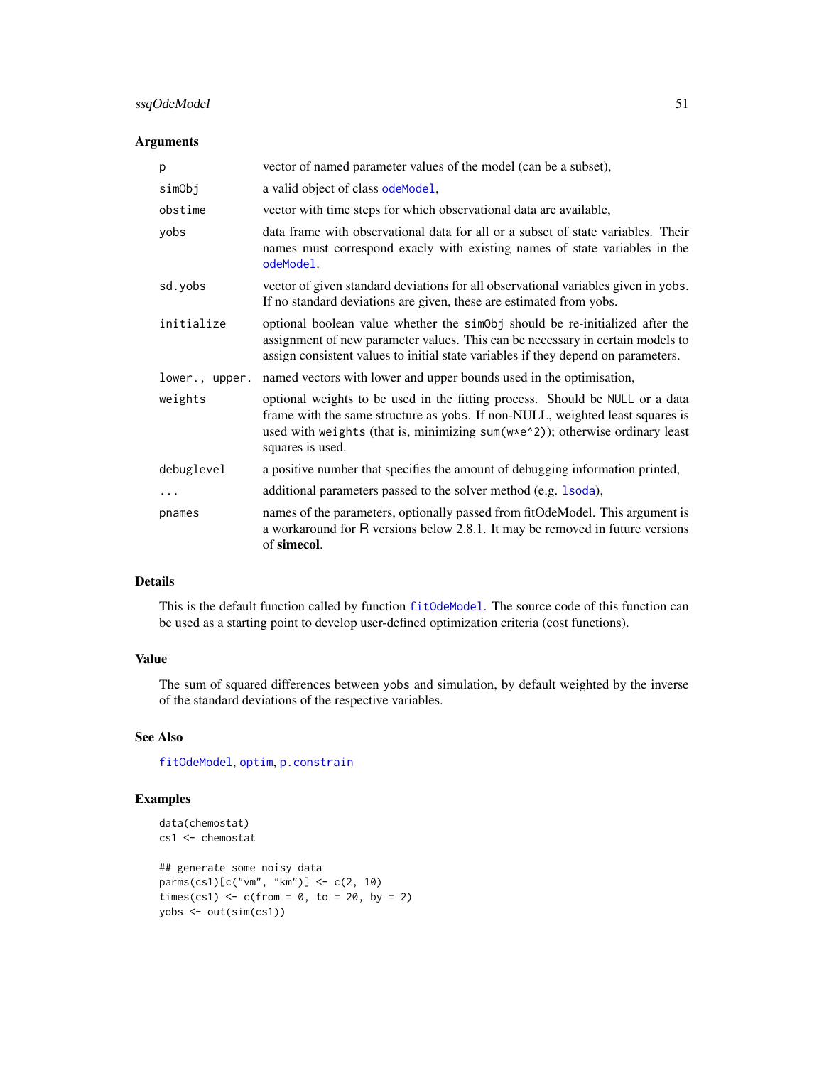### Arguments

| | |
|---|---|
| `p` | vector of named parameter values of the model (can be a subset), |
| `simObj` | a valid object of class `odeModel`, |
| `obstime` | vector with time steps for which observational data are available, |
| `yobs` | data frame with observational data for all or a subset of state variables. Their names must correspond exacly with existing names of state variables in the `odeModel`. |
| `sd.yobs` | vector of given standard deviations for all observational variables given in `yobs`. If no standard deviations are given, these are estimated from yobs. |
| `initialize` | optional boolean value whether the `simObj` should be re-initialized after the assignment of new parameter values. This can be necessary in certain models to assign consistent values to initial state variables if they depend on parameters. |
| `lower., upper.` | named vectors with lower and upper bounds used in the optimisation, |
| `weights` | optional weights to be used in the fitting process. Should be `NULL` or a data frame with the same structure as `yobs`. If non-NULL, weighted least squares is used with `weights` (that is, minimizing `sum(w*e^2)`); otherwise ordinary least squares is used. |
| `debuglevel` | a positive number that specifies the amount of debugging information printed, |
| `...` | additional parameters passed to the solver method (e.g. `lsoda`), |
| `pnames` | names of the parameters, optionally passed from fitOdeModel. This argument is a workaround for R versions below 2.8.1. It may be removed in future versions of **simecol**. |

### Details

This is the default function called by function `fitOdeModel`. The source code of this function can be used as a starting point to develop user-defined optimization criteria (cost functions).

### Value

The sum of squared differences between `yobs` and simulation, by default weighted by the inverse of the standard deviations of the respective variables.

### See Also

`fitOdeModel`, `optim`, `p.constrain`

### Examples

```
data(chemostat)
cs1 <- chemostat

## generate some noisy data
parms(cs1)[c("vm", "km")] <- c(2, 10)
times(cs1) <- c(from = 0, to = 20, by = 2)
yobs <- out(sim(cs1))
```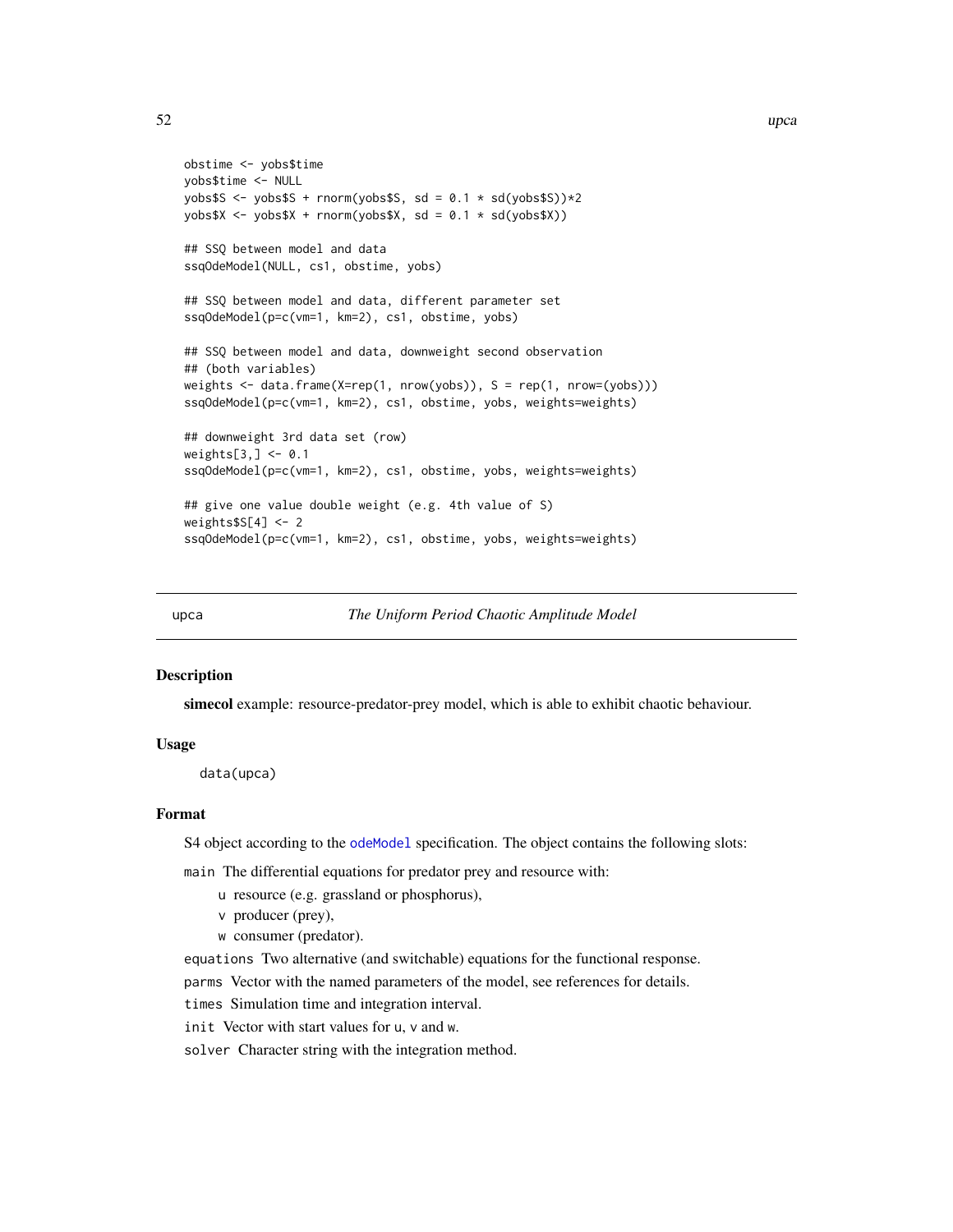```
obstime <- yobs$time
yobs$time <- NULL
yobs$S <- yobs$S + rnorm(yobs$S, sd = 0.1 * sd(yobs$S))*2
yobs$X <- yobs$X + rnorm(yobs$X, sd = 0.1 * sd(yobs$X))

## SSQ between model and data
ssqOdeModel(NULL, cs1, obstime, yobs)

## SSQ between model and data, different parameter set
ssqOdeModel(p=c(vm=1, km=2), cs1, obstime, yobs)

## SSQ between model and data, downweight second observation
## (both variables)
weights <- data.frame(X=rep(1, nrow(yobs)), S = rep(1, nrow=(yobs)))
ssqOdeModel(p=c(vm=1, km=2), cs1, obstime, yobs, weights=weights)

## downweight 3rd data set (row)
weights[3,] <- 0.1
ssqOdeModel(p=c(vm=1, km=2), cs1, obstime, yobs, weights=weights)

## give one value double weight (e.g. 4th value of S)
weights$S[4] <- 2
ssqOdeModel(p=c(vm=1, km=2), cs1, obstime, yobs, weights=weights)
```

## upca — *The Uniform Period Chaotic Amplitude Model*

### Description

**simecol** example: resource-predator-prey model, which is able to exhibit chaotic behaviour.

### Usage

```
data(upca)
```

### Format

S4 object according to the `odeModel` specification. The object contains the following slots:

`main` The differential equations for predator prey and resource with:

- `u` resource (e.g. grassland or phosphorus),
- `v` producer (prey),
- `w` consumer (predator).

`equations` Two alternative (and switchable) equations for the functional response.

`parms` Vector with the named parameters of the model, see references for details.

`times` Simulation time and integration interval.

`init` Vector with start values for `u`, `v` and `w`.

`solver` Character string with the integration method.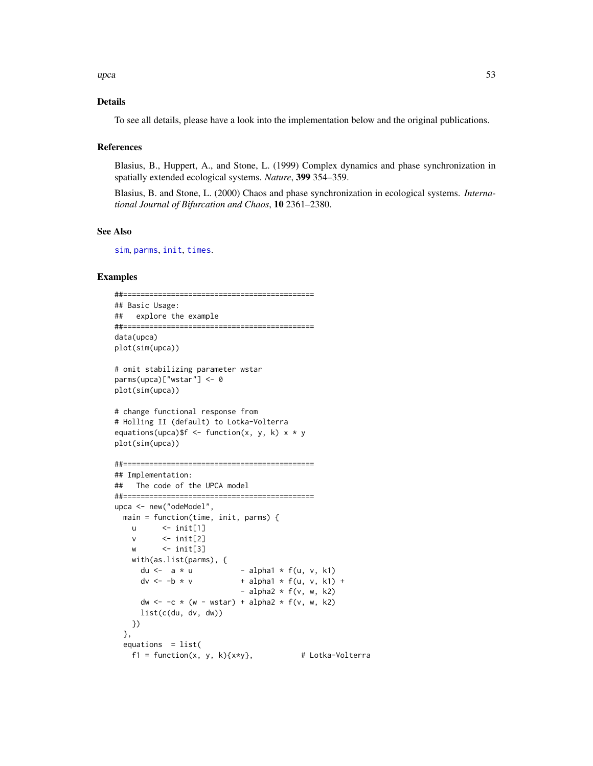## Details

To see all details, please have a look into the implementation below and the original publications.

## References

Blasius, B., Huppert, A., and Stone, L. (1999) Complex dynamics and phase synchronization in spatially extended ecological systems. *Nature*, **399** 354–359.

Blasius, B. and Stone, L. (2000) Chaos and phase synchronization in ecological systems. *International Journal of Bifurcation and Chaos*, **10** 2361–2380.

## See Also

sim, parms, init, times.

## Examples

```
##============================================
## Basic Usage:
##   explore the example
##============================================
data(upca)
plot(sim(upca))

# omit stabilizing parameter wstar
parms(upca)["wstar"] <- 0
plot(sim(upca))

# change functional response from
# Holling II (default) to Lotka-Volterra
equations(upca)$f <- function(x, y, k) x * y
plot(sim(upca))

##============================================
## Implementation:
##   The code of the UPCA model
##============================================
upca <- new("odeModel",
  main = function(time, init, parms) {
    u      <- init[1]
    v      <- init[2]
    w      <- init[3]
    with(as.list(parms), {
      du <-  a * u           - alpha1 * f(u, v, k1)
      dv <- -b * v           + alpha1 * f(u, v, k1) +
                             - alpha2 * f(v, w, k2)
      dw <- -c * (w - wstar) + alpha2 * f(v, w, k2)
      list(c(du, dv, dw))
    })
  },
  equations  = list(
    f1 = function(x, y, k){x*y},           # Lotka-Volterra
```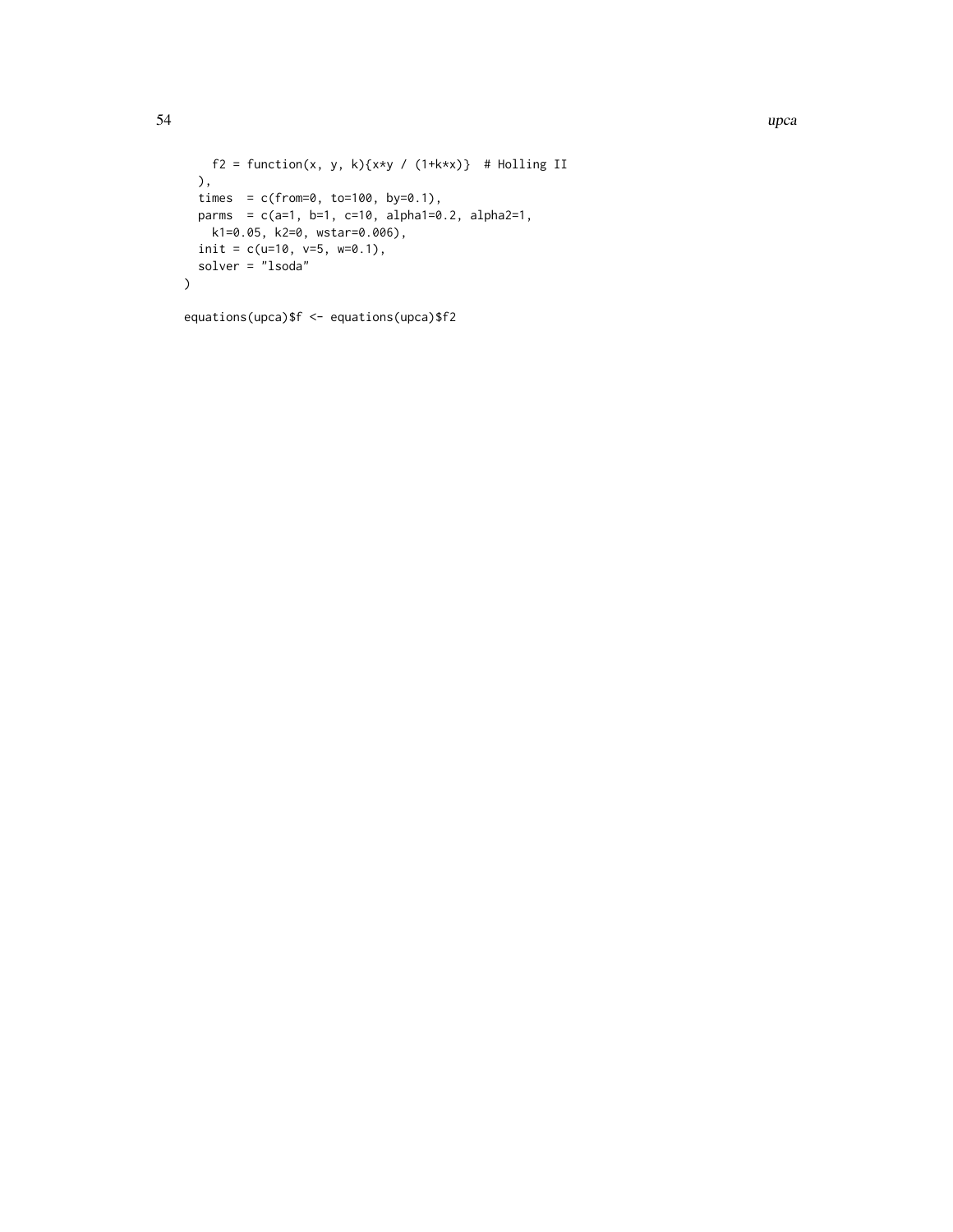```
    f2 = function(x, y, k){x*y / (1+k*x)}  # Holling II
  ),
  times  = c(from=0, to=100, by=0.1),
  parms  = c(a=1, b=1, c=10, alpha1=0.2, alpha2=1,
    k1=0.05, k2=0, wstar=0.006),
  init = c(u=10, v=5, w=0.1),
  solver = "lsoda"
)

equations(upca)$f <- equations(upca)$f2
```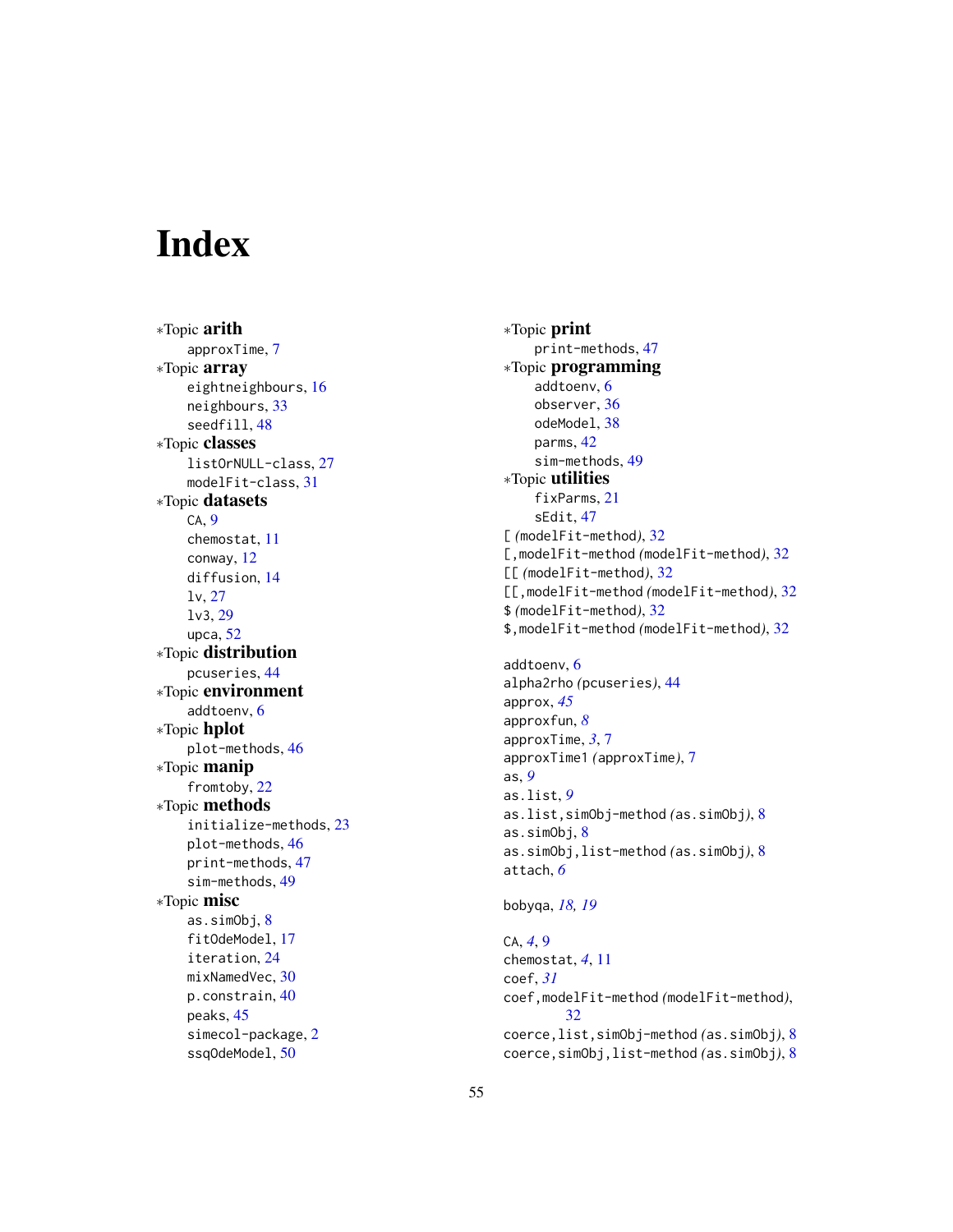# Index

∗Topic **arith**
  approxTime, 7
∗Topic **array**
  eightneighbours, 16
  neighbours, 33
  seedfill, 48
∗Topic **classes**
  listOrNULL-class, 27
  modelFit-class, 31
∗Topic **datasets**
  CA, 9
  chemostat, 11
  conway, 12
  diffusion, 14
  lv, 27
  lv3, 29
  upca, 52
∗Topic **distribution**
  pcuseries, 44
∗Topic **environment**
  addtoenv, 6
∗Topic **hplot**
  plot-methods, 46
∗Topic **manip**
  fromtoby, 22
∗Topic **methods**
  initialize-methods, 23
  plot-methods, 46
  print-methods, 47
  sim-methods, 49
∗Topic **misc**
  as.simObj, 8
  fitOdeModel, 17
  iteration, 24
  mixNamedVec, 30
  p.constrain, 40
  peaks, 45
  simecol-package, 2
  ssqOdeModel, 50
∗Topic **print**
  print-methods, 47
∗Topic **programming**
  addtoenv, 6
  observer, 36
  odeModel, 38
  parms, 42
  sim-methods, 49
∗Topic **utilities**
  fixParms, 21
  sEdit, 47

[ *(*modelFit-method*)*, 32
[,modelFit-method *(*modelFit-method*)*, 32
[[ *(*modelFit-method*)*, 32
[[,modelFit-method *(*modelFit-method*)*, 32
$ *(*modelFit-method*)*, 32
$,modelFit-method *(*modelFit-method*)*, 32

addtoenv, 6
alpha2rho *(*pcuseries*)*, 44
approx, *45*
approxfun, *8*
approxTime, *3*, 7
approxTime1 *(*approxTime*)*, 7
as, *9*
as.list, *9*
as.list,simObj-method *(*as.simObj*)*, 8
as.simObj, 8
as.simObj,list-method *(*as.simObj*)*, 8
attach, *6*

bobyqa, *18, 19*

CA, *4*, 9
chemostat, *4*, 11
coef, *31*
coef,modelFit-method *(*modelFit-method*)*, 32
coerce,list,simObj-method *(*as.simObj*)*, 8
coerce,simObj,list-method *(*as.simObj*)*, 8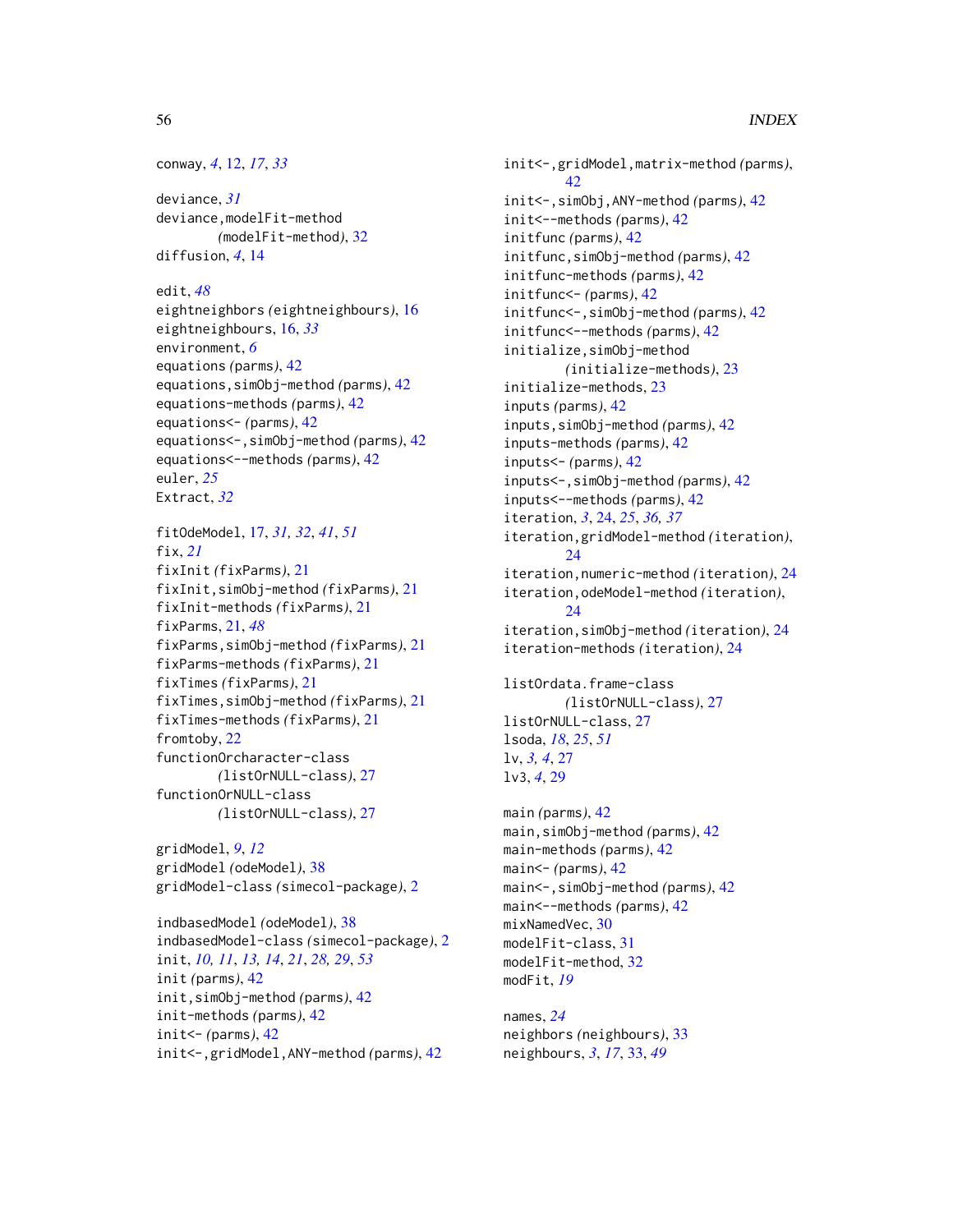conway, *4*, 12, *17*, *33*

deviance, *31*
deviance,modelFit-method *(modelFit-method)*, 32
diffusion, *4*, 14

edit, *48*
eightneighbors *(eightneighbours)*, 16
eightneighbours, 16, *33*
environment, *6*
equations *(parms)*, 42
equations,simObj-method *(parms)*, 42
equations-methods *(parms)*, 42
equations<- *(parms)*, 42
equations<-,simObj-method *(parms)*, 42
equations<--methods *(parms)*, 42
euler, *25*
Extract, *32*

fitOdeModel, 17, *31, 32*, *41*, *51*
fix, *21*
fixInit *(fixParms)*, 21
fixInit,simObj-method *(fixParms)*, 21
fixInit-methods *(fixParms)*, 21
fixParms, 21, *48*
fixParms,simObj-method *(fixParms)*, 21
fixParms-methods *(fixParms)*, 21
fixTimes *(fixParms)*, 21
fixTimes,simObj-method *(fixParms)*, 21
fixTimes-methods *(fixParms)*, 21
fromtoby, 22
functionOrcharacter-class *(listOrNULL-class)*, 27
functionOrNULL-class *(listOrNULL-class)*, 27

gridModel, *9*, *12*
gridModel *(odeModel)*, 38
gridModel-class *(simecol-package)*, 2

indbasedModel *(odeModel)*, 38
indbasedModel-class *(simecol-package)*, 2
init, *10, 11*, *13, 14*, *21*, *28*, *29*, *53*
init *(parms)*, 42
init,simObj-method *(parms)*, 42
init-methods *(parms)*, 42
init<- *(parms)*, 42
init<-,gridModel,ANY-method *(parms)*, 42
init<-,gridModel,matrix-method *(parms)*, 42
init<-,simObj,ANY-method *(parms)*, 42
init<--methods *(parms)*, 42
initfunc *(parms)*, 42
initfunc,simObj-method *(parms)*, 42
initfunc-methods *(parms)*, 42
initfunc<- *(parms)*, 42
initfunc<-,simObj-method *(parms)*, 42
initfunc<--methods *(parms)*, 42
initialize,simObj-method *(initialize-methods)*, 23
initialize-methods, 23
inputs *(parms)*, 42
inputs,simObj-method *(parms)*, 42
inputs-methods *(parms)*, 42
inputs<- *(parms)*, 42
inputs<-,simObj-method *(parms)*, 42
inputs<--methods *(parms)*, 42
iteration, *3*, 24, *25*, *36, 37*
iteration,gridModel-method *(iteration)*, 24
iteration,numeric-method *(iteration)*, 24
iteration,odeModel-method *(iteration)*, 24
iteration,simObj-method *(iteration)*, 24
iteration-methods *(iteration)*, 24

listOrdata.frame-class *(listOrNULL-class)*, 27
listOrNULL-class, 27
lsoda, *18*, *25*, *51*
lv, *3, 4*, 27
lv3, *4*, 29

main *(parms)*, 42
main,simObj-method *(parms)*, 42
main-methods *(parms)*, 42
main<- *(parms)*, 42
main<-,simObj-method *(parms)*, 42
main<--methods *(parms)*, 42
mixNamedVec, 30
modelFit-class, 31
modelFit-method, 32
modFit, *19*

names, *24*
neighbors *(neighbours)*, 33
neighbours, *3*, *17*, 33, *49*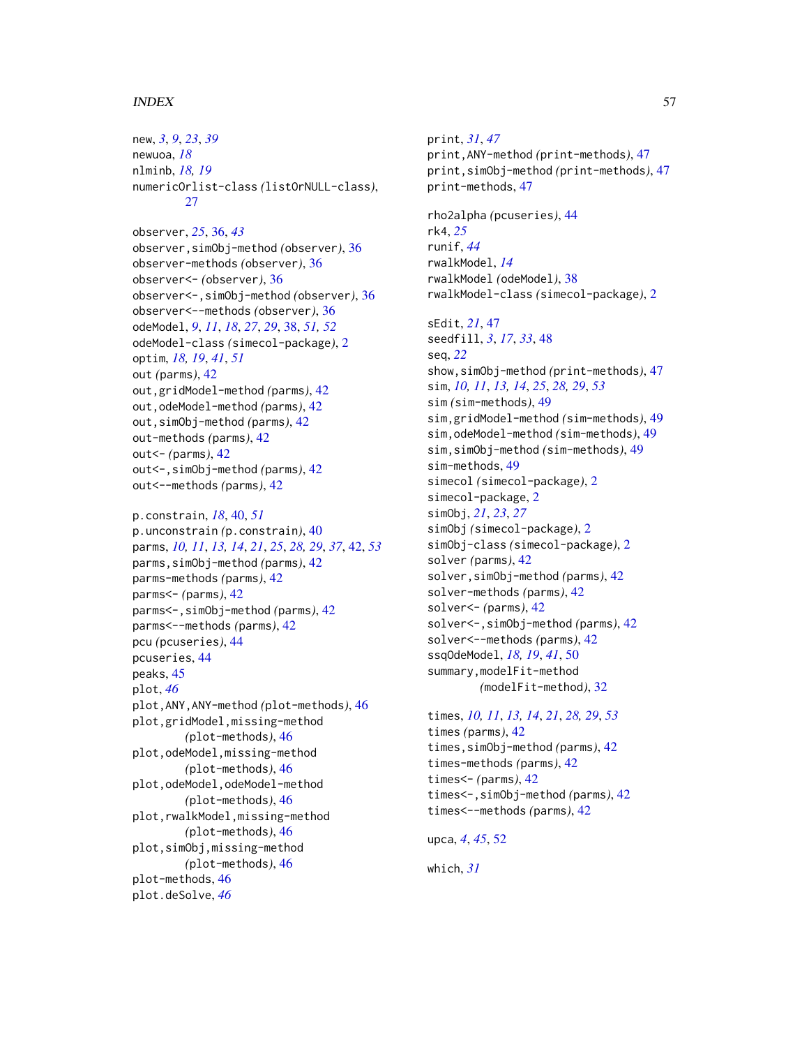new, *3*, *9*, *23*, *39*
newuoa, *18*
nlminb, *18*, *19*
numericOrlist-class *(*listOrNULL-class*)*, 27

observer, *25*, 36, *43*
observer,simObj-method *(*observer*)*, 36
observer-methods *(*observer*)*, 36
observer<- *(*observer*)*, 36
observer<-,simObj-method *(*observer*)*, 36
observer<--methods *(*observer*)*, 36
odeModel, *9*, *11*, *18*, *27*, *29*, 38, *51*, *52*
odeModel-class *(*simecol-package*)*, 2
optim, *18*, *19*, *41*, *51*
out *(*parms*)*, 42
out,gridModel-method *(*parms*)*, 42
out,odeModel-method *(*parms*)*, 42
out,simObj-method *(*parms*)*, 42
out-methods *(*parms*)*, 42
out<- *(*parms*)*, 42
out<-,simObj-method *(*parms*)*, 42
out<--methods *(*parms*)*, 42

p.constrain, *18*, 40, *51*
p.unconstrain *(*p.constrain*)*, 40
parms, *10*, *11*, *13*, *14*, *21*, *25*, *28*, *29*, *37*, 42, *53*
parms,simObj-method *(*parms*)*, 42
parms-methods *(*parms*)*, 42
parms<- *(*parms*)*, 42
parms<-,simObj-method *(*parms*)*, 42
parms<--methods *(*parms*)*, 42
pcu *(*pcuseries*)*, 44
pcuseries, 44
peaks, 45
plot, *46*
plot,ANY,ANY-method *(*plot-methods*)*, 46
plot,gridModel,missing-method *(*plot-methods*)*, 46
plot,odeModel,missing-method *(*plot-methods*)*, 46
plot,odeModel,odeModel-method *(*plot-methods*)*, 46
plot,rwalkModel,missing-method *(*plot-methods*)*, 46
plot,simObj,missing-method *(*plot-methods*)*, 46
plot-methods, 46
plot.deSolve, *46*

print, *31*, *47*
print,ANY-method *(*print-methods*)*, 47
print,simObj-method *(*print-methods*)*, 47
print-methods, 47

rho2alpha *(*pcuseries*)*, 44
rk4, *25*
runif, *44*
rwalkModel, *14*
rwalkModel *(*odeModel*)*, 38
rwalkModel-class *(*simecol-package*)*, 2

sEdit, *21*, 47
seedfill, *3*, *17*, *33*, 48
seq, *22*
show,simObj-method *(*print-methods*)*, 47
sim, *10*, *11*, *13*, *14*, *25*, *28*, *29*, *53*
sim *(*sim-methods*)*, 49
sim,gridModel-method *(*sim-methods*)*, 49
sim,odeModel-method *(*sim-methods*)*, 49
sim,simObj-method *(*sim-methods*)*, 49
sim-methods, 49
simecol *(*simecol-package*)*, 2
simecol-package, 2
simObj, *21*, *23*, *27*
simObj *(*simecol-package*)*, 2
simObj-class *(*simecol-package*)*, 2
solver *(*parms*)*, 42
solver,simObj-method *(*parms*)*, 42
solver-methods *(*parms*)*, 42
solver<- *(*parms*)*, 42
solver<-,simObj-method *(*parms*)*, 42
solver<--methods *(*parms*)*, 42
ssqOdeModel, *18*, *19*, *41*, 50
summary,modelFit-method *(*modelFit-method*)*, 32

times, *10*, *11*, *13*, *14*, *21*, *28*, *29*, *53*
times *(*parms*)*, 42
times,simObj-method *(*parms*)*, 42
times-methods *(*parms*)*, 42
times<- *(*parms*)*, 42
times<-,simObj-method *(*parms*)*, 42
times<--methods *(*parms*)*, 42

upca, *4*, *45*, 52

which, *31*